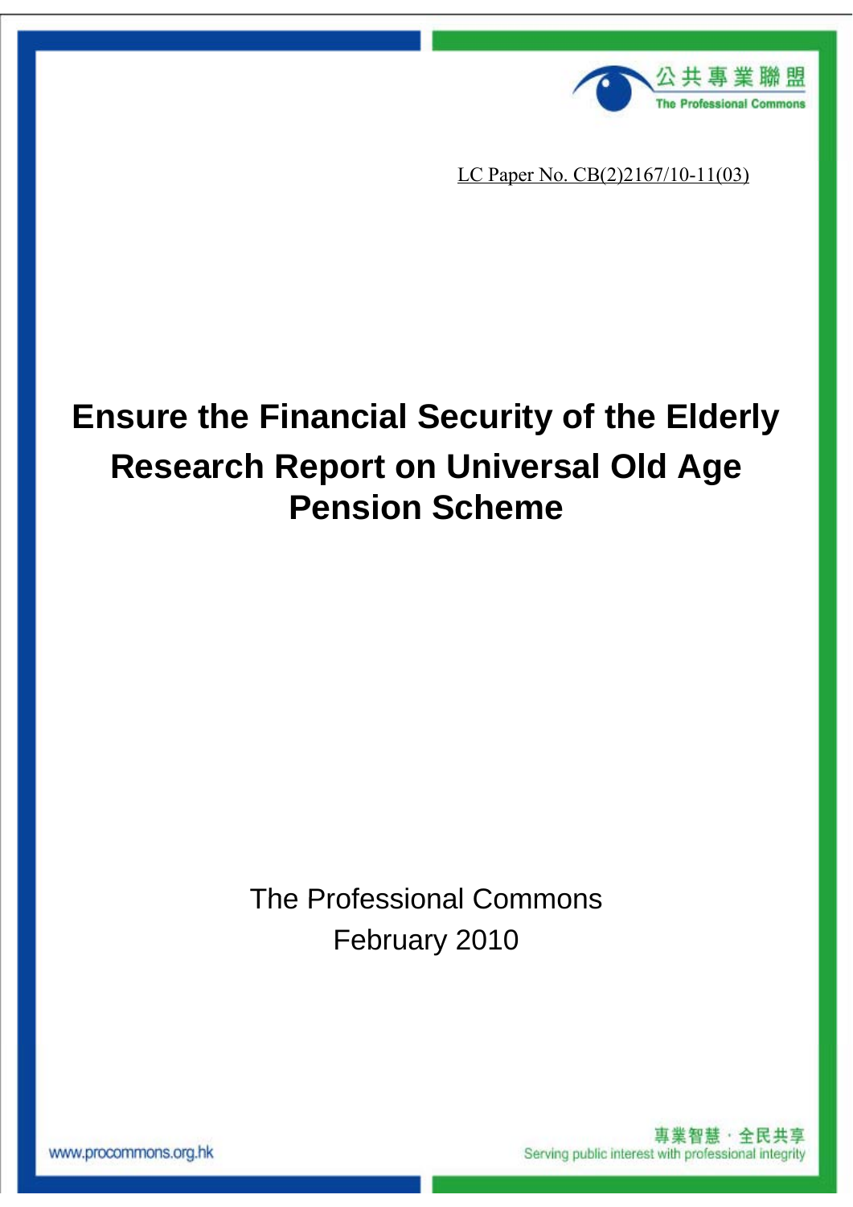公共專業聯盟

The Professional Commons

LC Paper No. CB(2)2167/10-11(03)

# Ensure the Financial Security of the Elderly

# Research Report on Universal Old Age Pension Scheme

The Professional Commons

February 2010

www.procommons.org.hk

專業智慧 · 全民共享

Serving public interest with professional integrity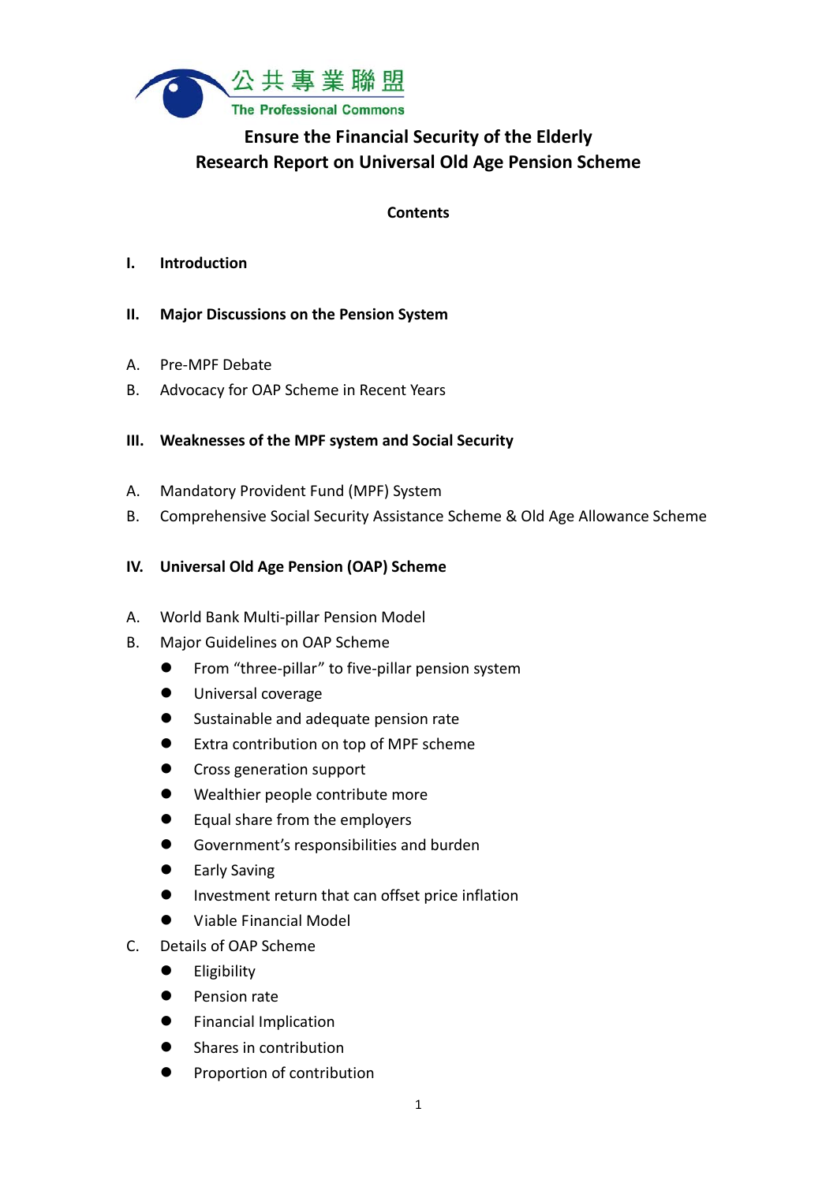公共專業聯盟
The Professional Commons

# Ensure the Financial Security of the Elderly
# Research Report on Universal Old Age Pension Scheme

**Contents**

**I. Introduction**

**II. Major Discussions on the Pension System**

A. Pre-MPF Debate

B. Advocacy for OAP Scheme in Recent Years

**III. Weaknesses of the MPF system and Social Security**

A. Mandatory Provident Fund (MPF) System

B. Comprehensive Social Security Assistance Scheme & Old Age Allowance Scheme

**IV. Universal Old Age Pension (OAP) Scheme**

A. World Bank Multi-pillar Pension Model

B. Major Guidelines on OAP Scheme

- From “three-pillar” to five-pillar pension system
- Universal coverage
- Sustainable and adequate pension rate
- Extra contribution on top of MPF scheme
- Cross generation support
- Wealthier people contribute more
- Equal share from the employers
- Government’s responsibilities and burden
- Early Saving
- Investment return that can offset price inflation
- Viable Financial Model

C. Details of OAP Scheme

- Eligibility
- Pension rate
- Financial Implication
- Shares in contribution
- Proportion of contribution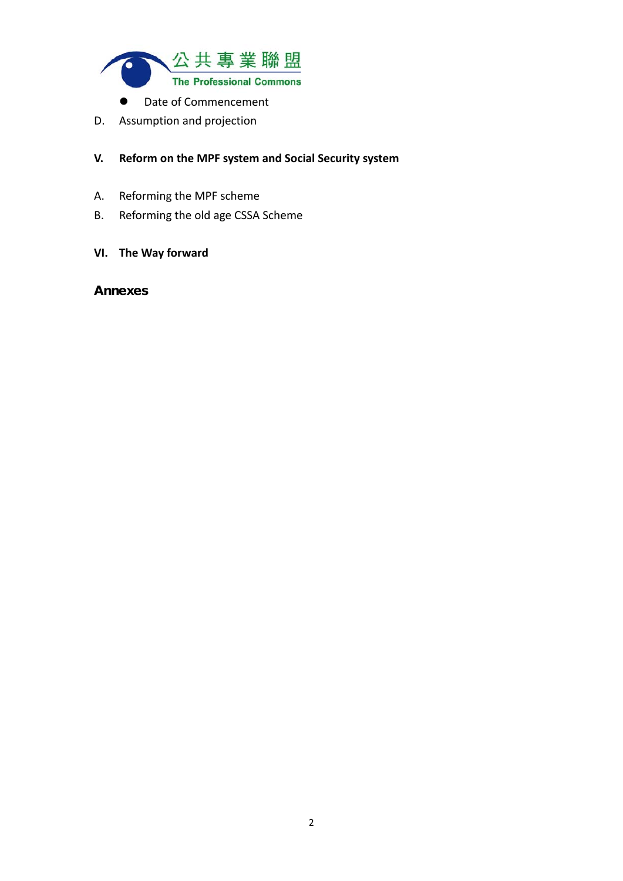- Date of Commencement

D. Assumption and projection

**V. Reform on the MPF system and Social Security system**

A. Reforming the MPF scheme

B. Reforming the old age CSSA Scheme

**VI. The Way forward**

**Annexes**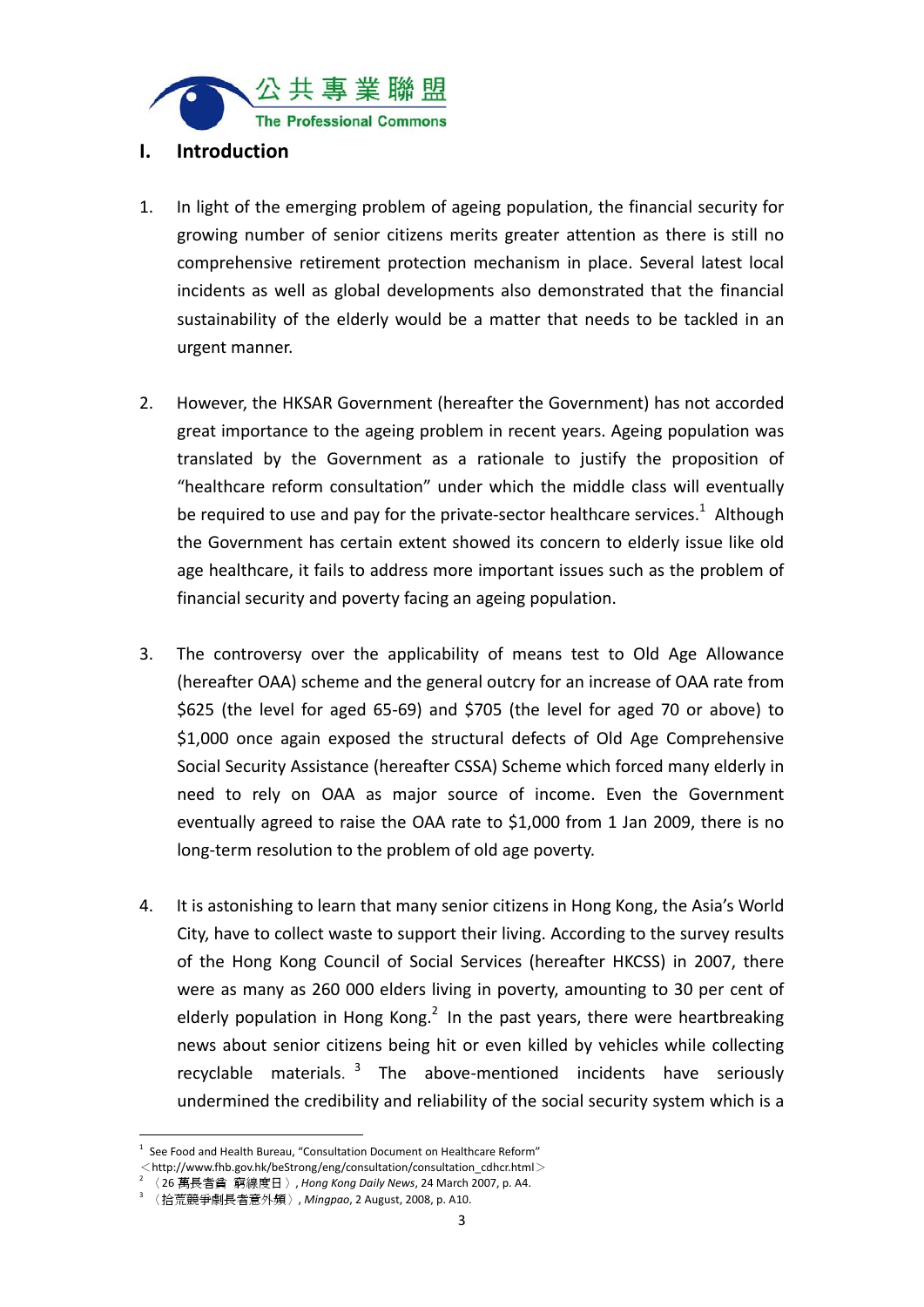## I. Introduction

1. In light of the emerging problem of ageing population, the financial security for growing number of senior citizens merits greater attention as there is still no comprehensive retirement protection mechanism in place. Several latest local incidents as well as global developments also demonstrated that the financial sustainability of the elderly would be a matter that needs to be tackled in an urgent manner.

2. However, the HKSAR Government (hereafter the Government) has not accorded great importance to the ageing problem in recent years. Ageing population was translated by the Government as a rationale to justify the proposition of "healthcare reform consultation" under which the middle class will eventually be required to use and pay for the private-sector healthcare services.[1] Although the Government has certain extent showed its concern to elderly issue like old age healthcare, it fails to address more important issues such as the problem of financial security and poverty facing an ageing population.

3. The controversy over the applicability of means test to Old Age Allowance (hereafter OAA) scheme and the general outcry for an increase of OAA rate from $625 (the level for aged 65-69) and $705 (the level for aged 70 or above) to $1,000 once again exposed the structural defects of Old Age Comprehensive Social Security Assistance (hereafter CSSA) Scheme which forced many elderly in need to rely on OAA as major source of income. Even the Government eventually agreed to raise the OAA rate to $1,000 from 1 Jan 2009, there is no long-term resolution to the problem of old age poverty.

4. It is astonishing to learn that many senior citizens in Hong Kong, the Asia's World City, have to collect waste to support their living. According to the survey results of the Hong Kong Council of Social Services (hereafter HKCSS) in 2007, there were as many as 260 000 elders living in poverty, amounting to 30 per cent of elderly population in Hong Kong.[2] In the past years, there were heartbreaking news about senior citizens being hit or even killed by vehicles while collecting recyclable materials.[3] The above-mentioned incidents have seriously undermined the credibility and reliability of the social security system which is a

---

[1] See Food and Health Bureau, "Consultation Document on Healthcare Reform" <http://www.fhb.gov.hk/beStrong/eng/consultation/consultation_cdhcr.html>

[2] 〈26 萬長者貧 窮線度日〉, *Hong Kong Daily News*, 24 March 2007, p. A4.

[3] 〈拾荒競爭劇長者意外頻〉, *Mingpao*, 2 August, 2008, p. A10.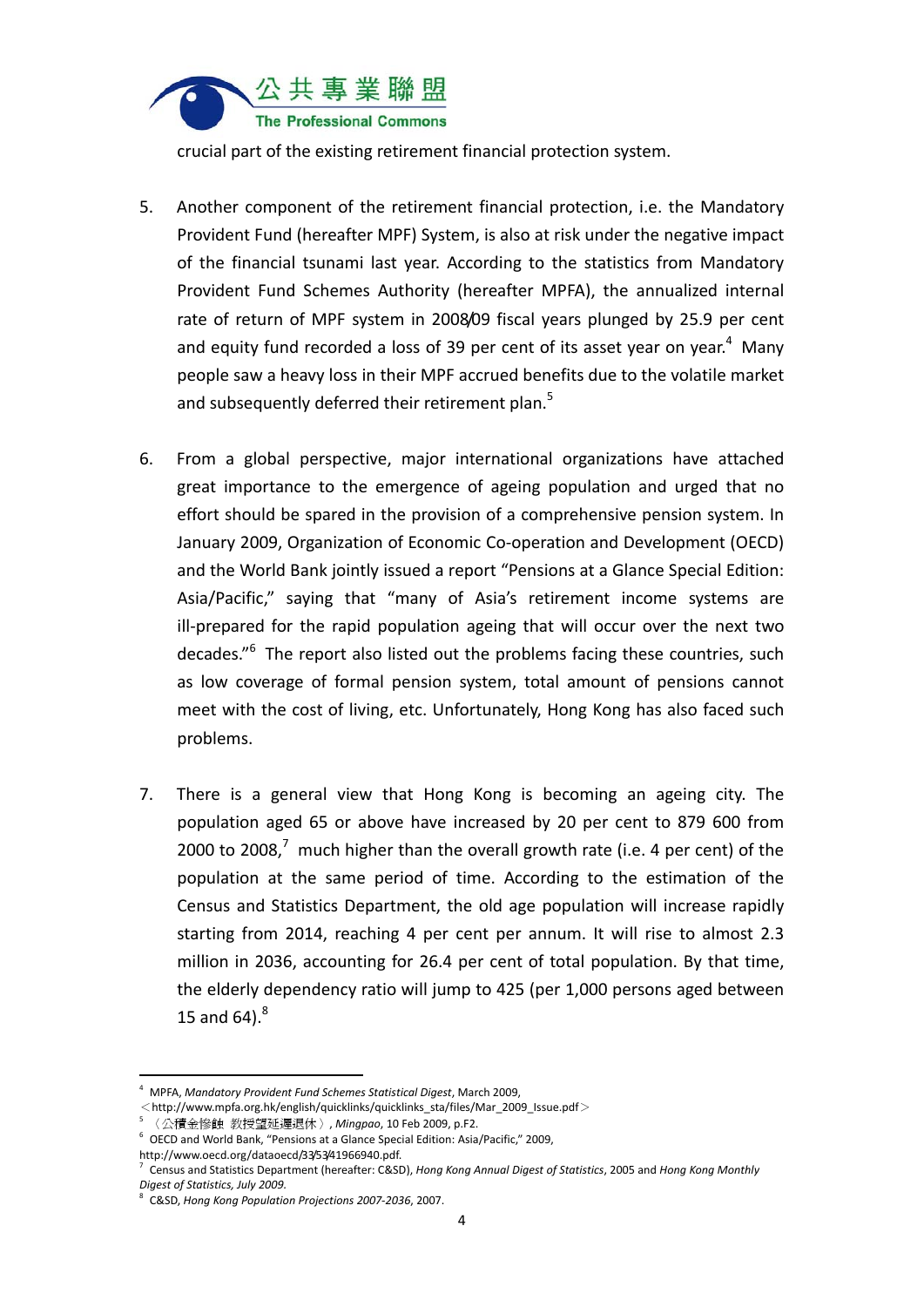crucial part of the existing retirement financial protection system.

5. Another component of the retirement financial protection, i.e. the Mandatory Provident Fund (hereafter MPF) System, is also at risk under the negative impact of the financial tsunami last year. According to the statistics from Mandatory Provident Fund Schemes Authority (hereafter MPFA), the annualized internal rate of return of MPF system in 2008/09 fiscal years plunged by 25.9 per cent and equity fund recorded a loss of 39 per cent of its asset year on year.[4] Many people saw a heavy loss in their MPF accrued benefits due to the volatile market and subsequently deferred their retirement plan.[5]

6. From a global perspective, major international organizations have attached great importance to the emergence of ageing population and urged that no effort should be spared in the provision of a comprehensive pension system. In January 2009, Organization of Economic Co-operation and Development (OECD) and the World Bank jointly issued a report "Pensions at a Glance Special Edition: Asia/Pacific," saying that "many of Asia's retirement income systems are ill-prepared for the rapid population ageing that will occur over the next two decades."[6] The report also listed out the problems facing these countries, such as low coverage of formal pension system, total amount of pensions cannot meet with the cost of living, etc. Unfortunately, Hong Kong has also faced such problems.

7. There is a general view that Hong Kong is becoming an ageing city. The population aged 65 or above have increased by 20 per cent to 879 600 from 2000 to 2008,[7] much higher than the overall growth rate (i.e. 4 per cent) of the population at the same period of time. According to the estimation of the Census and Statistics Department, the old age population will increase rapidly starting from 2014, reaching 4 per cent per annum. It will rise to almost 2.3 million in 2036, accounting for 26.4 per cent of total population. By that time, the elderly dependency ratio will jump to 425 (per 1,000 persons aged between 15 and 64).[8]

---

[4] MPFA, *Mandatory Provident Fund Schemes Statistical Digest*, March 2009, <http://www.mpfa.org.hk/english/quicklinks/quicklinks_sta/files/Mar_2009_Issue.pdf>

[5] 〈公積金慘蝕 教授望延遲退休〉, *Mingpao*, 10 Feb 2009, p.F2.

[6] OECD and World Bank, "Pensions at a Glance Special Edition: Asia/Pacific," 2009, http://www.oecd.org/dataoecd/33/53/41966940.pdf.

[7] Census and Statistics Department (hereafter: C&SD), *Hong Kong Annual Digest of Statistics*, 2005 and *Hong Kong Monthly Digest of Statistics, July 2009.*

[8] C&SD, *Hong Kong Population Projections 2007-2036*, 2007.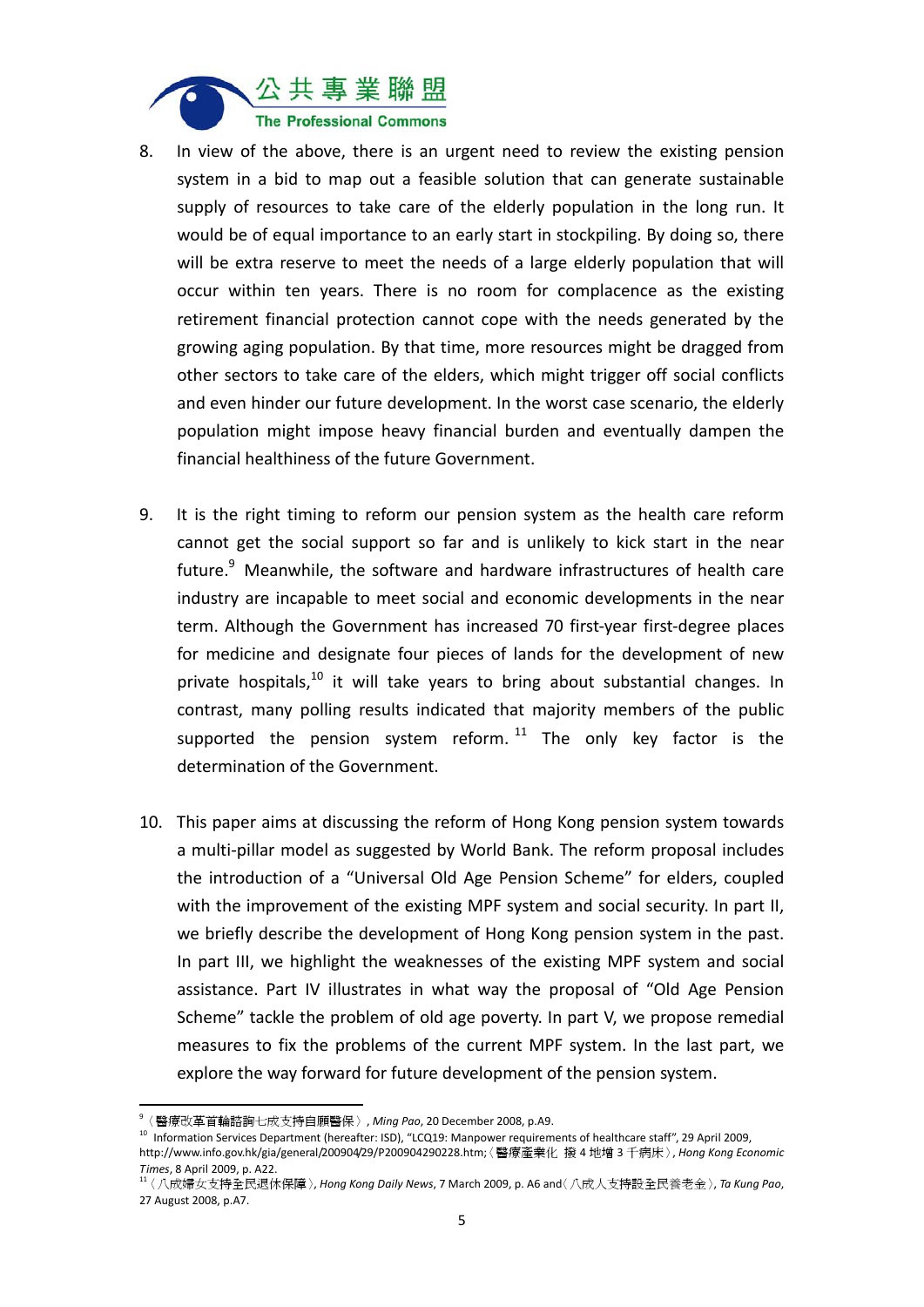8. In view of the above, there is an urgent need to review the existing pension system in a bid to map out a feasible solution that can generate sustainable supply of resources to take care of the elderly population in the long run. It would be of equal importance to an early start in stockpiling. By doing so, there will be extra reserve to meet the needs of a large elderly population that will occur within ten years. There is no room for complacence as the existing retirement financial protection cannot cope with the needs generated by the growing aging population. By that time, more resources might be dragged from other sectors to take care of the elders, which might trigger off social conflicts and even hinder our future development. In the worst case scenario, the elderly population might impose heavy financial burden and eventually dampen the financial healthiness of the future Government.

9. It is the right timing to reform our pension system as the health care reform cannot get the social support so far and is unlikely to kick start in the near future.[9] Meanwhile, the software and hardware infrastructures of health care industry are incapable to meet social and economic developments in the near term. Although the Government has increased 70 first-year first-degree places for medicine and designate four pieces of lands for the development of new private hospitals,[10] it will take years to bring about substantial changes. In contrast, many polling results indicated that majority members of the public supported the pension system reform.[11] The only key factor is the determination of the Government.

10. This paper aims at discussing the reform of Hong Kong pension system towards a multi-pillar model as suggested by World Bank. The reform proposal includes the introduction of a "Universal Old Age Pension Scheme" for elders, coupled with the improvement of the existing MPF system and social security. In part II, we briefly describe the development of Hong Kong pension system in the past. In part III, we highlight the weaknesses of the existing MPF system and social assistance. Part IV illustrates in what way the proposal of "Old Age Pension Scheme" tackle the problem of old age poverty. In part V, we propose remedial measures to fix the problems of the current MPF system. In the last part, we explore the way forward for future development of the pension system.

---

[9] 〈醫療改革首輪諮詢七成支持自願醫保〉, *Ming Pao*, 20 December 2008, p.A9.

[10] Information Services Department (hereafter: ISD), "LCQ19: Manpower requirements of healthcare staff", 29 April 2009, http://www.info.gov.hk/gia/general/200904/29/P200904290228.htm;〈醫療產業化 撥 4 地增 3 千病床〉, *Hong Kong Economic Times*, 8 April 2009, p. A22.

[11] 〈八成婦女支持全民退休保障〉, *Hong Kong Daily News*, 7 March 2009, p. A6 and〈八成人支持設全民養老金〉, *Ta Kung Pao*, 27 August 2008, p.A7.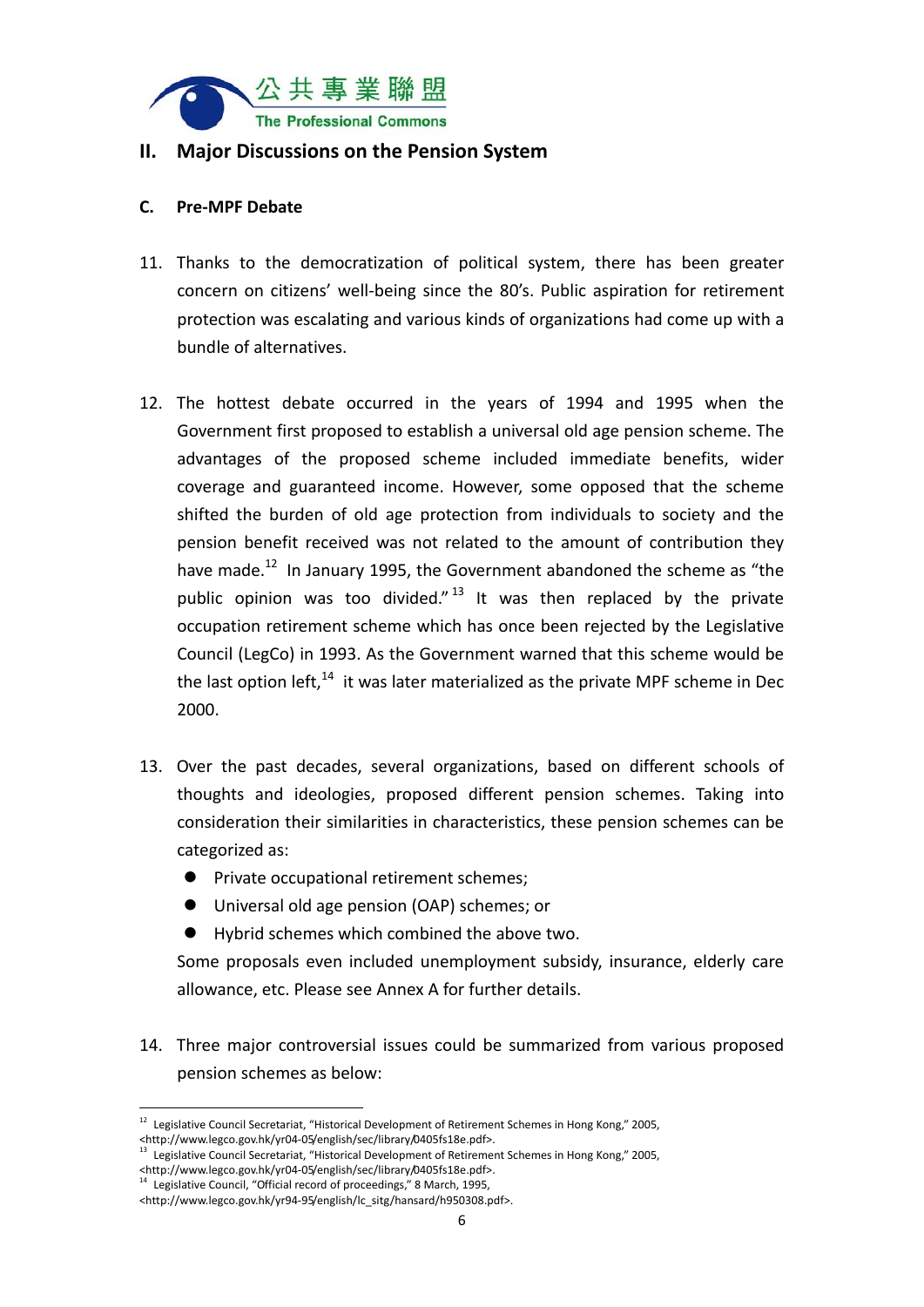## II. Major Discussions on the Pension System

### C. Pre-MPF Debate

11. Thanks to the democratization of political system, there has been greater concern on citizens' well-being since the 80's. Public aspiration for retirement protection was escalating and various kinds of organizations had come up with a bundle of alternatives.

12. The hottest debate occurred in the years of 1994 and 1995 when the Government first proposed to establish a universal old age pension scheme. The advantages of the proposed scheme included immediate benefits, wider coverage and guaranteed income. However, some opposed that the scheme shifted the burden of old age protection from individuals to society and the pension benefit received was not related to the amount of contribution they have made.[12] In January 1995, the Government abandoned the scheme as "the public opinion was too divided."[13] It was then replaced by the private occupation retirement scheme which has once been rejected by the Legislative Council (LegCo) in 1993. As the Government warned that this scheme would be the last option left,[14] it was later materialized as the private MPF scheme in Dec 2000.

13. Over the past decades, several organizations, based on different schools of thoughts and ideologies, proposed different pension schemes. Taking into consideration their similarities in characteristics, these pension schemes can be categorized as:
    - Private occupational retirement schemes;
    - Universal old age pension (OAP) schemes; or
    - Hybrid schemes which combined the above two.

    Some proposals even included unemployment subsidy, insurance, elderly care allowance, etc. Please see Annex A for further details.

14. Three major controversial issues could be summarized from various proposed pension schemes as below:

---

[12] Legislative Council Secretariat, "Historical Development of Retirement Schemes in Hong Kong," 2005, <http://www.legco.gov.hk/yr04-05/english/sec/library/0405fs18e.pdf>.

[13] Legislative Council Secretariat, "Historical Development of Retirement Schemes in Hong Kong," 2005, <http://www.legco.gov.hk/yr04-05/english/sec/library/0405fs18e.pdf>.

[14] Legislative Council, "Official record of proceedings," 8 March, 1995, <http://www.legco.gov.hk/yr94-95/english/lc_sitg/hansard/h950308.pdf>.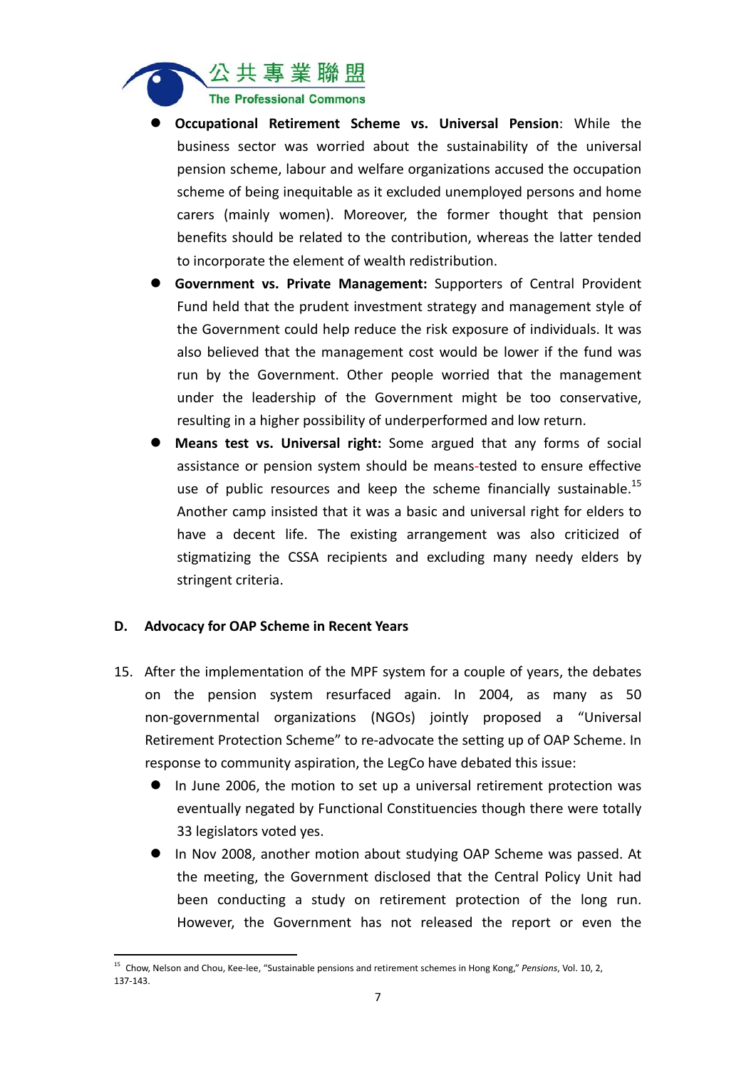- **Occupational Retirement Scheme vs. Universal Pension**: While the business sector was worried about the sustainability of the universal pension scheme, labour and welfare organizations accused the occupation scheme of being inequitable as it excluded unemployed persons and home carers (mainly women). Moreover, the former thought that pension benefits should be related to the contribution, whereas the latter tended to incorporate the element of wealth redistribution.
- **Government vs. Private Management:** Supporters of Central Provident Fund held that the prudent investment strategy and management style of the Government could help reduce the risk exposure of individuals. It was also believed that the management cost would be lower if the fund was run by the Government. Other people worried that the management under the leadership of the Government might be too conservative, resulting in a higher possibility of underperformed and low return.
- **Means test vs. Universal right:** Some argued that any forms of social assistance or pension system should be means-tested to ensure effective use of public resources and keep the scheme financially sustainable.[15] Another camp insisted that it was a basic and universal right for elders to have a decent life. The existing arrangement was also criticized of stigmatizing the CSSA recipients and excluding many needy elders by stringent criteria.

### D. Advocacy for OAP Scheme in Recent Years

15. After the implementation of the MPF system for a couple of years, the debates on the pension system resurfaced again. In 2004, as many as 50 non-governmental organizations (NGOs) jointly proposed a "Universal Retirement Protection Scheme" to re-advocate the setting up of OAP Scheme. In response to community aspiration, the LegCo have debated this issue:
    - In June 2006, the motion to set up a universal retirement protection was eventually negated by Functional Constituencies though there were totally 33 legislators voted yes.
    - In Nov 2008, another motion about studying OAP Scheme was passed. At the meeting, the Government disclosed that the Central Policy Unit had been conducting a study on retirement protection of the long run. However, the Government has not released the report or even the

[15] Chow, Nelson and Chou, Kee-lee, "Sustainable pensions and retirement schemes in Hong Kong," *Pensions*, Vol. 10, 2, 137-143.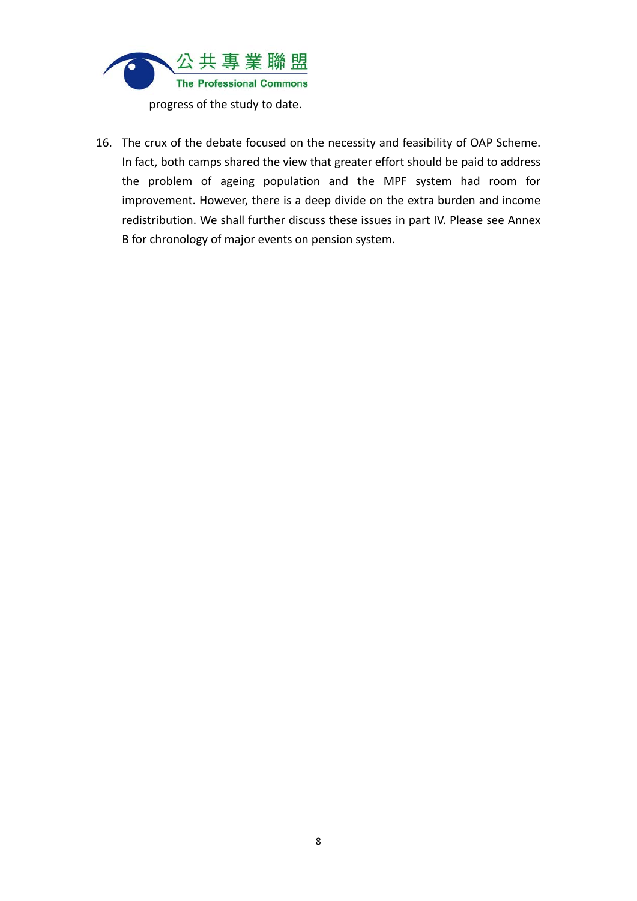progress of the study to date.

16. The crux of the debate focused on the necessity and feasibility of OAP Scheme. In fact, both camps shared the view that greater effort should be paid to address the problem of ageing population and the MPF system had room for improvement. However, there is a deep divide on the extra burden and income redistribution. We shall further discuss these issues in part IV. Please see Annex B for chronology of major events on pension system.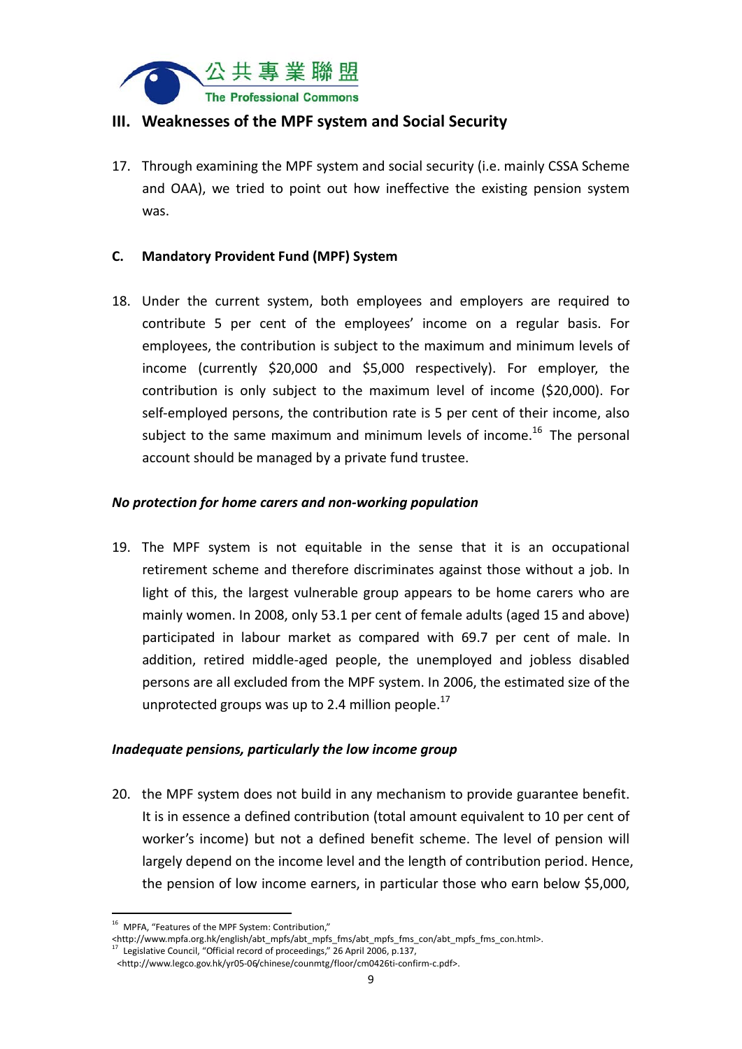## III. Weaknesses of the MPF system and Social Security

17. Through examining the MPF system and social security (i.e. mainly CSSA Scheme and OAA), we tried to point out how ineffective the existing pension system was.

### C. Mandatory Provident Fund (MPF) System

18. Under the current system, both employees and employers are required to contribute 5 per cent of the employees' income on a regular basis. For employees, the contribution is subject to the maximum and minimum levels of income (currently $20,000 and $5,000 respectively). For employer, the contribution is only subject to the maximum level of income ($20,000). For self-employed persons, the contribution rate is 5 per cent of their income, also subject to the same maximum and minimum levels of income.[16] The personal account should be managed by a private fund trustee.

***No protection for home carers and non-working population***

19. The MPF system is not equitable in the sense that it is an occupational retirement scheme and therefore discriminates against those without a job. In light of this, the largest vulnerable group appears to be home carers who are mainly women. In 2008, only 53.1 per cent of female adults (aged 15 and above) participated in labour market as compared with 69.7 per cent of male. In addition, retired middle-aged people, the unemployed and jobless disabled persons are all excluded from the MPF system. In 2006, the estimated size of the unprotected groups was up to 2.4 million people.[17]

***Inadequate pensions, particularly the low income group***

20. the MPF system does not build in any mechanism to provide guarantee benefit. It is in essence a defined contribution (total amount equivalent to 10 per cent of worker's income) but not a defined benefit scheme. The level of pension will largely depend on the income level and the length of contribution period. Hence, the pension of low income earners, in particular those who earn below $5,000,

---

[16] MPFA, "Features of the MPF System: Contribution," <http://www.mpfa.org.hk/english/abt_mpfs/abt_mpfs_fms/abt_mpfs_fms_con/abt_mpfs_fms_con.html>.

[17] Legislative Council, "Official record of proceedings," 26 April 2006, p.137, <http://www.legco.gov.hk/yr05-06/chinese/counmtg/floor/cm0426ti-confirm-c.pdf>.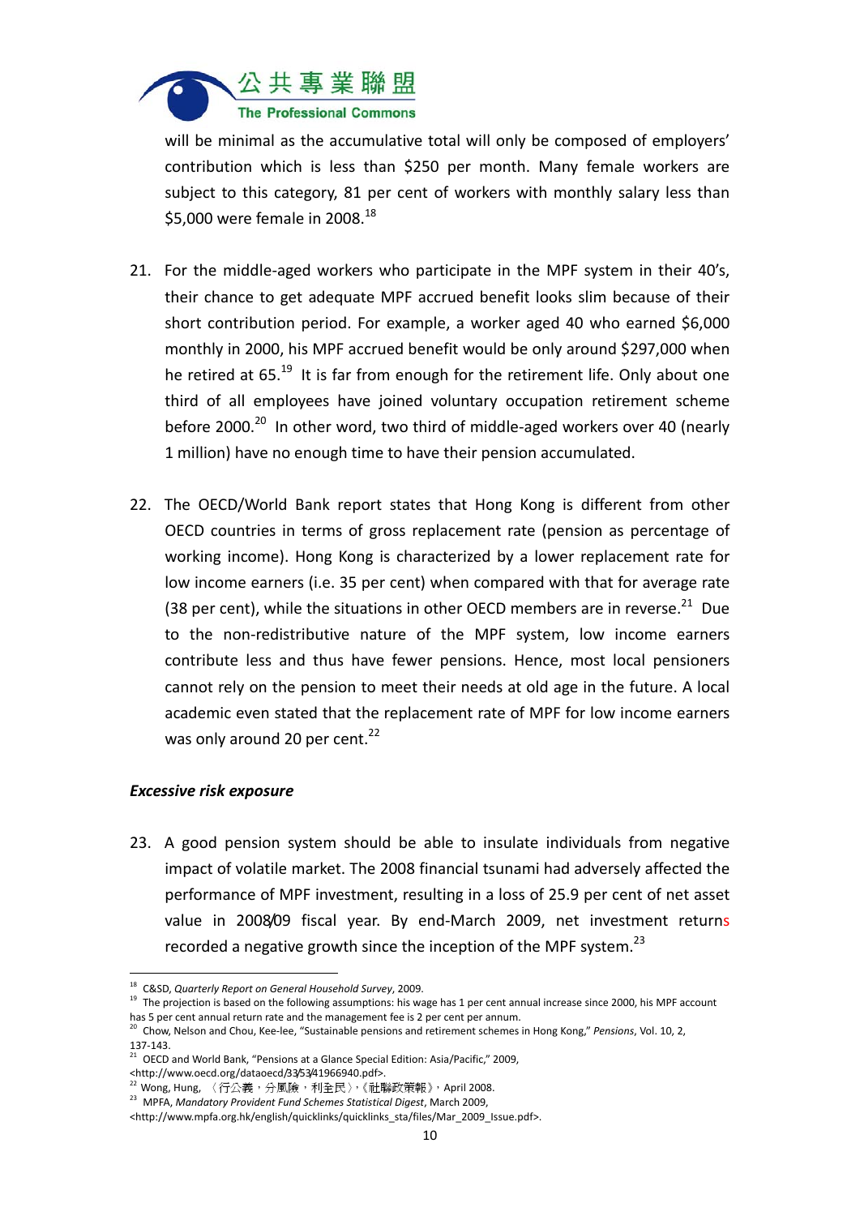will be minimal as the accumulative total will only be composed of employers' contribution which is less than $250 per month. Many female workers are subject to this category, 81 per cent of workers with monthly salary less than $5,000 were female in 2008.[18]

21. For the middle-aged workers who participate in the MPF system in their 40's, their chance to get adequate MPF accrued benefit looks slim because of their short contribution period. For example, a worker aged 40 who earned $6,000 monthly in 2000, his MPF accrued benefit would be only around $297,000 when he retired at 65.[19] It is far from enough for the retirement life. Only about one third of all employees have joined voluntary occupation retirement scheme before 2000.[20] In other word, two third of middle-aged workers over 40 (nearly 1 million) have no enough time to have their pension accumulated.

22. The OECD/World Bank report states that Hong Kong is different from other OECD countries in terms of gross replacement rate (pension as percentage of working income). Hong Kong is characterized by a lower replacement rate for low income earners (i.e. 35 per cent) when compared with that for average rate (38 per cent), while the situations in other OECD members are in reverse.[21] Due to the non-redistributive nature of the MPF system, low income earners contribute less and thus have fewer pensions. Hence, most local pensioners cannot rely on the pension to meet their needs at old age in the future. A local academic even stated that the replacement rate of MPF for low income earners was only around 20 per cent.[22]

***Excessive risk exposure***

23. A good pension system should be able to insulate individuals from negative impact of volatile market. The 2008 financial tsunami had adversely affected the performance of MPF investment, resulting in a loss of 25.9 per cent of net asset value in 2008/09 fiscal year. By end-March 2009, net investment returns recorded a negative growth since the inception of the MPF system.[23]

---

[18] C&SD, *Quarterly Report on General Household Survey*, 2009.

[19] The projection is based on the following assumptions: his wage has 1 per cent annual increase since 2000, his MPF account has 5 per cent annual return rate and the management fee is 2 per cent per annum.

[20] Chow, Nelson and Chou, Kee-lee, "Sustainable pensions and retirement schemes in Hong Kong," *Pensions*, Vol. 10, 2, 137-143.

[21] OECD and World Bank, "Pensions at a Glance Special Edition: Asia/Pacific," 2009, <http://www.oecd.org/dataoecd/33/53/41966940.pdf>.

[22] Wong, Hung, 〈行公義，分風險，利全民〉,《社聯政策報》, April 2008.

[23] MPFA, *Mandatory Provident Fund Schemes Statistical Digest*, March 2009, <http://www.mpfa.org.hk/english/quicklinks/quicklinks_sta/files/Mar_2009_Issue.pdf>.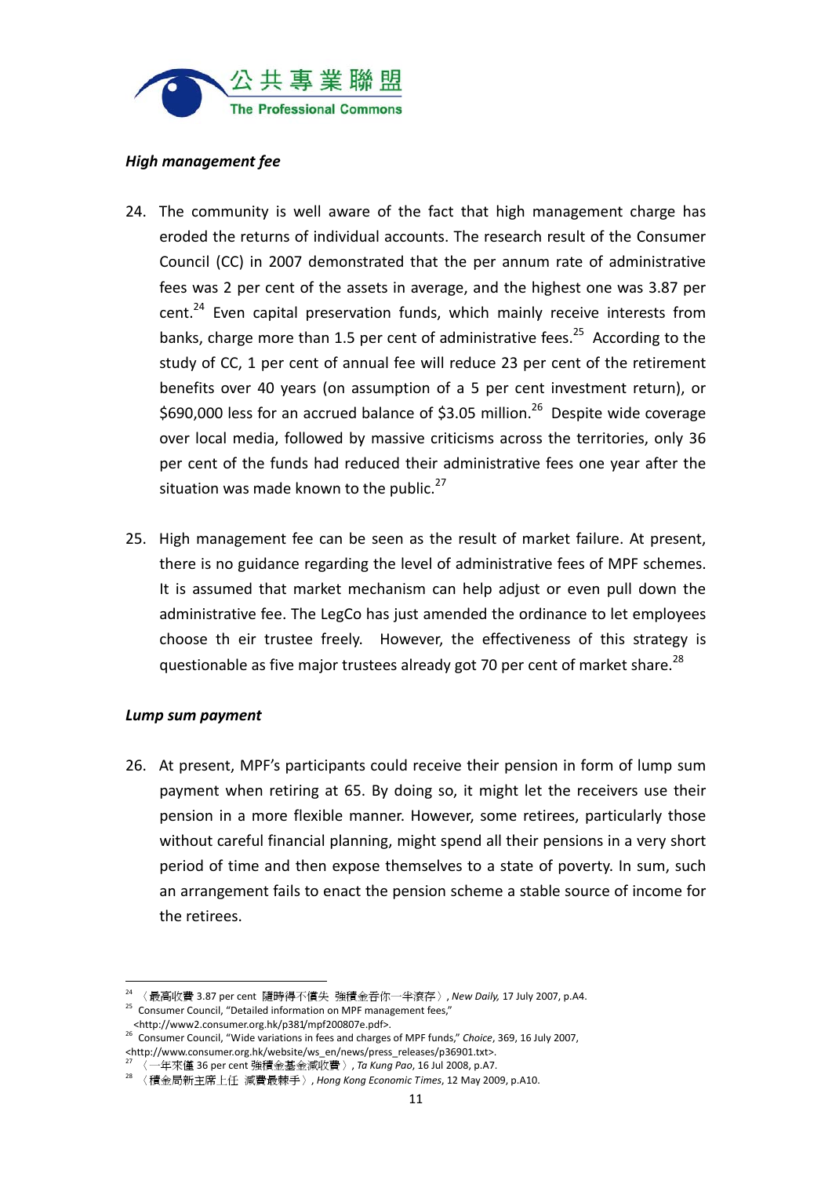*High management fee*

24. The community is well aware of the fact that high management charge has eroded the returns of individual accounts. The research result of the Consumer Council (CC) in 2007 demonstrated that the per annum rate of administrative fees was 2 per cent of the assets in average, and the highest one was 3.87 per cent.[24] Even capital preservation funds, which mainly receive interests from banks, charge more than 1.5 per cent of administrative fees.[25] According to the study of CC, 1 per cent of annual fee will reduce 23 per cent of the retirement benefits over 40 years (on assumption of a 5 per cent investment return), or $690,000 less for an accrued balance of $3.05 million.[26] Despite wide coverage over local media, followed by massive criticisms across the territories, only 36 per cent of the funds had reduced their administrative fees one year after the situation was made known to the public.[27]

25. High management fee can be seen as the result of market failure. At present, there is no guidance regarding the level of administrative fees of MPF schemes. It is assumed that market mechanism can help adjust or even pull down the administrative fee. The LegCo has just amended the ordinance to let employees choose th eir trustee freely. However, the effectiveness of this strategy is questionable as five major trustees already got 70 per cent of market share.[28]

*Lump sum payment*

26. At present, MPF's participants could receive their pension in form of lump sum payment when retiring at 65. By doing so, it might let the receivers use their pension in a more flexible manner. However, some retirees, particularly those without careful financial planning, might spend all their pensions in a very short period of time and then expose themselves to a state of poverty. In sum, such an arrangement fails to enact the pension scheme a stable source of income for the retirees.

---

[24] 〈最高收費 3.87 per cent 隨時得不償失 強積金吞你一半滾存〉, *New Daily,* 17 July 2007, p.A4.

[25] Consumer Council, "Detailed information on MPF management fees," <http://www2.consumer.org.hk/p381/mpf200807e.pdf>.

[26] Consumer Council, "Wide variations in fees and charges of MPF funds," *Choice*, 369, 16 July 2007, <http://www.consumer.org.hk/website/ws_en/news/press_releases/p36901.txt>.

[27] 〈一年來僅 36 per cent 強積金基金減收費〉, *Ta Kung Pao*, 16 Jul 2008, p.A7.

[28] 〈積金局新主席上任 減費最棘手〉, *Hong Kong Economic Times*, 12 May 2009, p.A10.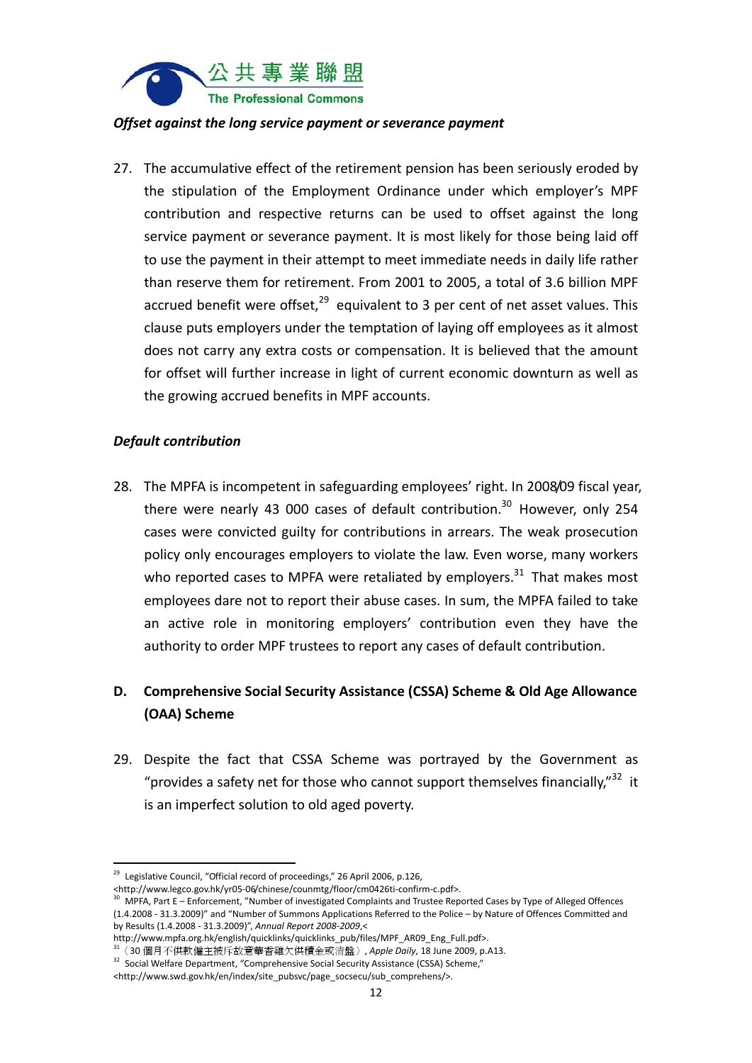*Offset against the long service payment or severance payment*

27. The accumulative effect of the retirement pension has been seriously eroded by the stipulation of the Employment Ordinance under which employer's MPF contribution and respective returns can be used to offset against the long service payment or severance payment. It is most likely for those being laid off to use the payment in their attempt to meet immediate needs in daily life rather than reserve them for retirement. From 2001 to 2005, a total of 3.6 billion MPF accrued benefit were offset,[29] equivalent to 3 per cent of net asset values. This clause puts employers under the temptation of laying off employees as it almost does not carry any extra costs or compensation. It is believed that the amount for offset will further increase in light of current economic downturn as well as the growing accrued benefits in MPF accounts.

*Default contribution*

28. The MPFA is incompetent in safeguarding employees' right. In 2008/09 fiscal year, there were nearly 43 000 cases of default contribution.[30] However, only 254 cases were convicted guilty for contributions in arrears. The weak prosecution policy only encourages employers to violate the law. Even worse, many workers who reported cases to MPFA were retaliated by employers.[31] That makes most employees dare not to report their abuse cases. In sum, the MPFA failed to take an active role in monitoring employers' contribution even they have the authority to order MPF trustees to report any cases of default contribution.

## D. Comprehensive Social Security Assistance (CSSA) Scheme & Old Age Allowance (OAA) Scheme

29. Despite the fact that CSSA Scheme was portrayed by the Government as "provides a safety net for those who cannot support themselves financially,"[32] it is an imperfect solution to old aged poverty.

---

[29] Legislative Council, "Official record of proceedings," 26 April 2006, p.126, <http://www.legco.gov.hk/yr05-06/chinese/counmtg/floor/cm0426ti-confirm-c.pdf>.

[30] MPFA, Part E – Enforcement, "Number of investigated Complaints and Trustee Reported Cases by Type of Alleged Offences (1.4.2008 - 31.3.2009)" and "Number of Summons Applications Referred to the Police – by Nature of Offences Committed and by Results (1.4.2008 - 31.3.2009)", *Annual Report 2008-2009*,< http://www.mpfa.org.hk/english/quicklinks/quicklinks_pub/files/MPF_AR09_Eng_Full.pdf>.

[31] 〈30 個月不供款僱主被斥故意華香雞欠供積金或清盤〉, *Apple Daily*, 18 June 2009, p.A13.

[32] Social Welfare Department, "Comprehensive Social Security Assistance (CSSA) Scheme," <http://www.swd.gov.hk/en/index/site_pubsvc/page_socsecu/sub_comprehens/>.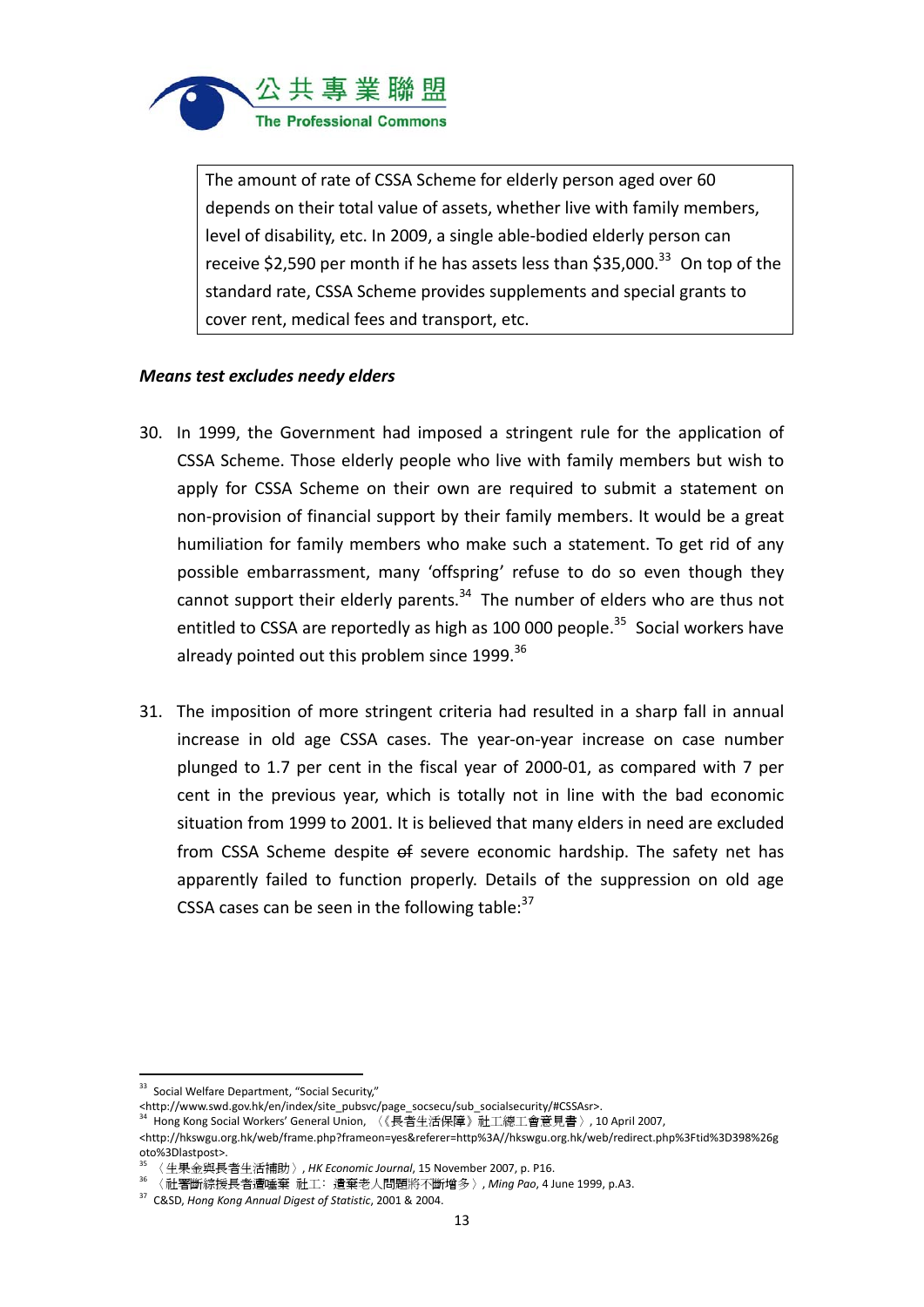The amount of rate of CSSA Scheme for elderly person aged over 60 depends on their total value of assets, whether live with family members, level of disability, etc. In 2009, a single able-bodied elderly person can receive $2,590 per month if he has assets less than $35,000.[33] On top of the standard rate, CSSA Scheme provides supplements and special grants to cover rent, medical fees and transport, etc.

***Means test excludes needy elders***

30. In 1999, the Government had imposed a stringent rule for the application of CSSA Scheme. Those elderly people who live with family members but wish to apply for CSSA Scheme on their own are required to submit a statement on non-provision of financial support by their family members. It would be a great humiliation for family members who make such a statement. To get rid of any possible embarrassment, many 'offspring' refuse to do so even though they cannot support their elderly parents.[34] The number of elders who are thus not entitled to CSSA are reportedly as high as 100 000 people.[35] Social workers have already pointed out this problem since 1999.[36]

31. The imposition of more stringent criteria had resulted in a sharp fall in annual increase in old age CSSA cases. The year-on-year increase on case number plunged to 1.7 per cent in the fiscal year of 2000-01, as compared with 7 per cent in the previous year, which is totally not in line with the bad economic situation from 1999 to 2001. It is believed that many elders in need are excluded from CSSA Scheme despite ~~of~~ severe economic hardship. The safety net has apparently failed to function properly. Details of the suppression on old age CSSA cases can be seen in the following table:[37]

---

[33] Social Welfare Department, "Social Security," <http://www.swd.gov.hk/en/index/site_pubsvc/page_socsecu/sub_socialsecurity/#CSSAsr>.

[34] Hong Kong Social Workers' General Union, 〈《長者生活保障》社工總工會意見書〉, 10 April 2007, <http://hkswgu.org.hk/web/frame.php?frameon=yes&referer=http%3A//hkswgu.org.hk/web/redirect.php%3Ftid%3D398%26goto%3Dlastpost>.

[35] 〈生果金與長者生活補助〉, *HK Economic Journal*, 15 November 2007, p. P16.

[36] 〈社署斷綜援長者遭唾棄 社工：遺棄老人問題將不斷增多〉, *Ming Pao*, 4 June 1999, p.A3.

[37] C&SD, *Hong Kong Annual Digest of Statistic*, 2001 & 2004.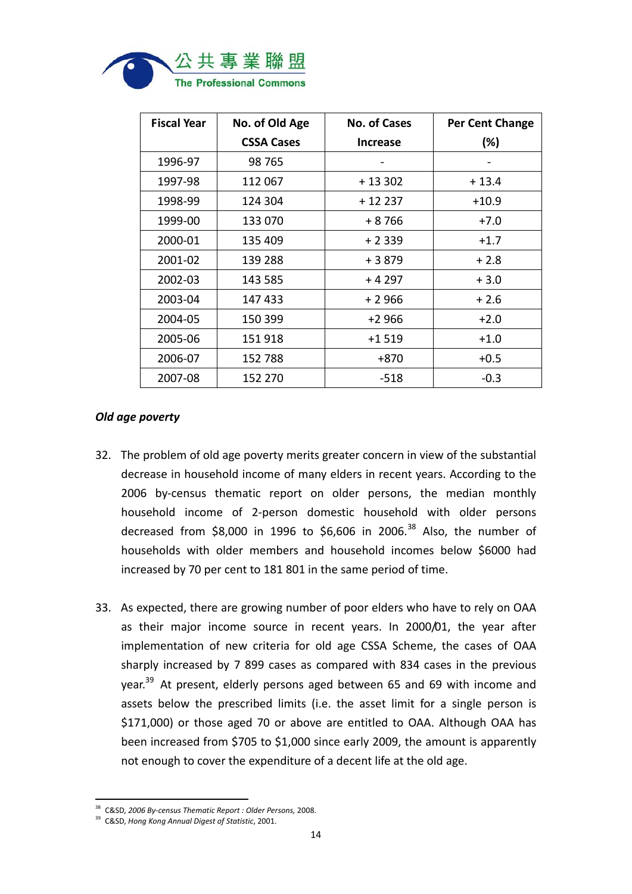| Fiscal Year | No. of Old Age CSSA Cases | No. of Cases Increase | Per Cent Change (%) |
|---|---|---|---|
| 1996-97 | 98 765 | - | - |
| 1997-98 | 112 067 | + 13 302 | + 13.4 |
| 1998-99 | 124 304 | + 12 237 | +10.9 |
| 1999-00 | 133 070 | + 8 766 | +7.0 |
| 2000-01 | 135 409 | + 2 339 | +1.7 |
| 2001-02 | 139 288 | + 3 879 | + 2.8 |
| 2002-03 | 143 585 | + 4 297 | + 3.0 |
| 2003-04 | 147 433 | + 2 966 | + 2.6 |
| 2004-05 | 150 399 | +2 966 | +2.0 |
| 2005-06 | 151 918 | +1 519 | +1.0 |
| 2006-07 | 152 788 | +870 | +0.5 |
| 2007-08 | 152 270 | -518 | -0.3 |

***Old age poverty***

32. The problem of old age poverty merits greater concern in view of the substantial decrease in household income of many elders in recent years. According to the 2006 by-census thematic report on older persons, the median monthly household income of 2-person domestic household with older persons decreased from $8,000 in 1996 to $6,606 in 2006.[38] Also, the number of households with older members and household incomes below $6000 had increased by 70 per cent to 181 801 in the same period of time.

33. As expected, there are growing number of poor elders who have to rely on OAA as their major income source in recent years. In 2000/01, the year after implementation of new criteria for old age CSSA Scheme, the cases of OAA sharply increased by 7 899 cases as compared with 834 cases in the previous year.[39] At present, elderly persons aged between 65 and 69 with income and assets below the prescribed limits (i.e. the asset limit for a single person is $171,000) or those aged 70 or above are entitled to OAA. Although OAA has been increased from $705 to $1,000 since early 2009, the amount is apparently not enough to cover the expenditure of a decent life at the old age.

---

[38] C&SD, *2006 By-census Thematic Report : Older Persons,* 2008.

[39] C&SD, *Hong Kong Annual Digest of Statistic*, 2001.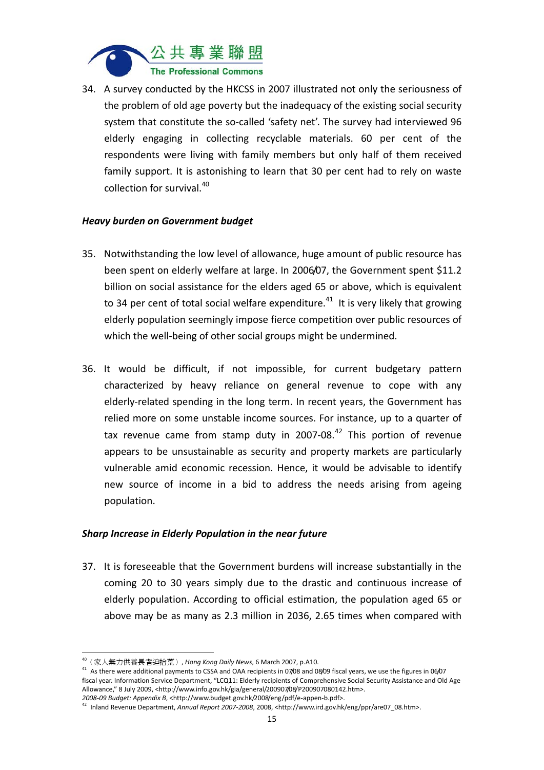34. A survey conducted by the HKCSS in 2007 illustrated not only the seriousness of the problem of old age poverty but the inadequacy of the existing social security system that constitute the so-called 'safety net'. The survey had interviewed 96 elderly engaging in collecting recyclable materials. 60 per cent of the respondents were living with family members but only half of them received family support. It is astonishing to learn that 30 per cent had to rely on waste collection for survival.[40]

***Heavy burden on Government budget***

35. Notwithstanding the low level of allowance, huge amount of public resource has been spent on elderly welfare at large. In 2006/07, the Government spent $11.2 billion on social assistance for the elders aged 65 or above, which is equivalent to 34 per cent of total social welfare expenditure.[41] It is very likely that growing elderly population seemingly impose fierce competition over public resources of which the well-being of other social groups might be undermined.

36. It would be difficult, if not impossible, for current budgetary pattern characterized by heavy reliance on general revenue to cope with any elderly-related spending in the long term. In recent years, the Government has relied more on some unstable income sources. For instance, up to a quarter of tax revenue came from stamp duty in 2007-08.[42] This portion of revenue appears to be unsustainable as security and property markets are particularly vulnerable amid economic recession. Hence, it would be advisable to identify new source of income in a bid to address the needs arising from ageing population.

***Sharp Increase in Elderly Population in the near future***

37. It is foreseeable that the Government burdens will increase substantially in the coming 20 to 30 years simply due to the drastic and continuous increase of elderly population. According to official estimation, the population aged 65 or above may be as many as 2.3 million in 2036, 2.65 times when compared with

---

[40] 〈家人無力供養長者迫拾荒〉, *Hong Kong Daily News*, 6 March 2007, p.A10.

[41] As there were additional payments to CSSA and OAA recipients in 07/08 and 08/09 fiscal years, we use the figures in 06/07 fiscal year. Information Service Department, "LCQ11: Elderly recipients of Comprehensive Social Security Assistance and Old Age Allowance," 8 July 2009, <http://www.info.gov.hk/gia/general/200907/08/P200907080142.htm>. *2008-09 Budget: Appendix B*, <http://www.budget.gov.hk/2008/eng/pdf/e-appen-b.pdf>.

[42] Inland Revenue Department, *Annual Report 2007-2008*, 2008, <http://www.ird.gov.hk/eng/ppr/are07_08.htm>.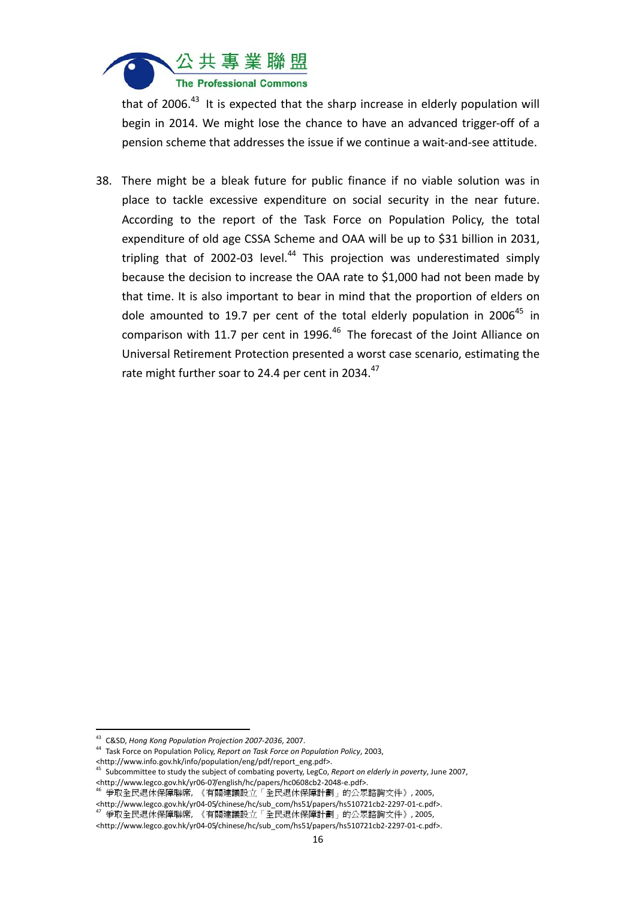that of 2006.[43] It is expected that the sharp increase in elderly population will begin in 2014. We might lose the chance to have an advanced trigger-off of a pension scheme that addresses the issue if we continue a wait-and-see attitude.

38. There might be a bleak future for public finance if no viable solution was in place to tackle excessive expenditure on social security in the near future. According to the report of the Task Force on Population Policy, the total expenditure of old age CSSA Scheme and OAA will be up to $31 billion in 2031, tripling that of 2002-03 level.[44] This projection was underestimated simply because the decision to increase the OAA rate to $1,000 had not been made by that time. It is also important to bear in mind that the proportion of elders on dole amounted to 19.7 per cent of the total elderly population in 2006[45] in comparison with 11.7 per cent in 1996.[46] The forecast of the Joint Alliance on Universal Retirement Protection presented a worst case scenario, estimating the rate might further soar to 24.4 per cent in 2034.[47]

---

[43] C&SD, *Hong Kong Population Projection 2007-2036*, 2007.

[44] Task Force on Population Policy, *Report on Task Force on Population Policy*, 2003, <http://www.info.gov.hk/info/population/eng/pdf/report_eng.pdf>.

[45] Subcommittee to study the subject of combating poverty, LegCo, *Report on elderly in poverty*, June 2007, <http://www.legco.gov.hk/yr06-07/english/hc/papers/hc0608cb2-2048-e.pdf>.

[46] 爭取全民退休保障聯席, 《有關建議設立「全民退休保障計劃」的公眾諮詢文件》, 2005, <http://www.legco.gov.hk/yr04-05/chinese/hc/sub_com/hs51/papers/hs510721cb2-2297-01-c.pdf>.

[47] 爭取全民退休保障聯席, 《有關建議設立「全民退休保障計劃」的公眾諮詢文件》, 2005, <http://www.legco.gov.hk/yr04-05/chinese/hc/sub_com/hs51/papers/hs510721cb2-2297-01-c.pdf>.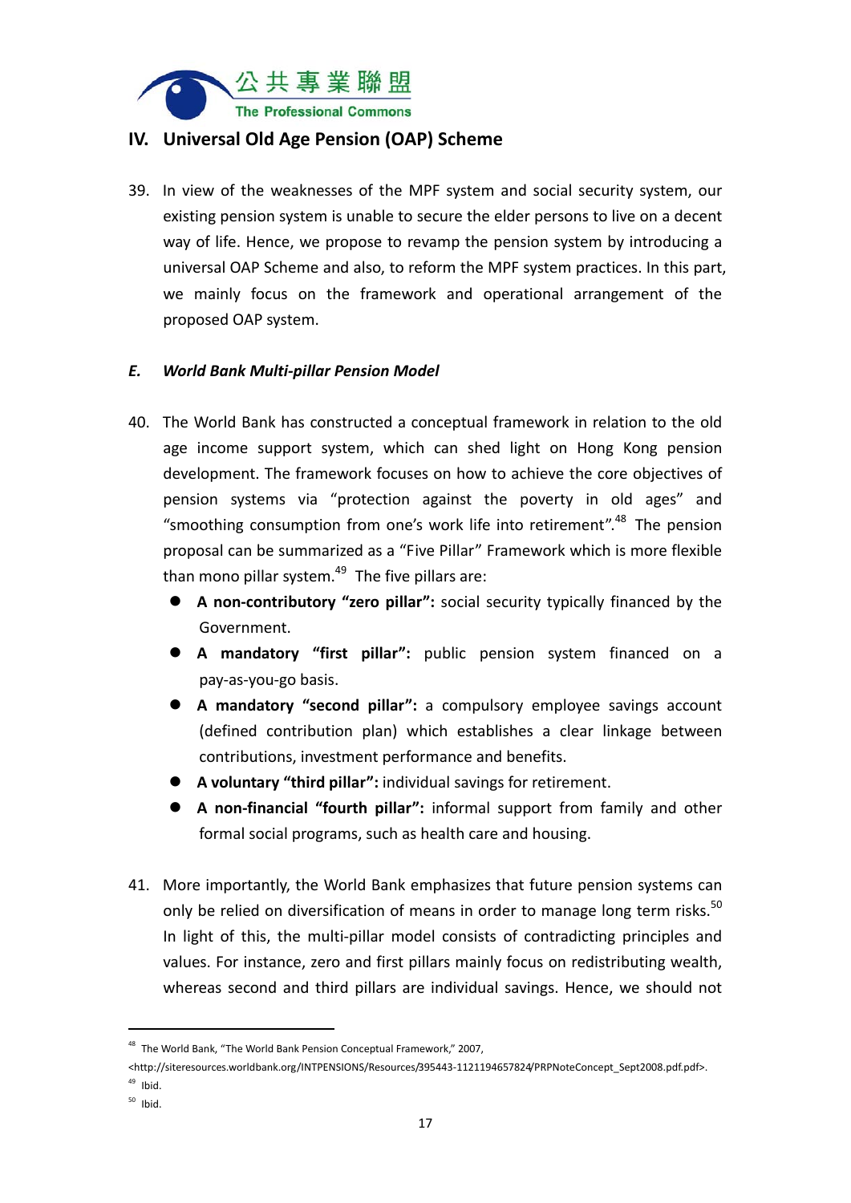## IV. Universal Old Age Pension (OAP) Scheme

39. In view of the weaknesses of the MPF system and social security system, our existing pension system is unable to secure the elder persons to live on a decent way of life. Hence, we propose to revamp the pension system by introducing a universal OAP Scheme and also, to reform the MPF system practices. In this part, we mainly focus on the framework and operational arrangement of the proposed OAP system.

### *E. World Bank Multi-pillar Pension Model*

40. The World Bank has constructed a conceptual framework in relation to the old age income support system, which can shed light on Hong Kong pension development. The framework focuses on how to achieve the core objectives of pension systems via "protection against the poverty in old ages" and "smoothing consumption from one's work life into retirement".[48] The pension proposal can be summarized as a "Five Pillar" Framework which is more flexible than mono pillar system.[49] The five pillars are:
    - **A non-contributory "zero pillar":** social security typically financed by the Government.
    - **A mandatory "first pillar":** public pension system financed on a pay-as-you-go basis.
    - **A mandatory "second pillar":** a compulsory employee savings account (defined contribution plan) which establishes a clear linkage between contributions, investment performance and benefits.
    - **A voluntary "third pillar":** individual savings for retirement.
    - **A non-financial "fourth pillar":** informal support from family and other formal social programs, such as health care and housing.

41. More importantly, the World Bank emphasizes that future pension systems can only be relied on diversification of means in order to manage long term risks.[50] In light of this, the multi-pillar model consists of contradicting principles and values. For instance, zero and first pillars mainly focus on redistributing wealth, whereas second and third pillars are individual savings. Hence, we should not

---

[48] The World Bank, "The World Bank Pension Conceptual Framework," 2007, <http://siteresources.worldbank.org/INTPENSIONS/Resources/395443-1121194657824/PRPNoteConcept_Sept2008.pdf.pdf>.

[49] Ibid.

[50] Ibid.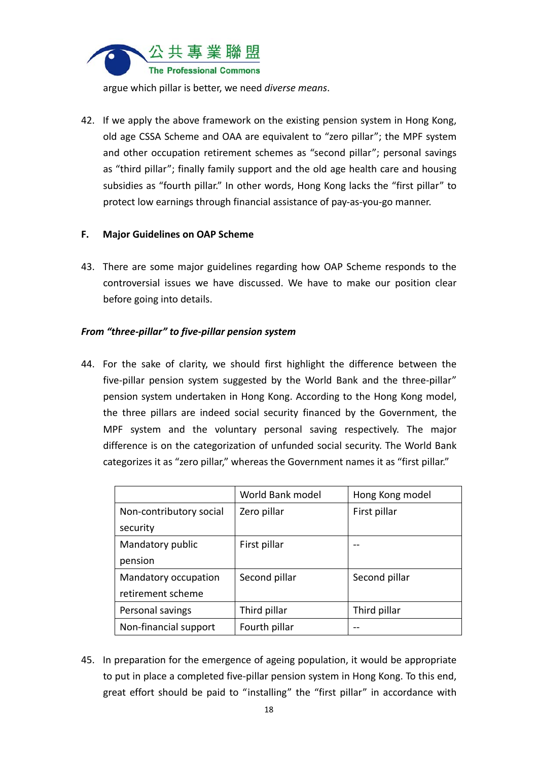argue which pillar is better, we need *diverse means*.

42. If we apply the above framework on the existing pension system in Hong Kong, old age CSSA Scheme and OAA are equivalent to "zero pillar"; the MPF system and other occupation retirement schemes as "second pillar"; personal savings as "third pillar"; finally family support and the old age health care and housing subsidies as "fourth pillar." In other words, Hong Kong lacks the "first pillar" to protect low earnings through financial assistance of pay-as-you-go manner.

## F. Major Guidelines on OAP Scheme

43. There are some major guidelines regarding how OAP Scheme responds to the controversial issues we have discussed. We have to make our position clear before going into details.

### *From "three-pillar" to five-pillar pension system*

44. For the sake of clarity, we should first highlight the difference between the five-pillar pension system suggested by the World Bank and the three-pillar" pension system undertaken in Hong Kong. According to the Hong Kong model, the three pillars are indeed social security financed by the Government, the MPF system and the voluntary personal saving respectively. The major difference is on the categorization of unfunded social security. The World Bank categorizes it as "zero pillar," whereas the Government names it as "first pillar."

| | World Bank model | Hong Kong model |
|---|---|---|
| Non-contributory social security | Zero pillar | First pillar |
| Mandatory public pension | First pillar | -- |
| Mandatory occupation retirement scheme | Second pillar | Second pillar |
| Personal savings | Third pillar | Third pillar |
| Non-financial support | Fourth pillar | -- |

45. In preparation for the emergence of ageing population, it would be appropriate to put in place a completed five-pillar pension system in Hong Kong. To this end, great effort should be paid to "installing" the "first pillar" in accordance with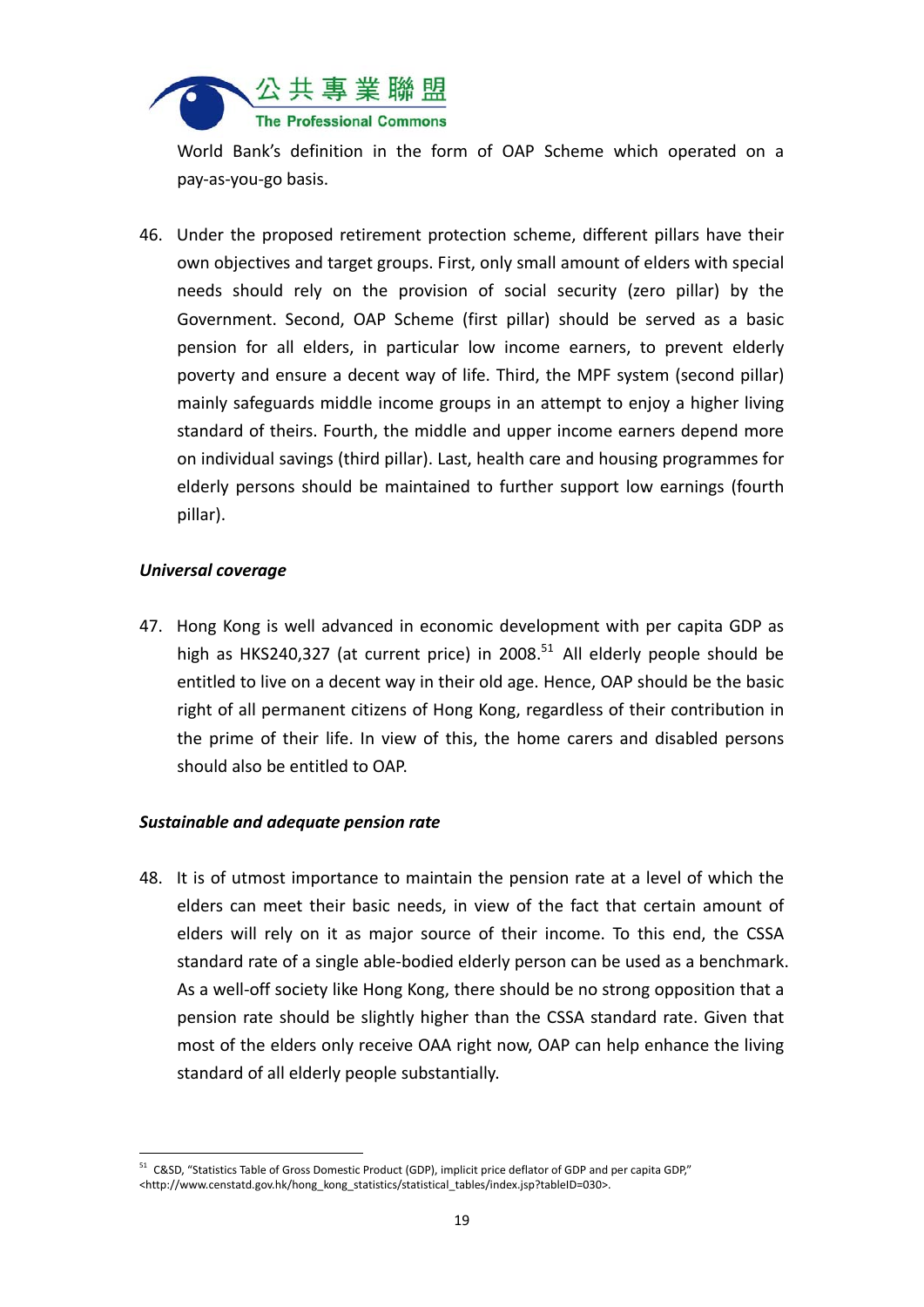World Bank's definition in the form of OAP Scheme which operated on a pay-as-you-go basis.

46. Under the proposed retirement protection scheme, different pillars have their own objectives and target groups. First, only small amount of elders with special needs should rely on the provision of social security (zero pillar) by the Government. Second, OAP Scheme (first pillar) should be served as a basic pension for all elders, in particular low income earners, to prevent elderly poverty and ensure a decent way of life. Third, the MPF system (second pillar) mainly safeguards middle income groups in an attempt to enjoy a higher living standard of theirs. Fourth, the middle and upper income earners depend more on individual savings (third pillar). Last, health care and housing programmes for elderly persons should be maintained to further support low earnings (fourth pillar).

***Universal coverage***

47. Hong Kong is well advanced in economic development with per capita GDP as high as HKS240,327 (at current price) in 2008.[51] All elderly people should be entitled to live on a decent way in their old age. Hence, OAP should be the basic right of all permanent citizens of Hong Kong, regardless of their contribution in the prime of their life. In view of this, the home carers and disabled persons should also be entitled to OAP.

***Sustainable and adequate pension rate***

48. It is of utmost importance to maintain the pension rate at a level of which the elders can meet their basic needs, in view of the fact that certain amount of elders will rely on it as major source of their income. To this end, the CSSA standard rate of a single able-bodied elderly person can be used as a benchmark. As a well-off society like Hong Kong, there should be no strong opposition that a pension rate should be slightly higher than the CSSA standard rate. Given that most of the elders only receive OAA right now, OAP can help enhance the living standard of all elderly people substantially.

---

[51] C&SD, "Statistics Table of Gross Domestic Product (GDP), implicit price deflator of GDP and per capita GDP," <http://www.censtatd.gov.hk/hong_kong_statistics/statistical_tables/index.jsp?tableID=030>.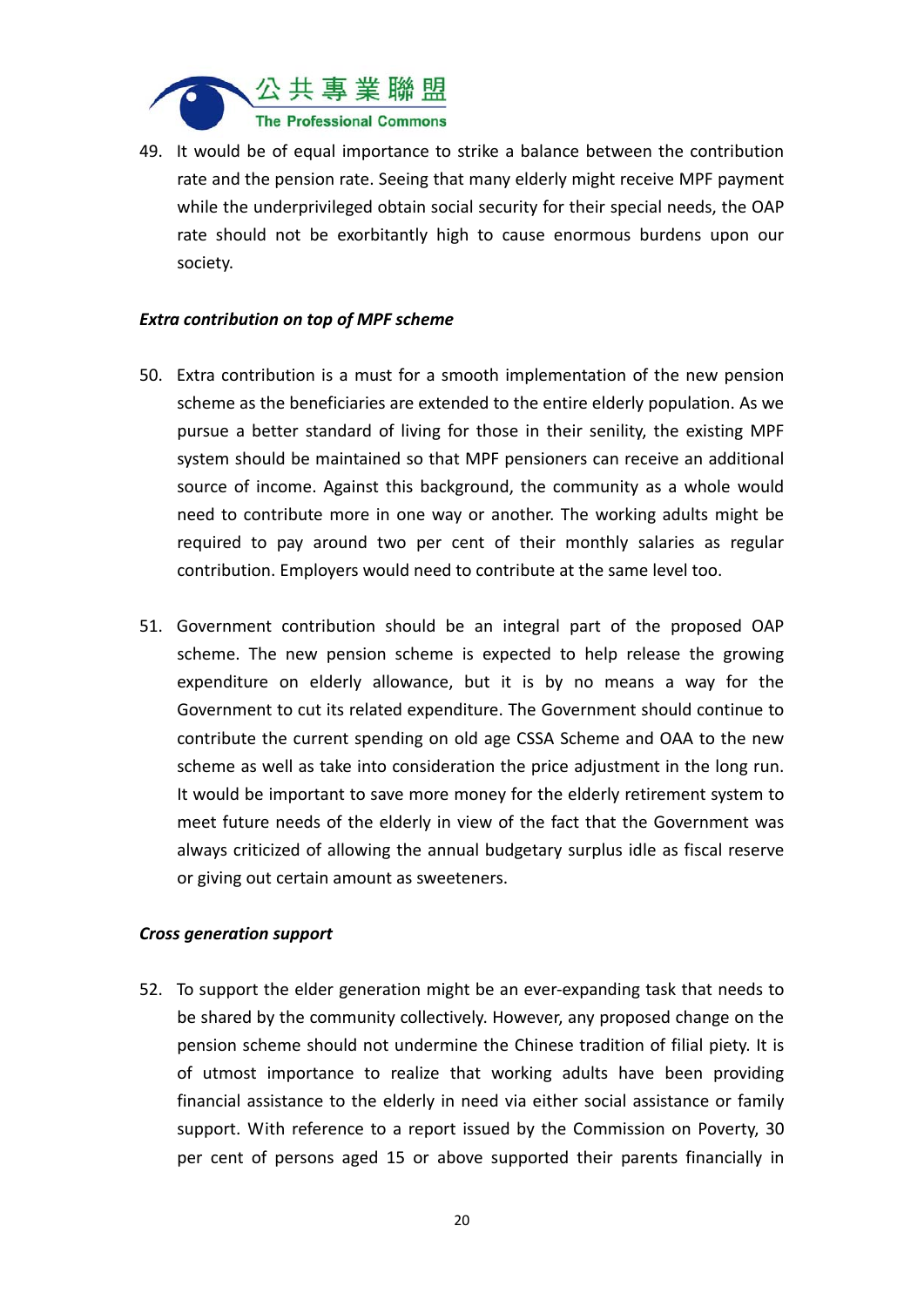49. It would be of equal importance to strike a balance between the contribution rate and the pension rate. Seeing that many elderly might receive MPF payment while the underprivileged obtain social security for their special needs, the OAP rate should not be exorbitantly high to cause enormous burdens upon our society.

***Extra contribution on top of MPF scheme***

50. Extra contribution is a must for a smooth implementation of the new pension scheme as the beneficiaries are extended to the entire elderly population. As we pursue a better standard of living for those in their senility, the existing MPF system should be maintained so that MPF pensioners can receive an additional source of income. Against this background, the community as a whole would need to contribute more in one way or another. The working adults might be required to pay around two per cent of their monthly salaries as regular contribution. Employers would need to contribute at the same level too.

51. Government contribution should be an integral part of the proposed OAP scheme. The new pension scheme is expected to help release the growing expenditure on elderly allowance, but it is by no means a way for the Government to cut its related expenditure. The Government should continue to contribute the current spending on old age CSSA Scheme and OAA to the new scheme as well as take into consideration the price adjustment in the long run. It would be important to save more money for the elderly retirement system to meet future needs of the elderly in view of the fact that the Government was always criticized of allowing the annual budgetary surplus idle as fiscal reserve or giving out certain amount as sweeteners.

***Cross generation support***

52. To support the elder generation might be an ever-expanding task that needs to be shared by the community collectively. However, any proposed change on the pension scheme should not undermine the Chinese tradition of filial piety. It is of utmost importance to realize that working adults have been providing financial assistance to the elderly in need via either social assistance or family support. With reference to a report issued by the Commission on Poverty, 30 per cent of persons aged 15 or above supported their parents financially in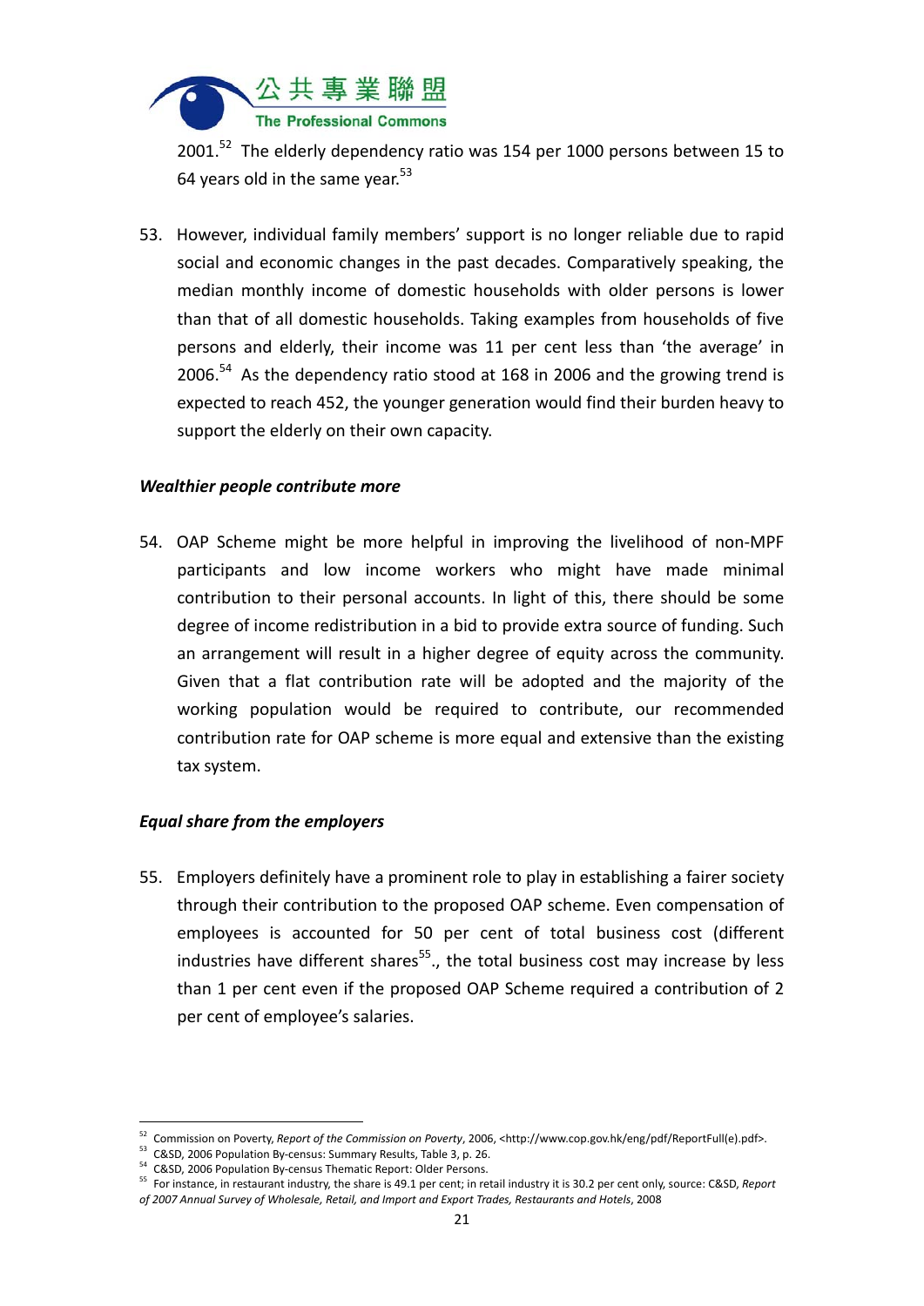2001.[52] The elderly dependency ratio was 154 per 1000 persons between 15 to 64 years old in the same year.[53]

53. However, individual family members' support is no longer reliable due to rapid social and economic changes in the past decades. Comparatively speaking, the median monthly income of domestic households with older persons is lower than that of all domestic households. Taking examples from households of five persons and elderly, their income was 11 per cent less than 'the average' in 2006.[54] As the dependency ratio stood at 168 in 2006 and the growing trend is expected to reach 452, the younger generation would find their burden heavy to support the elderly on their own capacity.

***Wealthier people contribute more***

54. OAP Scheme might be more helpful in improving the livelihood of non-MPF participants and low income workers who might have made minimal contribution to their personal accounts. In light of this, there should be some degree of income redistribution in a bid to provide extra source of funding. Such an arrangement will result in a higher degree of equity across the community. Given that a flat contribution rate will be adopted and the majority of the working population would be required to contribute, our recommended contribution rate for OAP scheme is more equal and extensive than the existing tax system.

***Equal share from the employers***

55. Employers definitely have a prominent role to play in establishing a fairer society through their contribution to the proposed OAP scheme. Even compensation of employees is accounted for 50 per cent of total business cost (different industries have different shares[55]., the total business cost may increase by less than 1 per cent even if the proposed OAP Scheme required a contribution of 2 per cent of employee's salaries.

---

[52] Commission on Poverty, *Report of the Commission on Poverty*, 2006, <http://www.cop.gov.hk/eng/pdf/ReportFull(e).pdf>.

[53] C&SD, 2006 Population By-census: Summary Results, Table 3, p. 26.

[54] C&SD, 2006 Population By-census Thematic Report: Older Persons.

[55] For instance, in restaurant industry, the share is 49.1 per cent; in retail industry it is 30.2 per cent only, source: C&SD, *Report of 2007 Annual Survey of Wholesale, Retail, and Import and Export Trades, Restaurants and Hotels*, 2008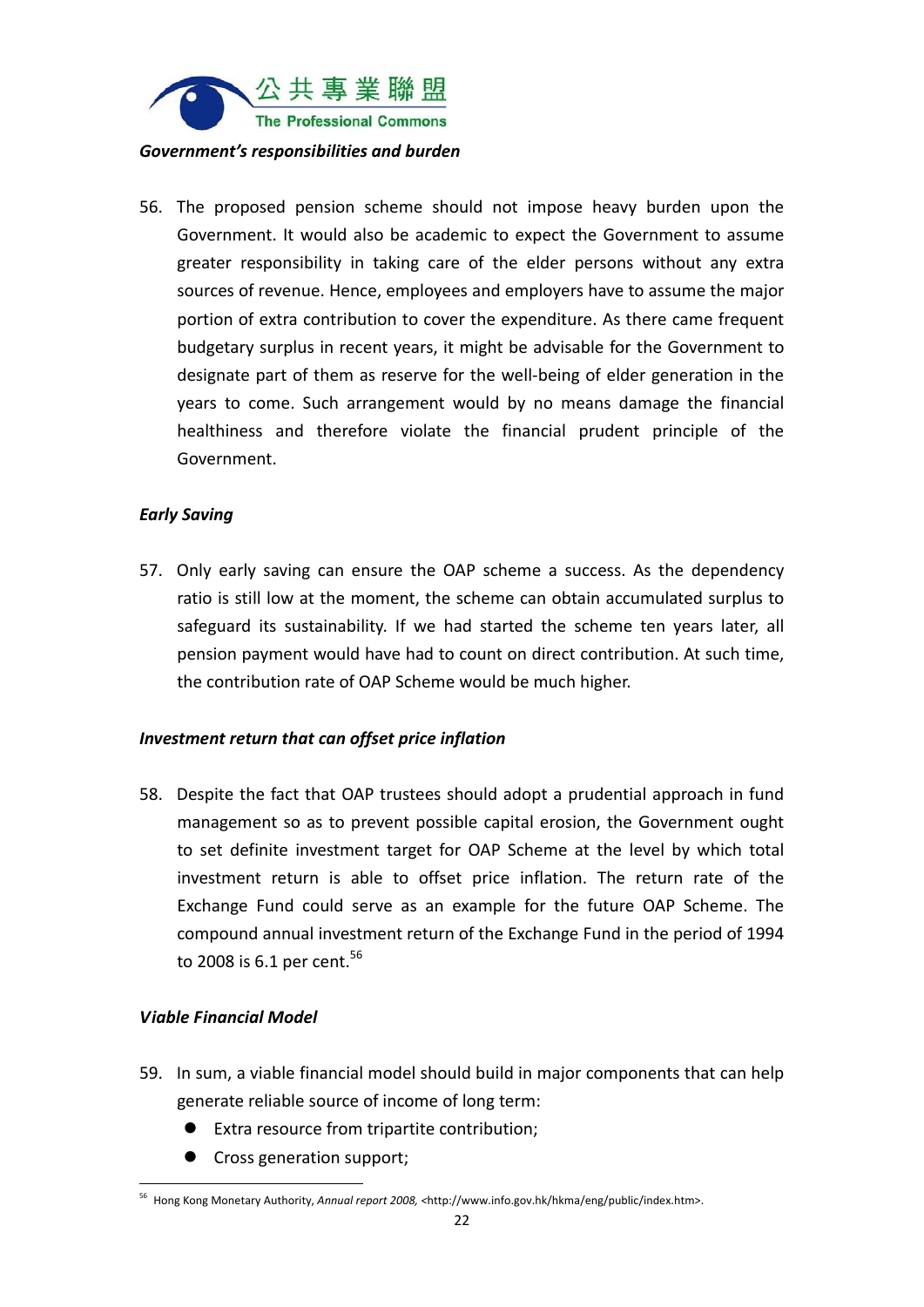*Government's responsibilities and burden*

56. The proposed pension scheme should not impose heavy burden upon the Government. It would also be academic to expect the Government to assume greater responsibility in taking care of the elder persons without any extra sources of revenue. Hence, employees and employers have to assume the major portion of extra contribution to cover the expenditure. As there came frequent budgetary surplus in recent years, it might be advisable for the Government to designate part of them as reserve for the well-being of elder generation in the years to come. Such arrangement would by no means damage the financial healthiness and therefore violate the financial prudent principle of the Government.

*Early Saving*

57. Only early saving can ensure the OAP scheme a success. As the dependency ratio is still low at the moment, the scheme can obtain accumulated surplus to safeguard its sustainability. If we had started the scheme ten years later, all pension payment would have had to count on direct contribution. At such time, the contribution rate of OAP Scheme would be much higher.

*Investment return that can offset price inflation*

58. Despite the fact that OAP trustees should adopt a prudential approach in fund management so as to prevent possible capital erosion, the Government ought to set definite investment target for OAP Scheme at the level by which total investment return is able to offset price inflation. The return rate of the Exchange Fund could serve as an example for the future OAP Scheme. The compound annual investment return of the Exchange Fund in the period of 1994 to 2008 is 6.1 per cent.[56]

*Viable Financial Model*

59. In sum, a viable financial model should build in major components that can help generate reliable source of income of long term:
   - Extra resource from tripartite contribution;
   - Cross generation support;

[56] Hong Kong Monetary Authority, *Annual report 2008,* <http://www.info.gov.hk/hkma/eng/public/index.htm>.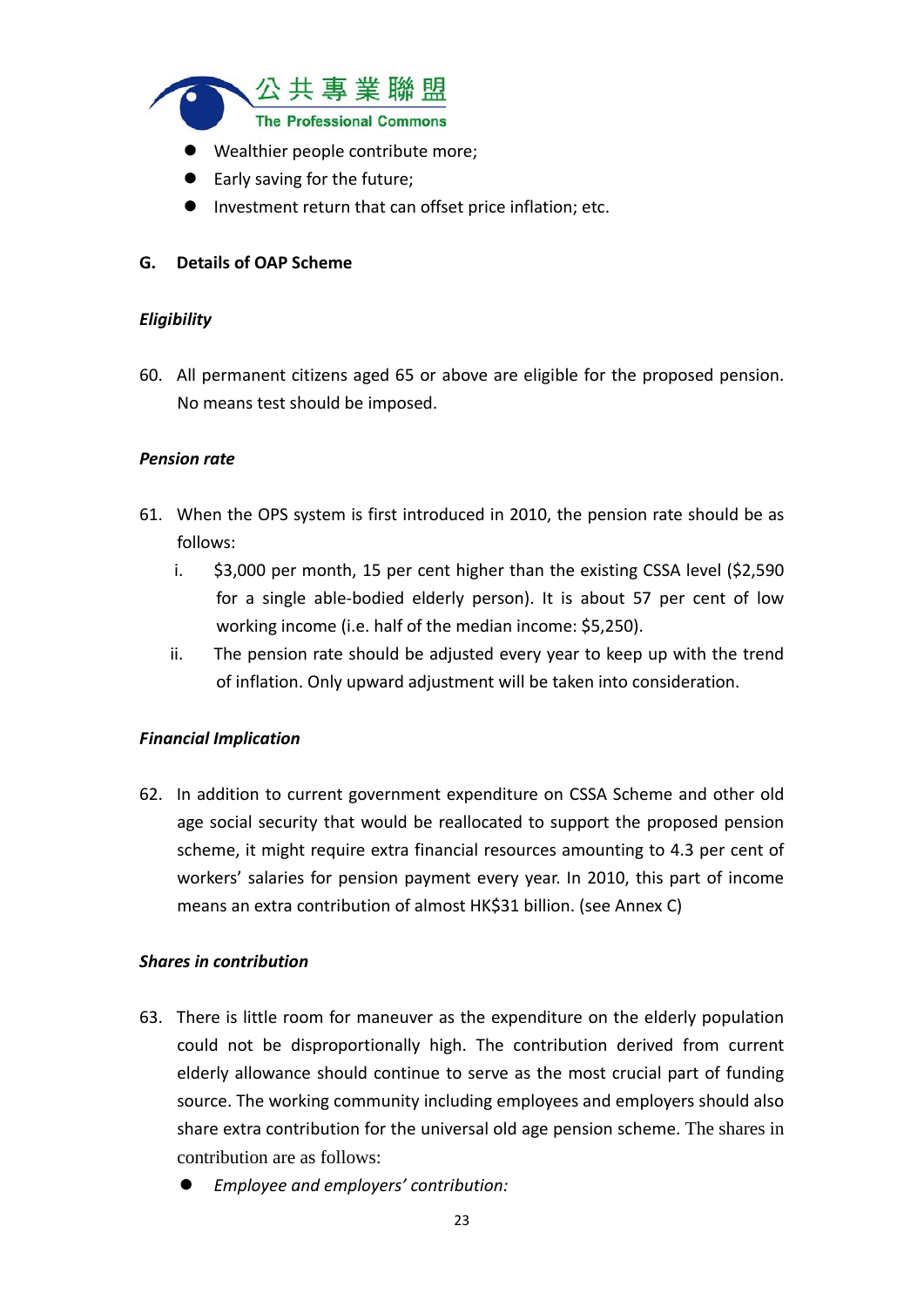- Wealthier people contribute more;
- Early saving for the future;
- Investment return that can offset price inflation; etc.

## G. Details of OAP Scheme

### *Eligibility*

60. All permanent citizens aged 65 or above are eligible for the proposed pension. No means test should be imposed.

### *Pension rate*

61. When the OPS system is first introduced in 2010, the pension rate should be as follows:
    - i. $3,000 per month, 15 per cent higher than the existing CSSA level ($2,590 for a single able-bodied elderly person). It is about 57 per cent of low working income (i.e. half of the median income: $5,250).
    - ii. The pension rate should be adjusted every year to keep up with the trend of inflation. Only upward adjustment will be taken into consideration.

### *Financial Implication*

62. In addition to current government expenditure on CSSA Scheme and other old age social security that would be reallocated to support the proposed pension scheme, it might require extra financial resources amounting to 4.3 per cent of workers' salaries for pension payment every year. In 2010, this part of income means an extra contribution of almost HK$31 billion. (see Annex C)

### *Shares in contribution*

63. There is little room for maneuver as the expenditure on the elderly population could not be disproportionally high. The contribution derived from current elderly allowance should continue to serve as the most crucial part of funding source. The working community including employees and employers should also share extra contribution for the universal old age pension scheme. The shares in contribution are as follows:
    - *Employee and employers' contribution:*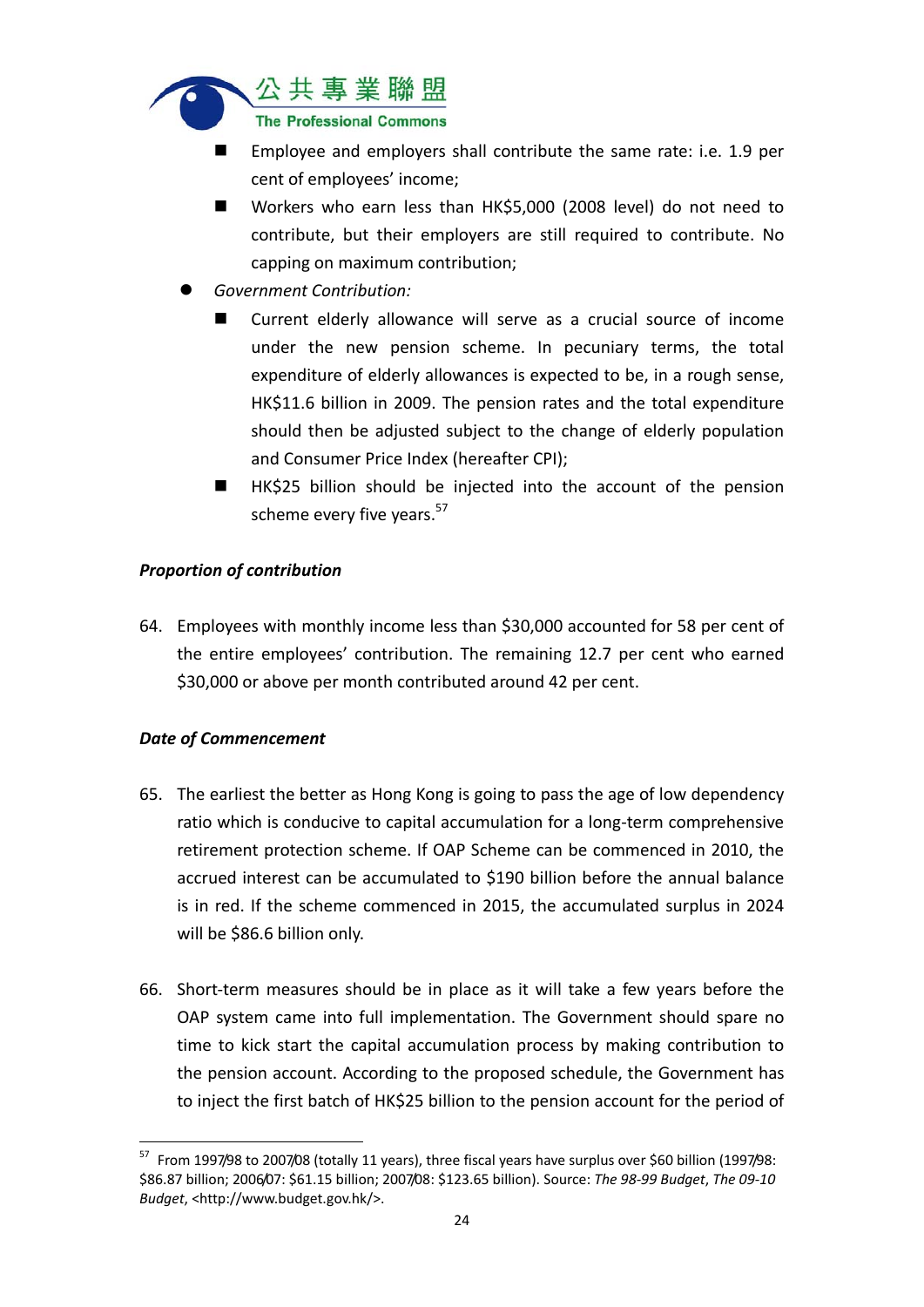- Employee and employers shall contribute the same rate: i.e. 1.9 per cent of employees' income;
    - Workers who earn less than HK$5,000 (2008 level) do not need to contribute, but their employers are still required to contribute. No capping on maximum contribution;
- *Government Contribution:*
    - Current elderly allowance will serve as a crucial source of income under the new pension scheme. In pecuniary terms, the total expenditure of elderly allowances is expected to be, in a rough sense, HK$11.6 billion in 2009. The pension rates and the total expenditure should then be adjusted subject to the change of elderly population and Consumer Price Index (hereafter CPI);
    - HK$25 billion should be injected into the account of the pension scheme every five years.[57]

***Proportion of contribution***

64. Employees with monthly income less than $30,000 accounted for 58 per cent of the entire employees' contribution. The remaining 12.7 per cent who earned $30,000 or above per month contributed around 42 per cent.

***Date of Commencement***

65. The earliest the better as Hong Kong is going to pass the age of low dependency ratio which is conducive to capital accumulation for a long-term comprehensive retirement protection scheme. If OAP Scheme can be commenced in 2010, the accrued interest can be accumulated to $190 billion before the annual balance is in red. If the scheme commenced in 2015, the accumulated surplus in 2024 will be $86.6 billion only.

66. Short-term measures should be in place as it will take a few years before the OAP system came into full implementation. The Government should spare no time to kick start the capital accumulation process by making contribution to the pension account. According to the proposed schedule, the Government has to inject the first batch of HK$25 billion to the pension account for the period of

---

[57] From 1997/98 to 2007/08 (totally 11 years), three fiscal years have surplus over $60 billion (1997/98: $86.87 billion; 2006/07: $61.15 billion; 2007/08: $123.65 billion). Source: *The 98-99 Budget*, *The 09-10 Budget*, <http://www.budget.gov.hk/>.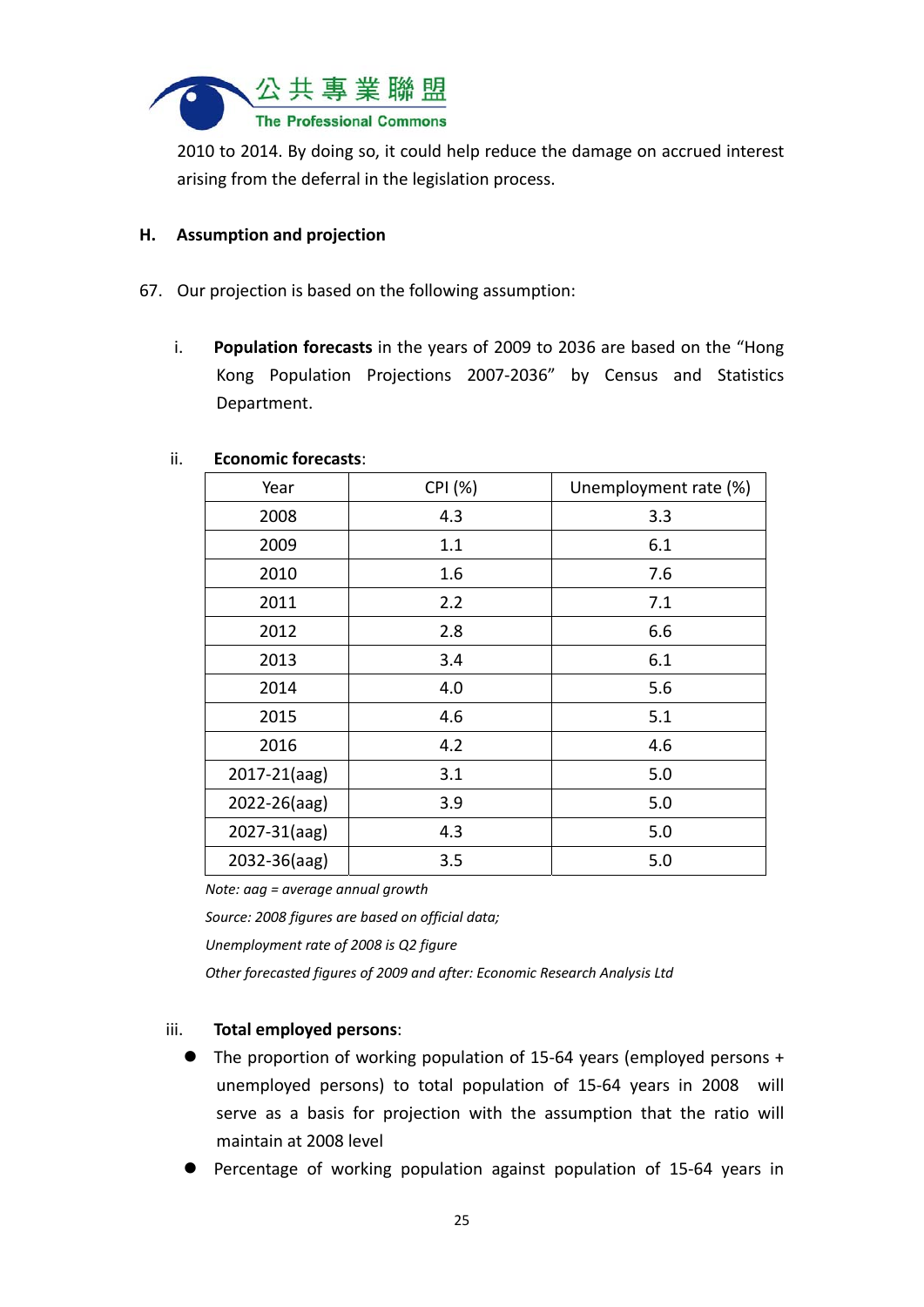2010 to 2014. By doing so, it could help reduce the damage on accrued interest arising from the deferral in the legislation process.

## H. Assumption and projection

67. Our projection is based on the following assumption:

   i. **Population forecasts** in the years of 2009 to 2036 are based on the "Hong Kong Population Projections 2007-2036" by Census and Statistics Department.

   ii. **Economic forecasts**:

| Year | CPI (%) | Unemployment rate (%) |
|---|---|---|
| 2008 | 4.3 | 3.3 |
| 2009 | 1.1 | 6.1 |
| 2010 | 1.6 | 7.6 |
| 2011 | 2.2 | 7.1 |
| 2012 | 2.8 | 6.6 |
| 2013 | 3.4 | 6.1 |
| 2014 | 4.0 | 5.6 |
| 2015 | 4.6 | 5.1 |
| 2016 | 4.2 | 4.6 |
| 2017-21(aag) | 3.1 | 5.0 |
| 2022-26(aag) | 3.9 | 5.0 |
| 2027-31(aag) | 4.3 | 5.0 |
| 2032-36(aag) | 3.5 | 5.0 |

*Note: aag = average annual growth*

*Source: 2008 figures are based on official data;*

*Unemployment rate of 2008 is Q2 figure*

*Other forecasted figures of 2009 and after: Economic Research Analysis Ltd*

   iii. **Total employed persons**:

- The proportion of working population of 15-64 years (employed persons + unemployed persons) to total population of 15-64 years in 2008 will serve as a basis for projection with the assumption that the ratio will maintain at 2008 level
- Percentage of working population against population of 15-64 years in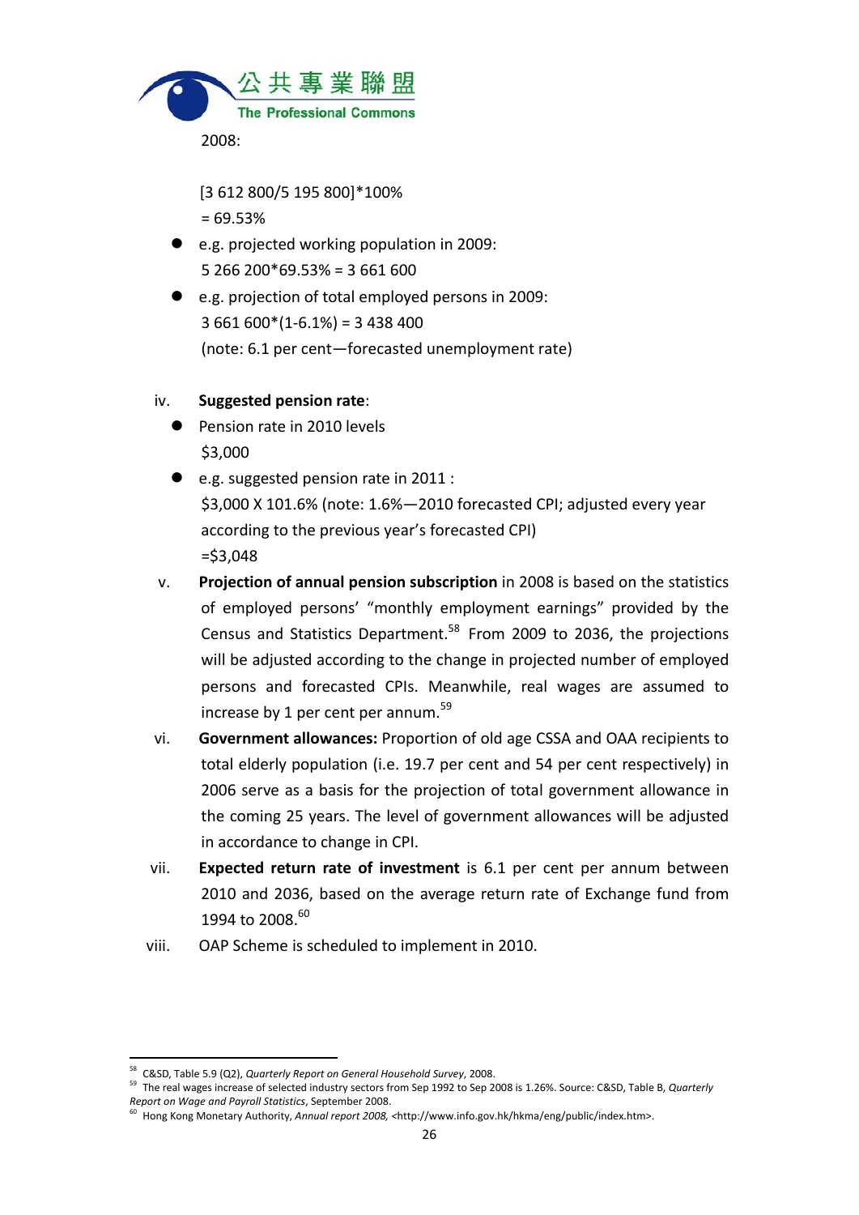2008:

[3 612 800/5 195 800]*100%
= 69.53%

- e.g. projected working population in 2009:
  5 266 200*69.53% = 3 661 600
- e.g. projection of total employed persons in 2009:
  3 661 600*(1-6.1%) = 3 438 400
  (note: 6.1 per cent—forecasted unemployment rate)

iv. **Suggested pension rate**:

- Pension rate in 2010 levels
  $3,000
- e.g. suggested pension rate in 2011 :
  $3,000 X 101.6% (note: 1.6%—2010 forecasted CPI; adjusted every year according to the previous year's forecasted CPI)
  =$3,048

v. **Projection of annual pension subscription** in 2008 is based on the statistics of employed persons' "monthly employment earnings" provided by the Census and Statistics Department.[58] From 2009 to 2036, the projections will be adjusted according to the change in projected number of employed persons and forecasted CPIs. Meanwhile, real wages are assumed to increase by 1 per cent per annum.[59]

vi. **Government allowances:** Proportion of old age CSSA and OAA recipients to total elderly population (i.e. 19.7 per cent and 54 per cent respectively) in 2006 serve as a basis for the projection of total government allowance in the coming 25 years. The level of government allowances will be adjusted in accordance to change in CPI.

vii. **Expected return rate of investment** is 6.1 per cent per annum between 2010 and 2036, based on the average return rate of Exchange fund from 1994 to 2008.[60]

viii. OAP Scheme is scheduled to implement in 2010.

---

[58] C&SD, Table 5.9 (Q2), *Quarterly Report on General Household Survey*, 2008.

[59] The real wages increase of selected industry sectors from Sep 1992 to Sep 2008 is 1.26%. Source: C&SD, Table B, *Quarterly Report on Wage and Payroll Statistics*, September 2008.

[60] Hong Kong Monetary Authority, *Annual report 2008,* <http://www.info.gov.hk/hkma/eng/public/index.htm>.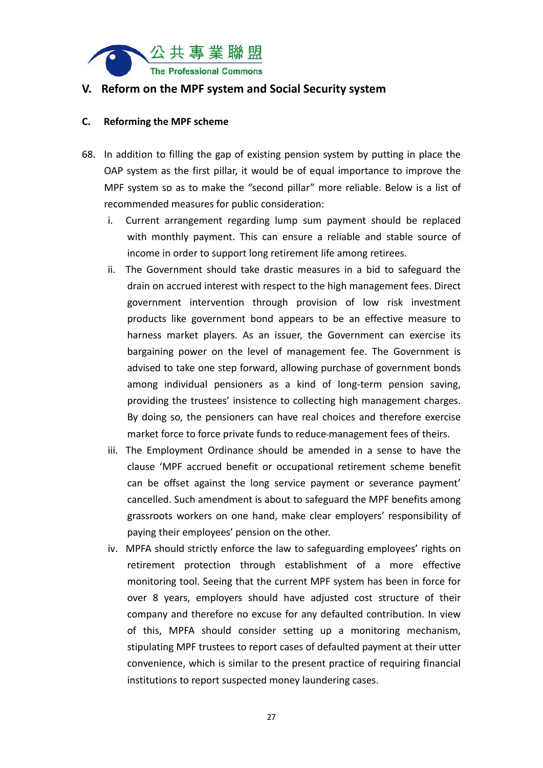## V. Reform on the MPF system and Social Security system

### C. Reforming the MPF scheme

68. In addition to filling the gap of existing pension system by putting in place the OAP system as the first pillar, it would be of equal importance to improve the MPF system so as to make the "second pillar" more reliable. Below is a list of recommended measures for public consideration:

    i. Current arrangement regarding lump sum payment should be replaced with monthly payment. This can ensure a reliable and stable source of income in order to support long retirement life among retirees.

    ii. The Government should take drastic measures in a bid to safeguard the drain on accrued interest with respect to the high management fees. Direct government intervention through provision of low risk investment products like government bond appears to be an effective measure to harness market players. As an issuer, the Government can exercise its bargaining power on the level of management fee. The Government is advised to take one step forward, allowing purchase of government bonds among individual pensioners as a kind of long-term pension saving, providing the trustees' insistence to collecting high management charges. By doing so, the pensioners can have real choices and therefore exercise market force to force private funds to reduce-management fees of theirs.

    iii. The Employment Ordinance should be amended in a sense to have the clause 'MPF accrued benefit or occupational retirement scheme benefit can be offset against the long service payment or severance payment' cancelled. Such amendment is about to safeguard the MPF benefits among grassroots workers on one hand, make clear employers' responsibility of paying their employees' pension on the other.

    iv. MPFA should strictly enforce the law to safeguarding employees' rights on retirement protection through establishment of a more effective monitoring tool. Seeing that the current MPF system has been in force for over 8 years, employers should have adjusted cost structure of their company and therefore no excuse for any defaulted contribution. In view of this, MPFA should consider setting up a monitoring mechanism, stipulating MPF trustees to report cases of defaulted payment at their utter convenience, which is similar to the present practice of requiring financial institutions to report suspected money laundering cases.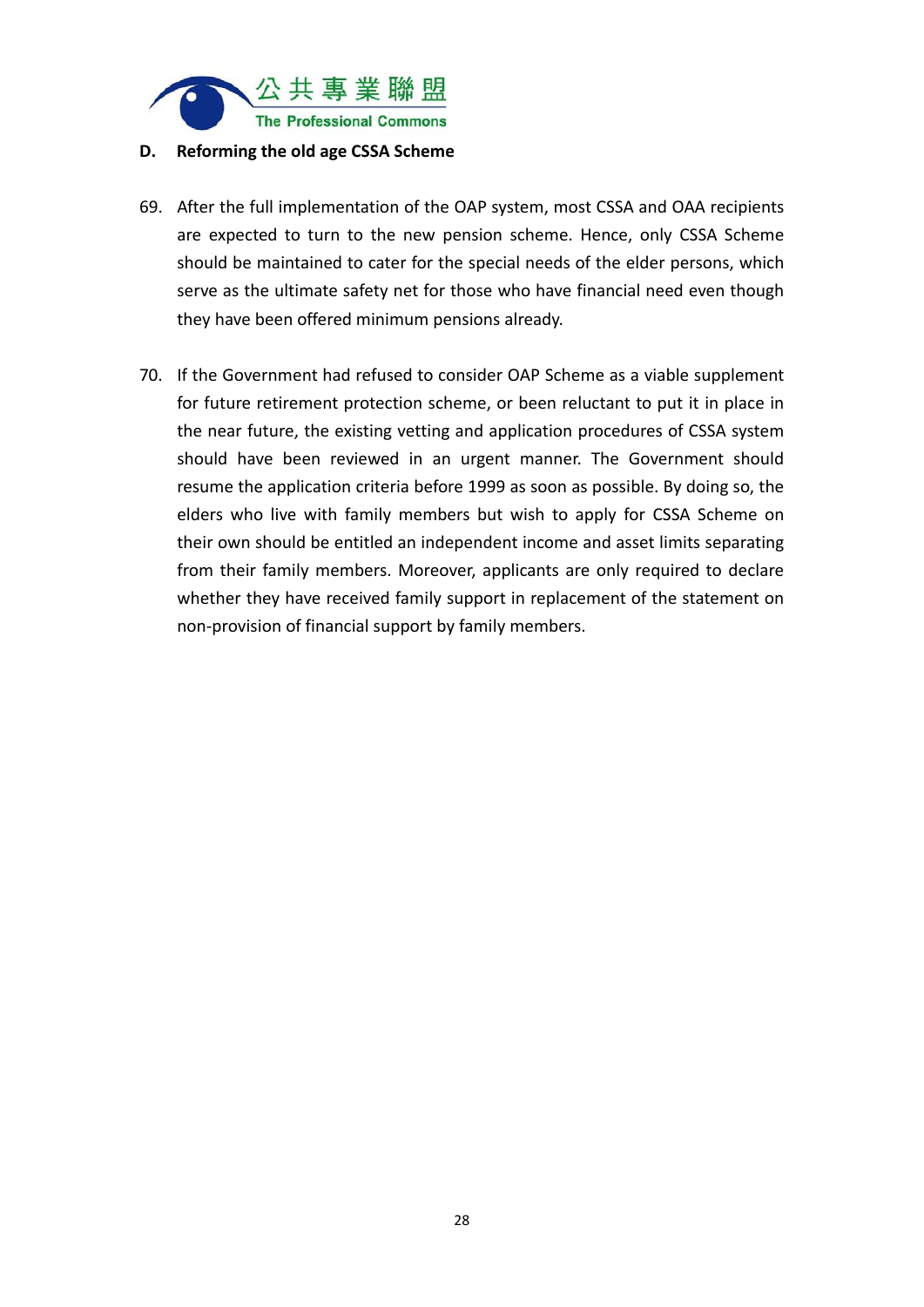## D. Reforming the old age CSSA Scheme

69. After the full implementation of the OAP system, most CSSA and OAA recipients are expected to turn to the new pension scheme. Hence, only CSSA Scheme should be maintained to cater for the special needs of the elder persons, which serve as the ultimate safety net for those who have financial need even though they have been offered minimum pensions already.

70. If the Government had refused to consider OAP Scheme as a viable supplement for future retirement protection scheme, or been reluctant to put it in place in the near future, the existing vetting and application procedures of CSSA system should have been reviewed in an urgent manner. The Government should resume the application criteria before 1999 as soon as possible. By doing so, the elders who live with family members but wish to apply for CSSA Scheme on their own should be entitled an independent income and asset limits separating from their family members. Moreover, applicants are only required to declare whether they have received family support in replacement of the statement on non-provision of financial support by family members.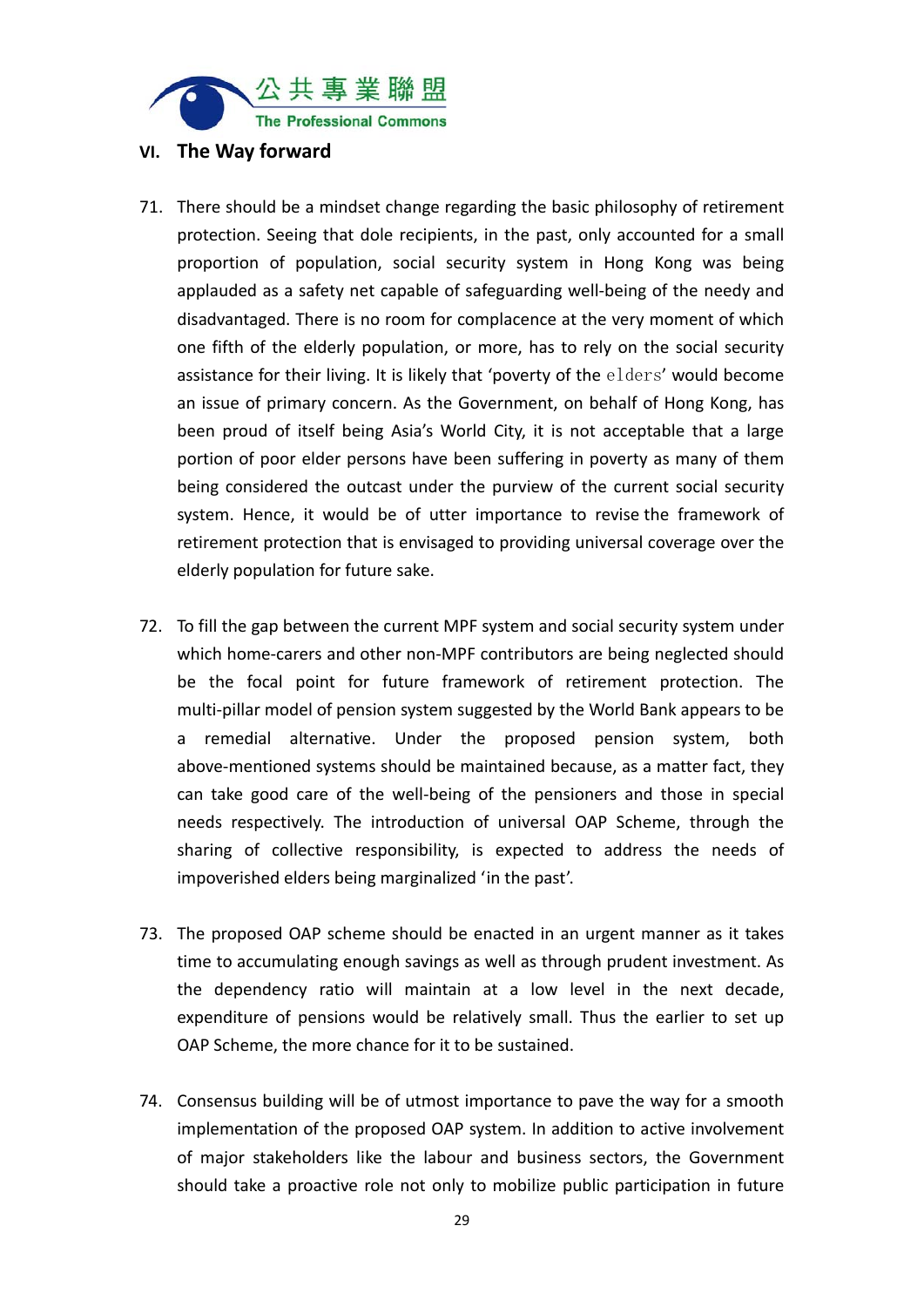## VI. The Way forward

71. There should be a mindset change regarding the basic philosophy of retirement protection. Seeing that dole recipients, in the past, only accounted for a small proportion of population, social security system in Hong Kong was being applauded as a safety net capable of safeguarding well-being of the needy and disadvantaged. There is no room for complacence at the very moment of which one fifth of the elderly population, or more, has to rely on the social security assistance for their living. It is likely that 'poverty of the elders' would become an issue of primary concern. As the Government, on behalf of Hong Kong, has been proud of itself being Asia's World City, it is not acceptable that a large portion of poor elder persons have been suffering in poverty as many of them being considered the outcast under the purview of the current social security system. Hence, it would be of utter importance to revise the framework of retirement protection that is envisaged to providing universal coverage over the elderly population for future sake.

72. To fill the gap between the current MPF system and social security system under which home-carers and other non-MPF contributors are being neglected should be the focal point for future framework of retirement protection. The multi-pillar model of pension system suggested by the World Bank appears to be a remedial alternative. Under the proposed pension system, both above-mentioned systems should be maintained because, as a matter fact, they can take good care of the well-being of the pensioners and those in special needs respectively. The introduction of universal OAP Scheme, through the sharing of collective responsibility, is expected to address the needs of impoverished elders being marginalized 'in the past'.

73. The proposed OAP scheme should be enacted in an urgent manner as it takes time to accumulating enough savings as well as through prudent investment. As the dependency ratio will maintain at a low level in the next decade, expenditure of pensions would be relatively small. Thus the earlier to set up OAP Scheme, the more chance for it to be sustained.

74. Consensus building will be of utmost importance to pave the way for a smooth implementation of the proposed OAP system. In addition to active involvement of major stakeholders like the labour and business sectors, the Government should take a proactive role not only to mobilize public participation in future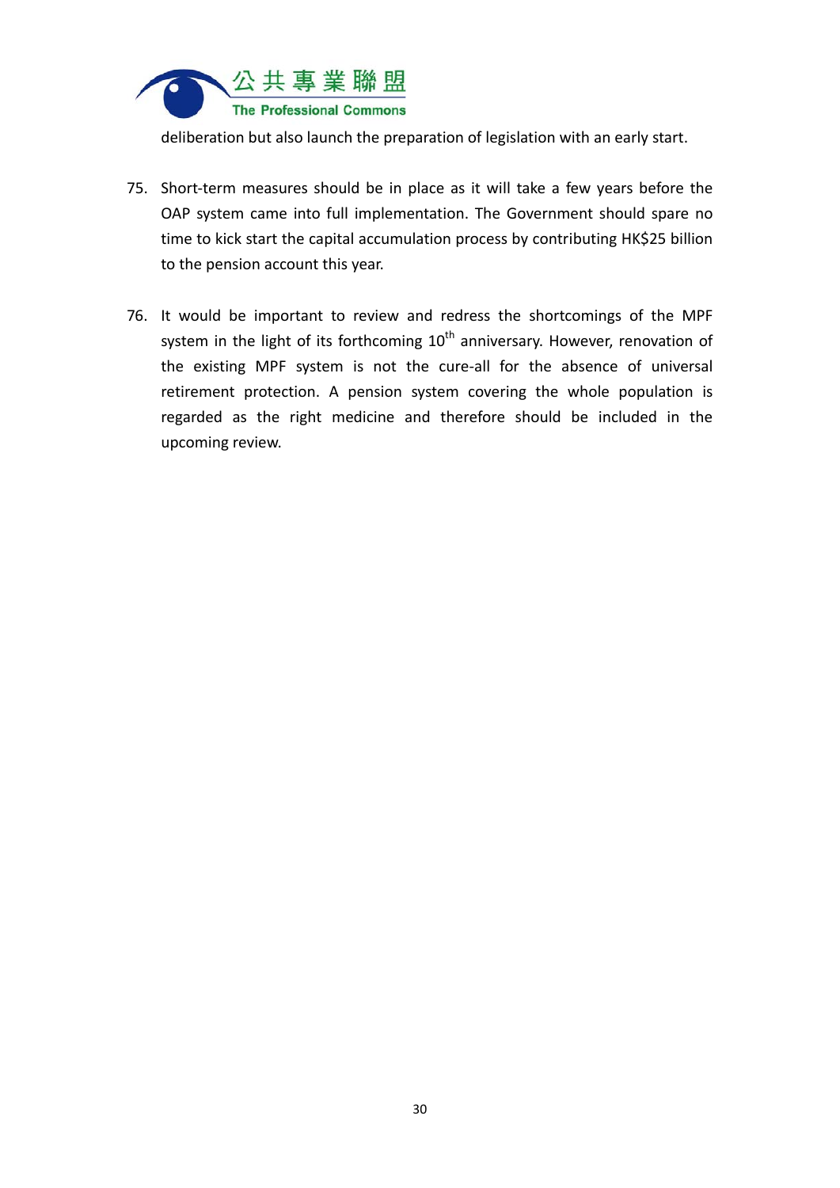deliberation but also launch the preparation of legislation with an early start.

75. Short-term measures should be in place as it will take a few years before the OAP system came into full implementation. The Government should spare no time to kick start the capital accumulation process by contributing HK$25 billion to the pension account this year.

76. It would be important to review and redress the shortcomings of the MPF system in the light of its forthcoming 10th anniversary. However, renovation of the existing MPF system is not the cure-all for the absence of universal retirement protection. A pension system covering the whole population is regarded as the right medicine and therefore should be included in the upcoming review.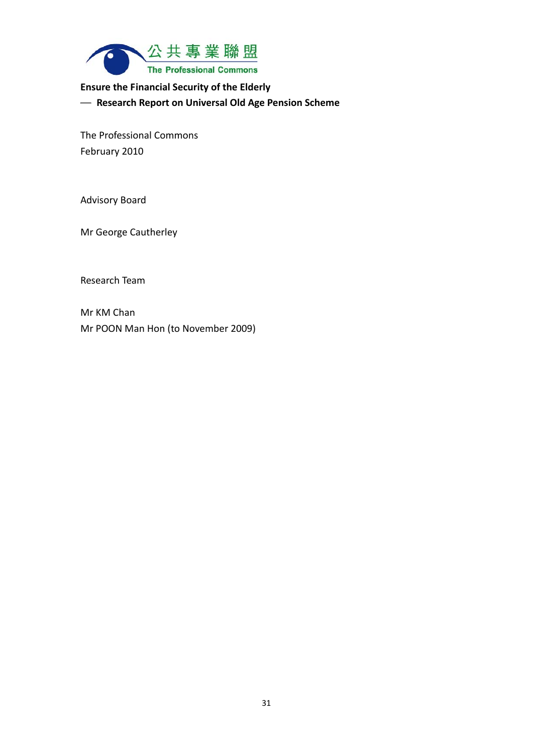公共專業聯盟
The Professional Commons

**Ensure the Financial Security of the Elderly**

**— Research Report on Universal Old Age Pension Scheme**

The Professional Commons

February 2010

Advisory Board

Mr George Cautherley

Research Team

Mr KM Chan

Mr POON Man Hon (to November 2009)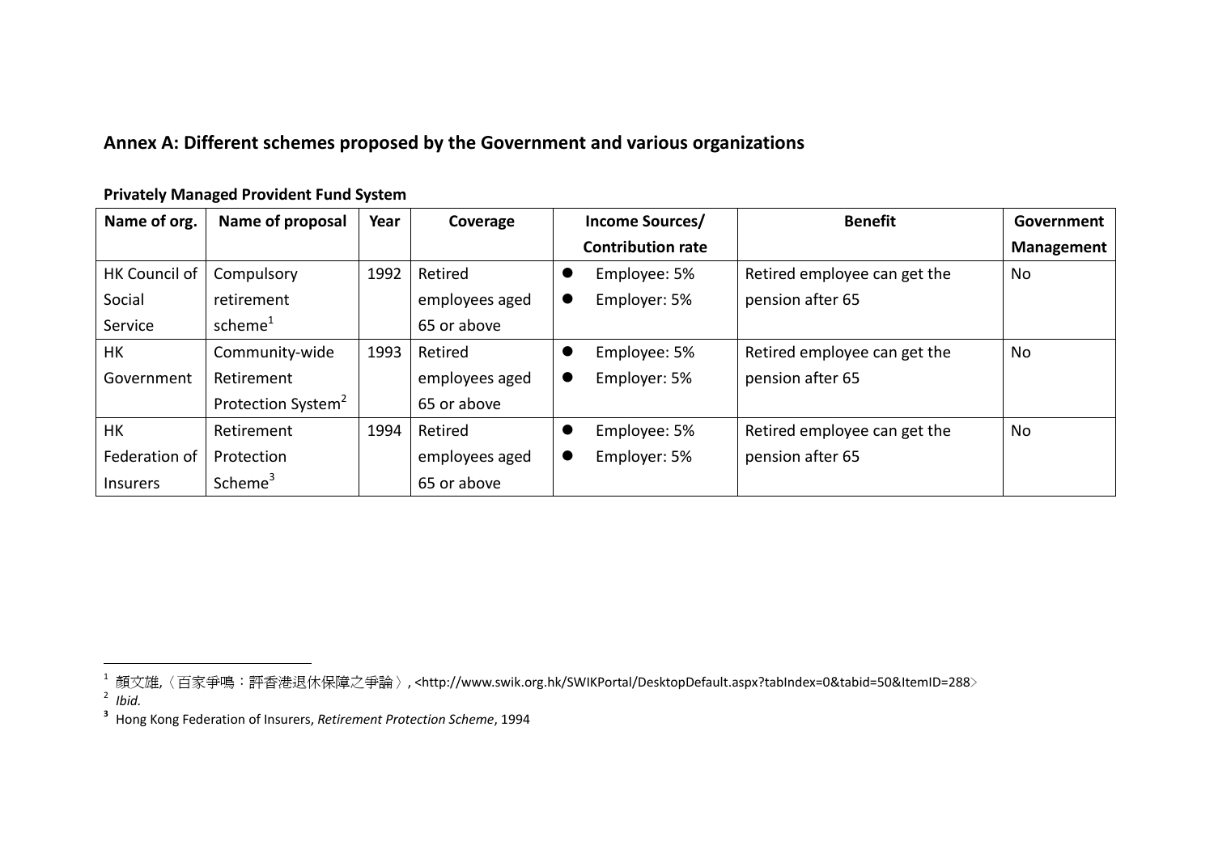## Annex A: Different schemes proposed by the Government and various organizations

**Privately Managed Provident Fund System**

| Name of org. | Name of proposal | Year | Coverage | Income Sources/ Contribution rate | Benefit | Government Management |
|---|---|---|---|---|---|---|
| HK Council of Social Service | Compulsory retirement scheme[1] | 1992 | Retired employees aged 65 or above | • Employee: 5%<br>• Employer: 5% | Retired employee can get the pension after 65 | No |
| HK Government | Community-wide Retirement Protection System[2] | 1993 | Retired employees aged 65 or above | • Employee: 5%<br>• Employer: 5% | Retired employee can get the pension after 65 | No |
| HK Federation of Insurers | Retirement Protection Scheme[3] | 1994 | Retired employees aged 65 or above | • Employee: 5%<br>• Employer: 5% | Retired employee can get the pension after 65 | No |

---

[1] 顏文雄,〈百家爭鳴：評香港退休保障之爭論〉, <http://www.swik.org.hk/SWIKPortal/DesktopDefault.aspx?tabIndex=0&tabid=50&ItemID=288>

[2] *Ibid.*

[3] Hong Kong Federation of Insurers, *Retirement Protection Scheme*, 1994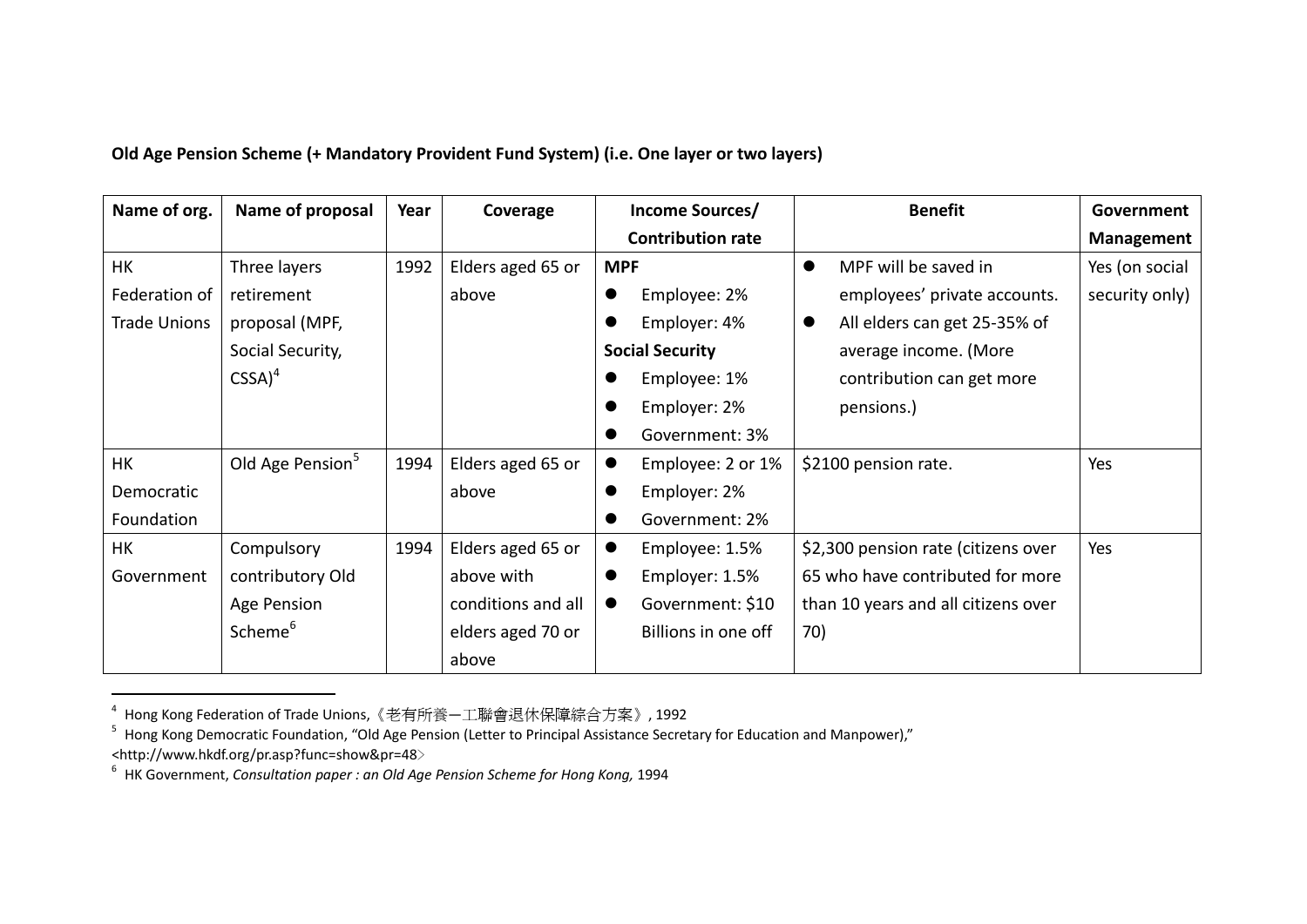**Old Age Pension Scheme (+ Mandatory Provident Fund System) (i.e. One layer or two layers)**

| Name of org. | Name of proposal | Year | Coverage | Income Sources/ Contribution rate | Benefit | Government Management |
|---|---|---|---|---|---|---|
| HK Federation of Trade Unions | Three layers retirement proposal (MPF, Social Security, CSSA)[4] | 1992 | Elders aged 65 or above | **MPF**<br>● Employee: 2%<br>● Employer: 4%<br>**Social Security**<br>● Employee: 1%<br>● Employer: 2%<br>● Government: 3% | ● MPF will be saved in employees' private accounts.<br>● All elders can get 25-35% of average income. (More contribution can get more pensions.) | Yes (on social security only) |
| HK Democratic Foundation | Old Age Pension[5] | 1994 | Elders aged 65 or above | ● Employee: 2 or 1%<br>● Employer: 2%<br>● Government: 2% | $2100 pension rate. | Yes |
| HK Government | Compulsory contributory Old Age Pension Scheme[6] | 1994 | Elders aged 65 or above with conditions and all elders aged 70 or above | ● Employee: 1.5%<br>● Employer: 1.5%<br>● Government: $10 Billions in one off | $2,300 pension rate (citizens over 65 who have contributed for more than 10 years and all citizens over 70) | Yes |

[4] Hong Kong Federation of Trade Unions,《老有所養—工聯會退休保障綜合方案》, 1992

[5] Hong Kong Democratic Foundation, "Old Age Pension (Letter to Principal Assistance Secretary for Education and Manpower)," <http://www.hkdf.org/pr.asp?func=show&pr=48>

[6] HK Government, *Consultation paper : an Old Age Pension Scheme for Hong Kong,* 1994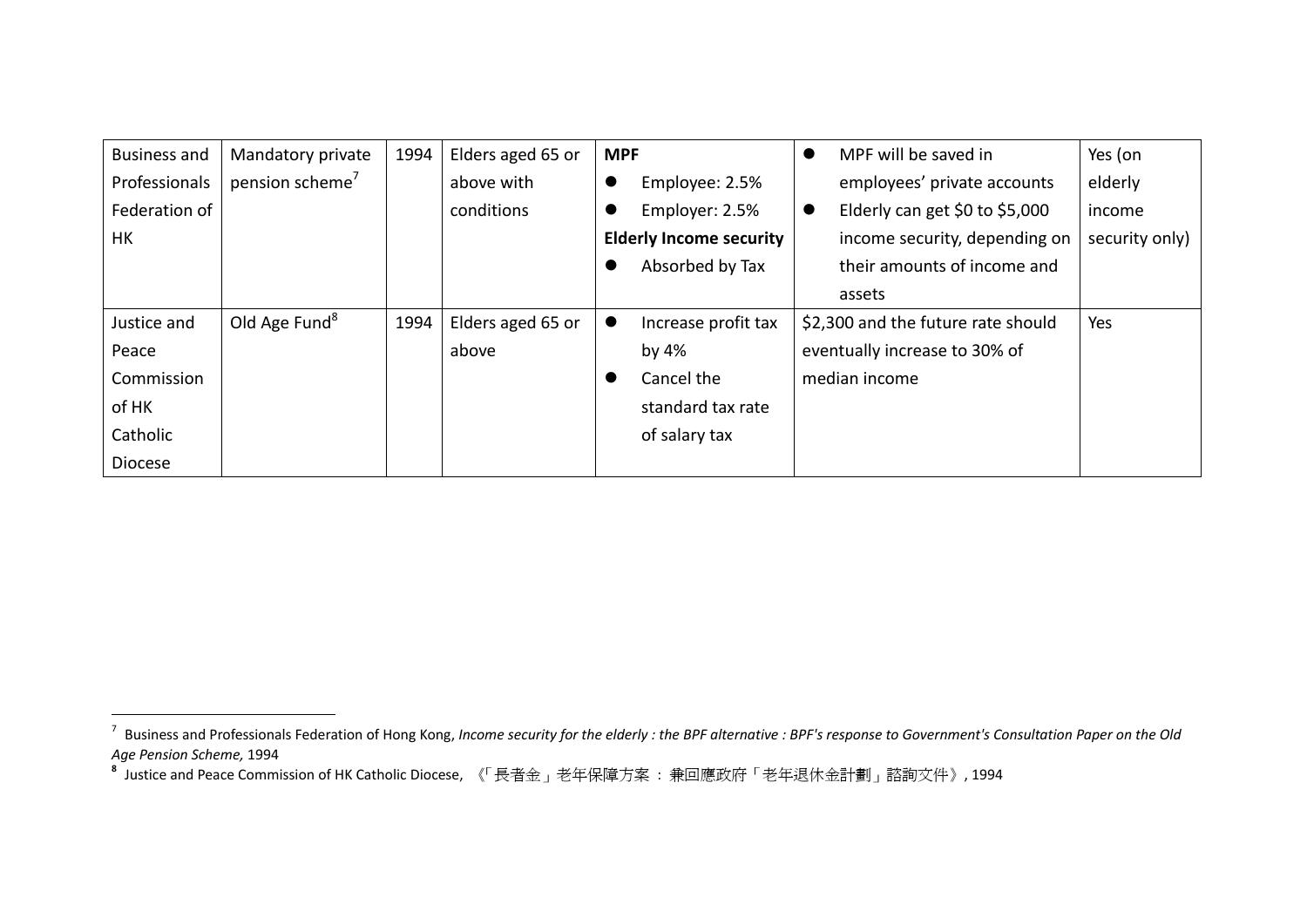| | | | | | | |
|---|---|---|---|---|---|---|
| Business and Professionals Federation of HK | Mandatory private pension scheme[7] | 1994 | Elders aged 65 or above with conditions | **MPF**<br>● Employee: 2.5%<br>● Employer: 2.5%<br>**Elderly Income security**<br>● Absorbed by Tax | ● MPF will be saved in employees' private accounts<br>● Elderly can get $0 to $5,000 income security, depending on their amounts of income and assets | Yes (on elderly income security only) |
| Justice and Peace Commission of HK Catholic Diocese | Old Age Fund[8] | 1994 | Elders aged 65 or above | ● Increase profit tax by 4%<br>● Cancel the standard tax rate of salary tax | $2,300 and the future rate should eventually increase to 30% of median income | Yes |

[7] Business and Professionals Federation of Hong Kong, *Income security for the elderly : the BPF alternative : BPF's response to Government's Consultation Paper on the Old Age Pension Scheme,* 1994

[8] Justice and Peace Commission of HK Catholic Diocese, 《「長者金」老年保障方案 ： 兼回應政府「老年退休金計劃」諮詢文件》, 1994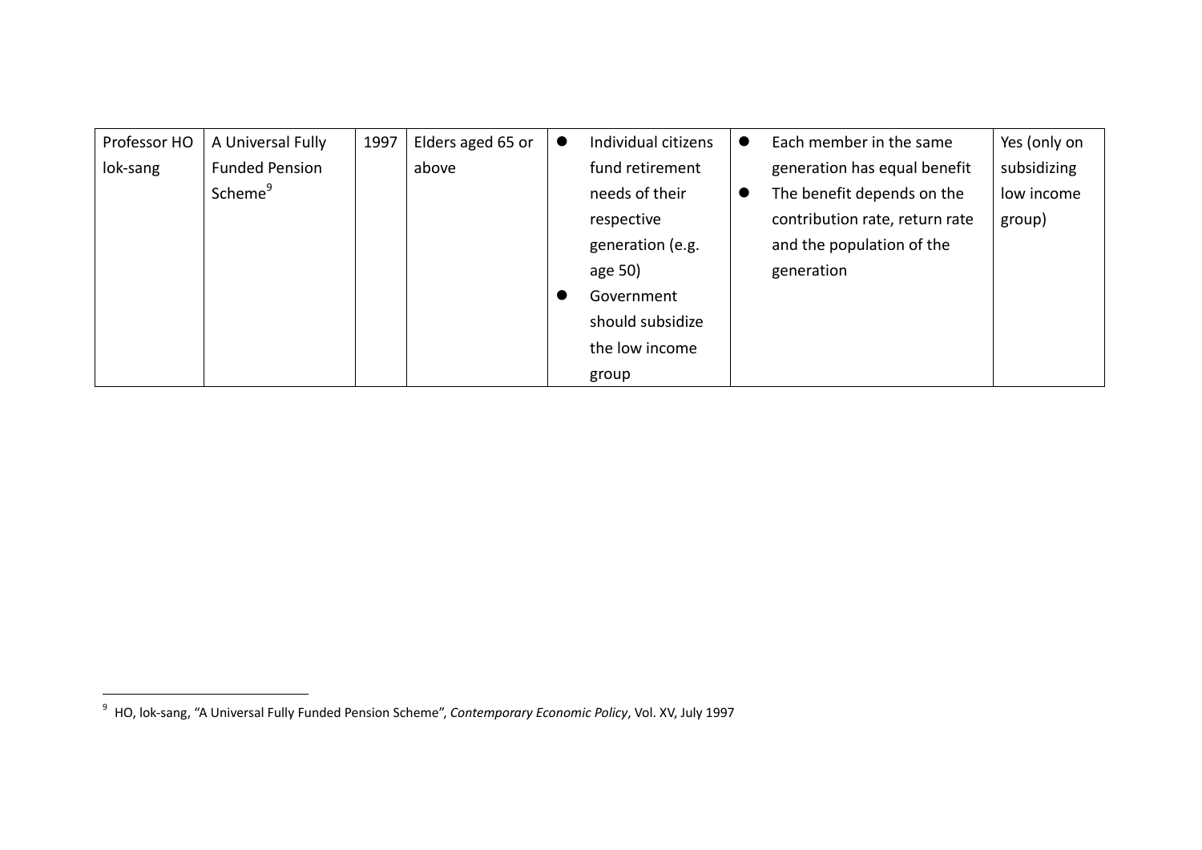| Professor HO lok-sang | A Universal Fully Funded Pension Scheme[9] | 1997 | Elders aged 65 or above | • Individual citizens fund retirement needs of their respective generation (e.g. age 50)<br>• Government should subsidize the low income group | • Each member in the same generation has equal benefit<br>• The benefit depends on the contribution rate, return rate and the population of the generation | Yes (only on subsidizing low income group) |
|---|---|---|---|---|---|---|

[9] HO, lok-sang, "A Universal Fully Funded Pension Scheme", *Contemporary Economic Policy*, Vol. XV, July 1997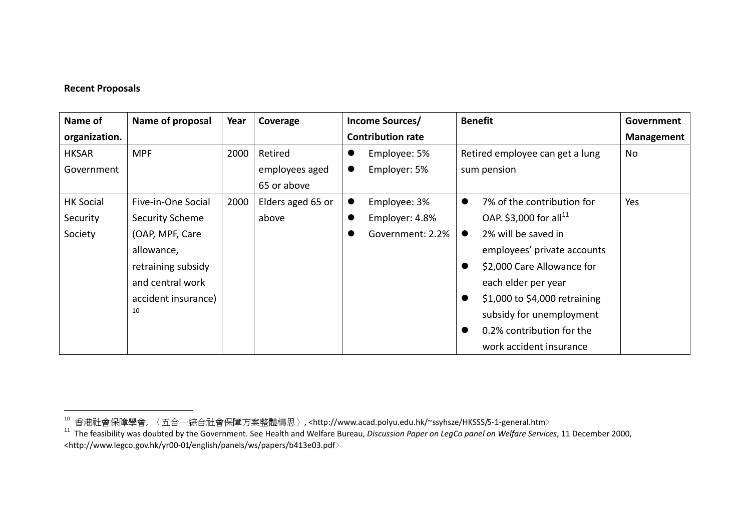**Recent Proposals**

| Name of organization. | Name of proposal | Year | Coverage | Income Sources/ Contribution rate | Benefit | Government Management |
|---|---|---|---|---|---|---|
| HKSAR Government | MPF | 2000 | Retired employees aged 65 or above | • Employee: 5%<br>• Employer: 5% | Retired employee can get a lung sum pension | No |
| HK Social Security Society | Five-in-One Social Security Scheme (OAP, MPF, Care allowance, retraining subsidy and central work accident insurance)[10] | 2000 | Elders aged 65 or above | • Employee: 3%<br>• Employer: 4.8%<br>• Government: 2.2% | • 7% of the contribution for OAP. $3,000 for all[11]<br>• 2% will be saved in employees' private accounts<br>• $2,000 Care Allowance for each elder per year<br>• $1,000 to $4,000 retraining subsidy for unemployment<br>• 0.2% contribution for the work accident insurance | Yes |

[10] 香港社會保障學會,〈五合一綜合社會保障方案整體構思〉, <http://www.acad.polyu.edu.hk/~ssyhsze/HKSSS/5-1-general.htm>

[11] The feasibility was doubted by the Government. See Health and Welfare Bureau, *Discussion Paper on LegCo panel on Welfare Services*, 11 December 2000, <http://www.legco.gov.hk/yr00-01/english/panels/ws/papers/b413e03.pdf>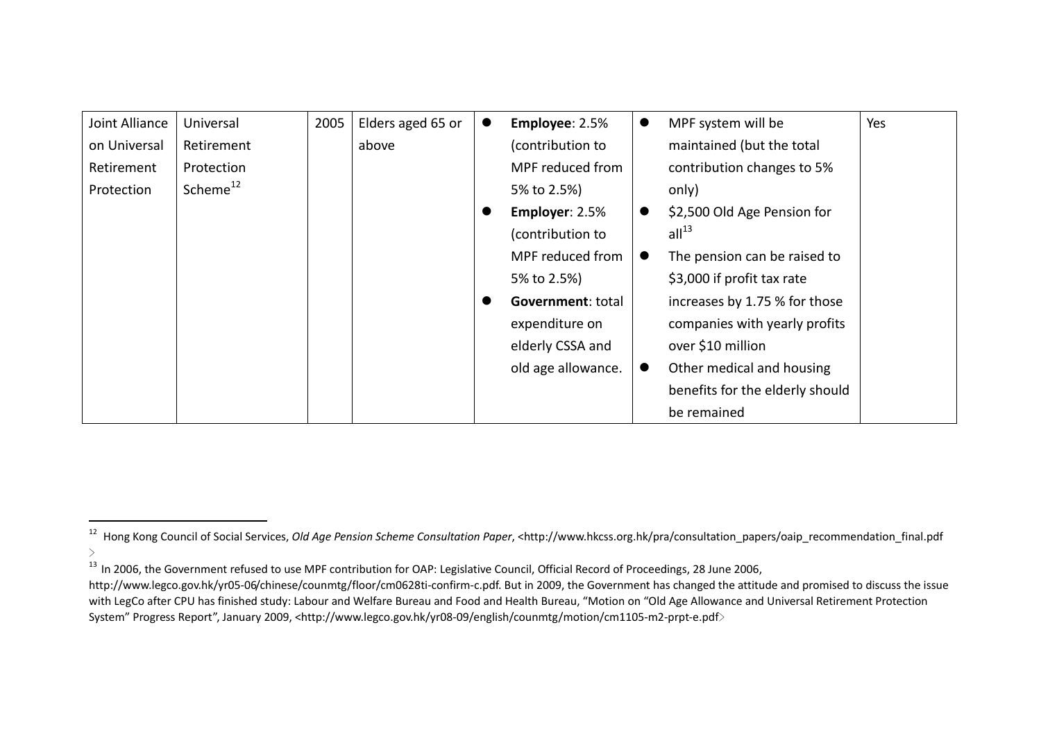| | | | | | | |
|---|---|---|---|---|---|---|
| Joint Alliance on Universal Retirement Protection | Universal Retirement Protection Scheme[12] | 2005 | Elders aged 65 or above | ● **Employee**: 2.5% (contribution to MPF reduced from 5% to 2.5%)<br>● **Employer**: 2.5% (contribution to MPF reduced from 5% to 2.5%)<br>● **Government**: total expenditure on elderly CSSA and old age allowance. | ● MPF system will be maintained (but the total contribution changes to 5% only)<br>● $2,500 Old Age Pension for all[13]<br>● The pension can be raised to $3,000 if profit tax rate increases by 1.75 % for those companies with yearly profits over $10 million<br>● Other medical and housing benefits for the elderly should be remained | Yes |

[12] Hong Kong Council of Social Services, *Old Age Pension Scheme Consultation Paper*, <http://www.hkcss.org.hk/pra/consultation_papers/oaip_recommendation_final.pdf>

[13] In 2006, the Government refused to use MPF contribution for OAP: Legislative Council, Official Record of Proceedings, 28 June 2006, http://www.legco.gov.hk/yr05-06/chinese/counmtg/floor/cm0628ti-confirm-c.pdf. But in 2009, the Government has changed the attitude and promised to discuss the issue with LegCo after CPU has finished study: Labour and Welfare Bureau and Food and Health Bureau, "Motion on "Old Age Allowance and Universal Retirement Protection System" Progress Report", January 2009, <http://www.legco.gov.hk/yr08-09/english/counmtg/motion/cm1105-m2-prpt-e.pdf>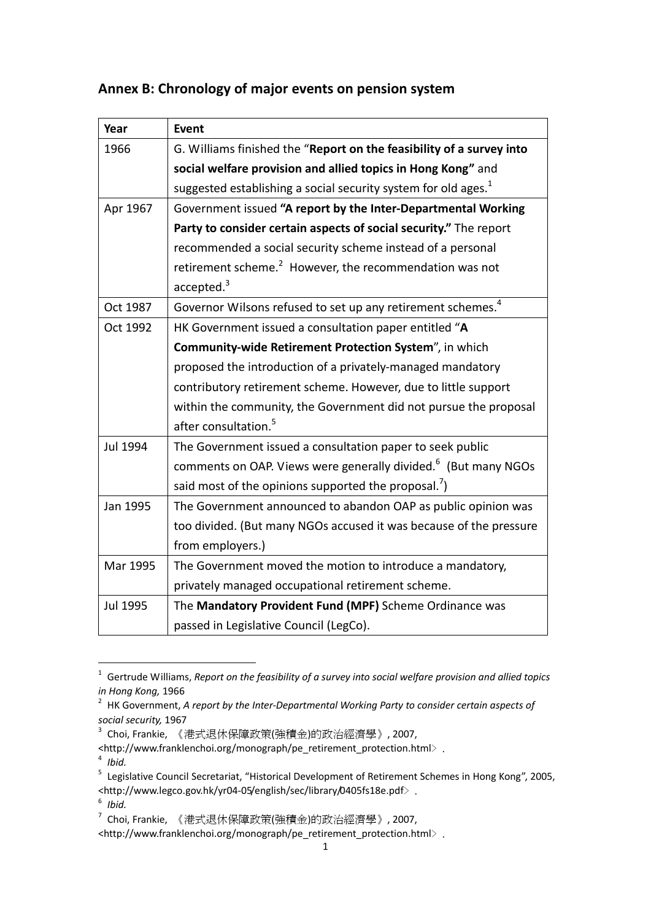## Annex B: Chronology of major events on pension system

| Year | Event |
|---|---|
| 1966 | G. Williams finished the "**Report on the feasibility of a survey into social welfare provision and allied topics in Hong Kong"** and suggested establishing a social security system for old ages.[1] |
| Apr 1967 | Government issued **"A report by the Inter-Departmental Working Party to consider certain aspects of social security."** The report recommended a social security scheme instead of a personal retirement scheme.[2] However, the recommendation was not accepted.[3] |
| Oct 1987 | Governor Wilsons refused to set up any retirement schemes.[4] |
| Oct 1992 | HK Government issued a consultation paper entitled "**A Community-wide Retirement Protection System**", in which proposed the introduction of a privately-managed mandatory contributory retirement scheme. However, due to little support within the community, the Government did not pursue the proposal after consultation.[5] |
| Jul 1994 | The Government issued a consultation paper to seek public comments on OAP. Views were generally divided.[6] (But many NGOs said most of the opinions supported the proposal.[7]) |
| Jan 1995 | The Government announced to abandon OAP as public opinion was too divided. (But many NGOs accused it was because of the pressure from employers.) |
| Mar 1995 | The Government moved the motion to introduce a mandatory, privately managed occupational retirement scheme. |
| Jul 1995 | The **Mandatory Provident Fund (MPF)** Scheme Ordinance was passed in Legislative Council (LegCo). |

[1] Gertrude Williams, *Report on the feasibility of a survey into social welfare provision and allied topics in Hong Kong,* 1966

[2] HK Government, *A report by the Inter-Departmental Working Party to consider certain aspects of social security,* 1967

[3] Choi, Frankie, 《港式退休保障政策(強積金)的政治經濟學》, 2007, <http://www.franklenchoi.org/monograph/pe_retirement_protection.html>.

[4] *Ibid.*

[5] Legislative Council Secretariat, "Historical Development of Retirement Schemes in Hong Kong", 2005, <http://www.legco.gov.hk/yr04-05/english/sec/library/0405fs18e.pdf>.

[6] *Ibid.*

[7] Choi, Frankie, 《港式退休保障政策(強積金)的政治經濟學》, 2007, <http://www.franklenchoi.org/monograph/pe_retirement_protection.html>.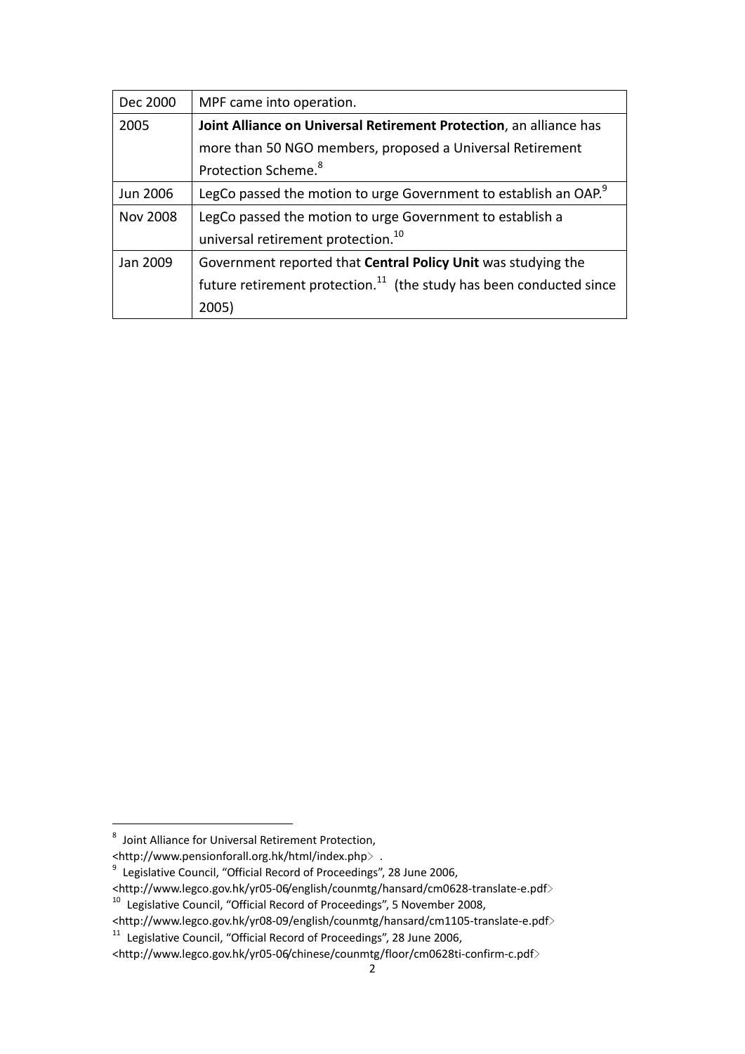| Dec 2000 | MPF came into operation. |
|---|---|
| 2005 | **Joint Alliance on Universal Retirement Protection**, an alliance has more than 50 NGO members, proposed a Universal Retirement Protection Scheme.[8] |
| Jun 2006 | LegCo passed the motion to urge Government to establish an OAP.[9] |
| Nov 2008 | LegCo passed the motion to urge Government to establish a universal retirement protection.[10] |
| Jan 2009 | Government reported that **Central Policy Unit** was studying the future retirement protection.[11] (the study has been conducted since 2005) |

[8] Joint Alliance for Universal Retirement Protection, <http://www.pensionforall.org.hk/html/index.php> .

[9] Legislative Council, "Official Record of Proceedings", 28 June 2006, <http://www.legco.gov.hk/yr05-06/english/counmtg/hansard/cm0628-translate-e.pdf>

[10] Legislative Council, "Official Record of Proceedings", 5 November 2008, <http://www.legco.gov.hk/yr08-09/english/counmtg/hansard/cm1105-translate-e.pdf>

[11] Legislative Council, "Official Record of Proceedings", 28 June 2006, <http://www.legco.gov.hk/yr05-06/chinese/counmtg/floor/cm0628ti-confirm-c.pdf>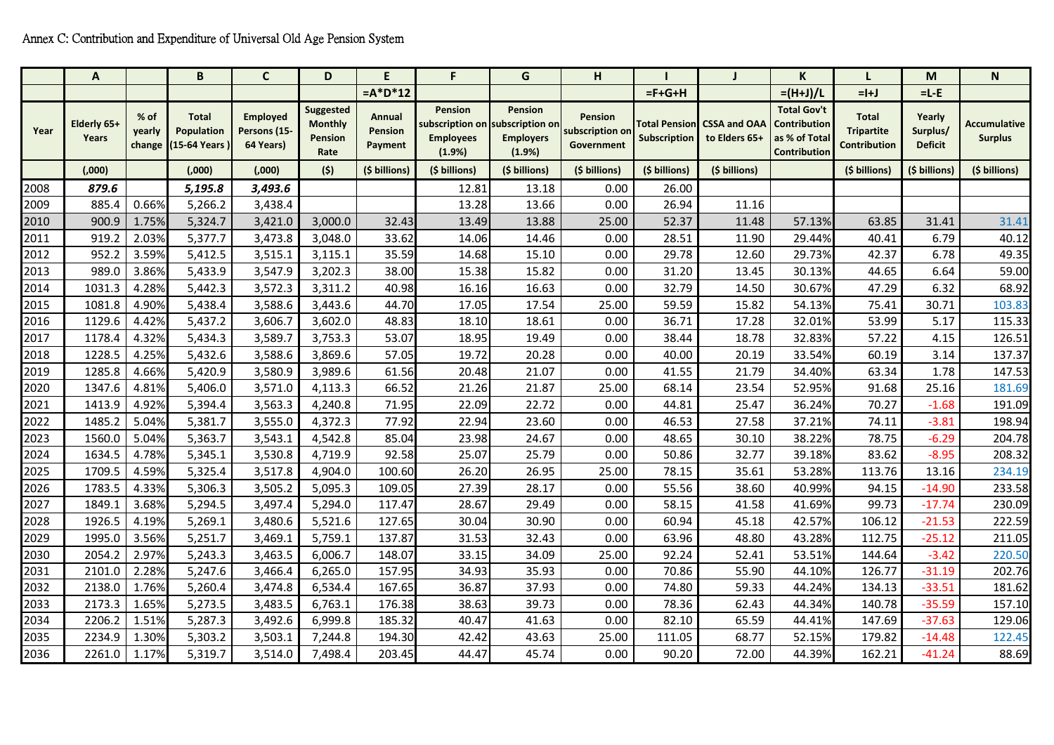Annex C: Contribution and Expenditure of Universal Old Age Pension System

| | A | | B | C | D | E | F | G | H | I | J | K | L | M | N |
|---|---|---|---|---|---|---|---|---|---|---|---|---|---|---|---|
| | | | | | | =A*D*12 | | | | =F+G+H | | =(H+J)/L | =I+J | =L-E | |
| Year | Elderly 65+ Years | % of yearly change | Total Population (15-64 Years ) | Employed Persons (15-64 Years) | Suggested Monthly Pension Rate | Annual Pension Payment | Pension subscription on Employees (1.9%) | Pension subscription on Employers (1.9%) | Pension subscription on Government | Total Pension Subscription | CSSA and OAA to Elders 65+ | Total Gov't Contribution as % of Total Contribution | Total Tripartite Contribution | Yearly Surplus/ Deficit | Accumulative Surplus |
| | (,000) | | (,000) | (,000) | ($) | ($ billions) | ($ billions) | ($ billions) | ($ billions) | ($ billions) | ($ billions) | | ($ billions) | ($ billions) | ($ billions) |
| 2008 | ***879.6*** | | ***5,195.8*** | ***3,493.6*** | | | 12.81 | 13.18 | 0.00 | 26.00 | | | | | |
| 2009 | 885.4 | 0.66% | 5,266.2 | 3,438.4 | | | 13.28 | 13.66 | 0.00 | 26.94 | 11.16 | | | | |
| 2010 | 900.9 | 1.75% | 5,324.7 | 3,421.0 | 3,000.0 | 32.43 | 13.49 | 13.88 | 25.00 | 52.37 | 11.48 | 57.13% | 63.85 | 31.41 | 31.41 |
| 2011 | 919.2 | 2.03% | 5,377.7 | 3,473.8 | 3,048.0 | 33.62 | 14.06 | 14.46 | 0.00 | 28.51 | 11.90 | 29.44% | 40.41 | 6.79 | 40.12 |
| 2012 | 952.2 | 3.59% | 5,412.5 | 3,515.1 | 3,115.1 | 35.59 | 14.68 | 15.10 | 0.00 | 29.78 | 12.60 | 29.73% | 42.37 | 6.78 | 49.35 |
| 2013 | 989.0 | 3.86% | 5,433.9 | 3,547.9 | 3,202.3 | 38.00 | 15.38 | 15.82 | 0.00 | 31.20 | 13.45 | 30.13% | 44.65 | 6.64 | 59.00 |
| 2014 | 1031.3 | 4.28% | 5,442.3 | 3,572.3 | 3,311.2 | 40.98 | 16.16 | 16.63 | 0.00 | 32.79 | 14.50 | 30.67% | 47.29 | 6.32 | 68.92 |
| 2015 | 1081.8 | 4.90% | 5,438.4 | 3,588.6 | 3,443.6 | 44.70 | 17.05 | 17.54 | 25.00 | 59.59 | 15.82 | 54.13% | 75.41 | 30.71 | 103.83 |
| 2016 | 1129.6 | 4.42% | 5,437.2 | 3,606.7 | 3,602.0 | 48.83 | 18.10 | 18.61 | 0.00 | 36.71 | 17.28 | 32.01% | 53.99 | 5.17 | 115.33 |
| 2017 | 1178.4 | 4.32% | 5,434.3 | 3,589.7 | 3,753.3 | 53.07 | 18.95 | 19.49 | 0.00 | 38.44 | 18.78 | 32.83% | 57.22 | 4.15 | 126.51 |
| 2018 | 1228.5 | 4.25% | 5,432.6 | 3,588.6 | 3,869.6 | 57.05 | 19.72 | 20.28 | 0.00 | 40.00 | 20.19 | 33.54% | 60.19 | 3.14 | 137.37 |
| 2019 | 1285.8 | 4.66% | 5,420.9 | 3,580.9 | 3,989.6 | 61.56 | 20.48 | 21.07 | 0.00 | 41.55 | 21.79 | 34.40% | 63.34 | 1.78 | 147.53 |
| 2020 | 1347.6 | 4.81% | 5,406.0 | 3,571.0 | 4,113.3 | 66.52 | 21.26 | 21.87 | 25.00 | 68.14 | 23.54 | 52.95% | 91.68 | 25.16 | 181.69 |
| 2021 | 1413.9 | 4.92% | 5,394.4 | 3,563.3 | 4,240.8 | 71.95 | 22.09 | 22.72 | 0.00 | 44.81 | 25.47 | 36.24% | 70.27 | -1.68 | 191.09 |
| 2022 | 1485.2 | 5.04% | 5,381.7 | 3,555.0 | 4,372.3 | 77.92 | 22.94 | 23.60 | 0.00 | 46.53 | 27.58 | 37.21% | 74.11 | -3.81 | 198.94 |
| 2023 | 1560.0 | 5.04% | 5,363.7 | 3,543.1 | 4,542.8 | 85.04 | 23.98 | 24.67 | 0.00 | 48.65 | 30.10 | 38.22% | 78.75 | -6.29 | 204.78 |
| 2024 | 1634.5 | 4.78% | 5,345.1 | 3,530.8 | 4,719.9 | 92.58 | 25.07 | 25.79 | 0.00 | 50.86 | 32.77 | 39.18% | 83.62 | -8.95 | 208.32 |
| 2025 | 1709.5 | 4.59% | 5,325.4 | 3,517.8 | 4,904.0 | 100.60 | 26.20 | 26.95 | 25.00 | 78.15 | 35.61 | 53.28% | 113.76 | 13.16 | 234.19 |
| 2026 | 1783.5 | 4.33% | 5,306.3 | 3,505.2 | 5,095.3 | 109.05 | 27.39 | 28.17 | 0.00 | 55.56 | 38.60 | 40.99% | 94.15 | -14.90 | 233.58 |
| 2027 | 1849.1 | 3.68% | 5,294.5 | 3,497.4 | 5,294.0 | 117.47 | 28.67 | 29.49 | 0.00 | 58.15 | 41.58 | 41.69% | 99.73 | -17.74 | 230.09 |
| 2028 | 1926.5 | 4.19% | 5,269.1 | 3,480.6 | 5,521.6 | 127.65 | 30.04 | 30.90 | 0.00 | 60.94 | 45.18 | 42.57% | 106.12 | -21.53 | 222.59 |
| 2029 | 1995.0 | 3.56% | 5,251.7 | 3,469.1 | 5,759.1 | 137.87 | 31.53 | 32.43 | 0.00 | 63.96 | 48.80 | 43.28% | 112.75 | -25.12 | 211.05 |
| 2030 | 2054.2 | 2.97% | 5,243.3 | 3,463.5 | 6,006.7 | 148.07 | 33.15 | 34.09 | 25.00 | 92.24 | 52.41 | 53.51% | 144.64 | -3.42 | 220.50 |
| 2031 | 2101.0 | 2.28% | 5,247.6 | 3,466.4 | 6,265.0 | 157.95 | 34.93 | 35.93 | 0.00 | 70.86 | 55.90 | 44.10% | 126.77 | -31.19 | 202.76 |
| 2032 | 2138.0 | 1.76% | 5,260.4 | 3,474.8 | 6,534.4 | 167.65 | 36.87 | 37.93 | 0.00 | 74.80 | 59.33 | 44.24% | 134.13 | -33.51 | 181.62 |
| 2033 | 2173.3 | 1.65% | 5,273.5 | 3,483.5 | 6,763.1 | 176.38 | 38.63 | 39.73 | 0.00 | 78.36 | 62.43 | 44.34% | 140.78 | -35.59 | 157.10 |
| 2034 | 2206.2 | 1.51% | 5,287.3 | 3,492.6 | 6,999.8 | 185.32 | 40.47 | 41.63 | 0.00 | 82.10 | 65.59 | 44.41% | 147.69 | -37.63 | 129.06 |
| 2035 | 2234.9 | 1.30% | 5,303.2 | 3,503.1 | 7,244.8 | 194.30 | 42.42 | 43.63 | 25.00 | 111.05 | 68.77 | 52.15% | 179.82 | -14.48 | 122.45 |
| 2036 | 2261.0 | 1.17% | 5,319.7 | 3,514.0 | 7,498.4 | 203.45 | 44.47 | 45.74 | 0.00 | 90.20 | 72.00 | 44.39% | 162.21 | -41.24 | 88.69 |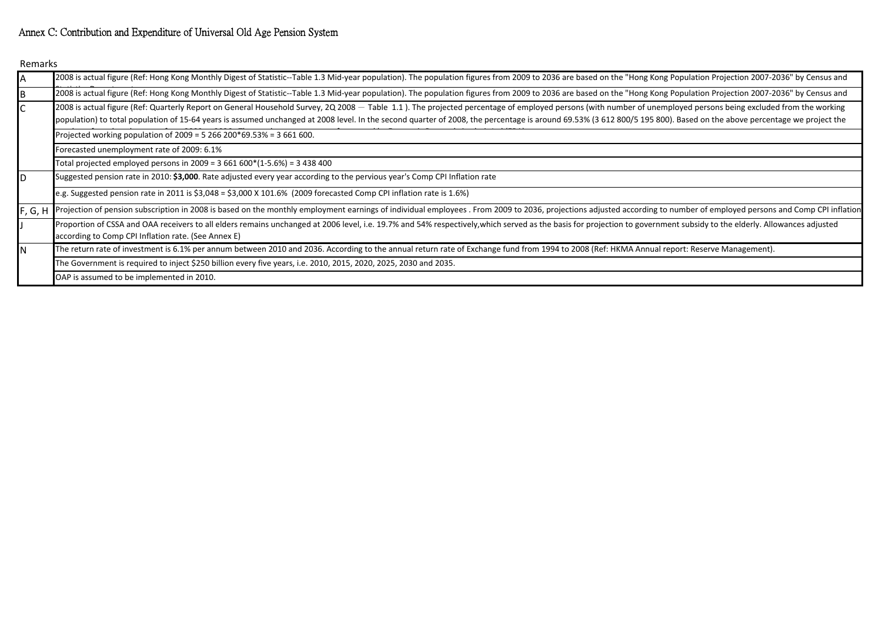# Annex C: Contribution and Expenditure of Universal Old Age Pension System

Remarks

| | |
|---|---|
| A | 2008 is actual figure (Ref: Hong Kong Monthly Digest of Statistic--Table 1.3 Mid-year population). The population figures from 2009 to 2036 are based on the "Hong Kong Population Projection 2007-2036" by Census and |
| B | 2008 is actual figure (Ref: Hong Kong Monthly Digest of Statistic--Table 1.3 Mid-year population). The population figures from 2009 to 2036 are based on the "Hong Kong Population Projection 2007-2036" by Census and |
| C | 2008 is actual figure (Ref: Quarterly Report on General Household Survey, 2Q 2008 — Table 1.1 ). The projected percentage of employed persons (with number of unemployed persons being excluded from the working population) to total population of 15-64 years is assumed unchanged at 2008 level. In the second quarter of 2008, the percentage is around 69.53% (3 612 800/5 195 800). Based on the above percentage we project the |
| | Projected working population of 2009 = 5 266 200*69.53% = 3 661 600. |
| | Forecasted unemployment rate of 2009: 6.1% |
| | Total projected employed persons in 2009 = 3 661 600*(1-5.6%) = 3 438 400 |
| D | Suggested pension rate in 2010: **$3,000**. Rate adjusted every year according to the pervious year's Comp CPI Inflation rate |
| | e.g. Suggested pension rate in 2011 is $3,048 = $3,000 X 101.6% (2009 forecasted Comp CPI inflation rate is 1.6%) |
| F, G, H | Projection of pension subscription in 2008 is based on the monthly employment earnings of individual employees . From 2009 to 2036, projections adjusted according to number of employed persons and Comp CPI inflation |
| J | Proportion of CSSA and OAA receivers to all elders remains unchanged at 2006 level, i.e. 19.7% and 54% respectively,which served as the basis for projection to government subsidy to the elderly. Allowances adjusted according to Comp CPI Inflation rate. (See Annex E) |
| N | The return rate of investment is 6.1% per annum between 2010 and 2036. According to the annual return rate of Exchange fund from 1994 to 2008 (Ref: HKMA Annual report: Reserve Management). |
| | The Government is required to inject $250 billion every five years, i.e. 2010, 2015, 2020, 2025, 2030 and 2035. |
| | OAP is assumed to be implemented in 2010. |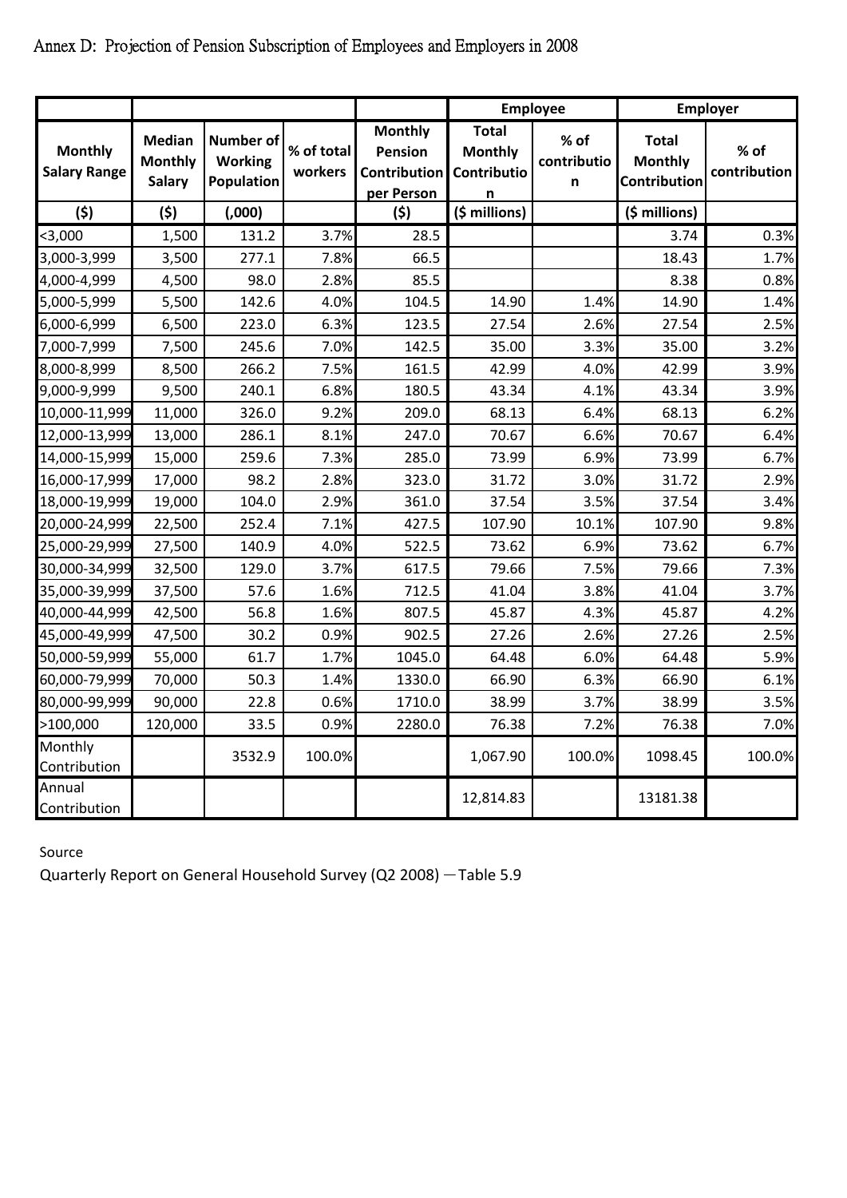Annex D: Projection of Pension Subscription of Employees and Employers in 2008

| | | | | | Employee | | Employer | |
|---|---|---|---|---|---|---|---|---|
| **Monthly Salary Range** | **Median Monthly Salary** | **Number of Working Population** | **% of total workers** | **Monthly Pension Contribution per Person** | **Total Monthly Contribution** | **% of contribution** | **Total Monthly Contribution** | **% of contribution** |
| **($)** | **($)** | **(,000)** | | **($)** | **($ millions)** | | **($ millions)** | |
| <3,000 | 1,500 | 131.2 | 3.7% | 28.5 | | | 3.74 | 0.3% |
| 3,000-3,999 | 3,500 | 277.1 | 7.8% | 66.5 | | | 18.43 | 1.7% |
| 4,000-4,999 | 4,500 | 98.0 | 2.8% | 85.5 | | | 8.38 | 0.8% |
| 5,000-5,999 | 5,500 | 142.6 | 4.0% | 104.5 | 14.90 | 1.4% | 14.90 | 1.4% |
| 6,000-6,999 | 6,500 | 223.0 | 6.3% | 123.5 | 27.54 | 2.6% | 27.54 | 2.5% |
| 7,000-7,999 | 7,500 | 245.6 | 7.0% | 142.5 | 35.00 | 3.3% | 35.00 | 3.2% |
| 8,000-8,999 | 8,500 | 266.2 | 7.5% | 161.5 | 42.99 | 4.0% | 42.99 | 3.9% |
| 9,000-9,999 | 9,500 | 240.1 | 6.8% | 180.5 | 43.34 | 4.1% | 43.34 | 3.9% |
| 10,000-11,999 | 11,000 | 326.0 | 9.2% | 209.0 | 68.13 | 6.4% | 68.13 | 6.2% |
| 12,000-13,999 | 13,000 | 286.1 | 8.1% | 247.0 | 70.67 | 6.6% | 70.67 | 6.4% |
| 14,000-15,999 | 15,000 | 259.6 | 7.3% | 285.0 | 73.99 | 6.9% | 73.99 | 6.7% |
| 16,000-17,999 | 17,000 | 98.2 | 2.8% | 323.0 | 31.72 | 3.0% | 31.72 | 2.9% |
| 18,000-19,999 | 19,000 | 104.0 | 2.9% | 361.0 | 37.54 | 3.5% | 37.54 | 3.4% |
| 20,000-24,999 | 22,500 | 252.4 | 7.1% | 427.5 | 107.90 | 10.1% | 107.90 | 9.8% |
| 25,000-29,999 | 27,500 | 140.9 | 4.0% | 522.5 | 73.62 | 6.9% | 73.62 | 6.7% |
| 30,000-34,999 | 32,500 | 129.0 | 3.7% | 617.5 | 79.66 | 7.5% | 79.66 | 7.3% |
| 35,000-39,999 | 37,500 | 57.6 | 1.6% | 712.5 | 41.04 | 3.8% | 41.04 | 3.7% |
| 40,000-44,999 | 42,500 | 56.8 | 1.6% | 807.5 | 45.87 | 4.3% | 45.87 | 4.2% |
| 45,000-49,999 | 47,500 | 30.2 | 0.9% | 902.5 | 27.26 | 2.6% | 27.26 | 2.5% |
| 50,000-59,999 | 55,000 | 61.7 | 1.7% | 1045.0 | 64.48 | 6.0% | 64.48 | 5.9% |
| 60,000-79,999 | 70,000 | 50.3 | 1.4% | 1330.0 | 66.90 | 6.3% | 66.90 | 6.1% |
| 80,000-99,999 | 90,000 | 22.8 | 0.6% | 1710.0 | 38.99 | 3.7% | 38.99 | 3.5% |
| >100,000 | 120,000 | 33.5 | 0.9% | 2280.0 | 76.38 | 7.2% | 76.38 | 7.0% |
| Monthly Contribution | | 3532.9 | 100.0% | | 1,067.90 | 100.0% | 1098.45 | 100.0% |
| Annual Contribution | | | | | 12,814.83 | | 13181.38 | |

Source

Quarterly Report on General Household Survey (Q2 2008) —Table 5.9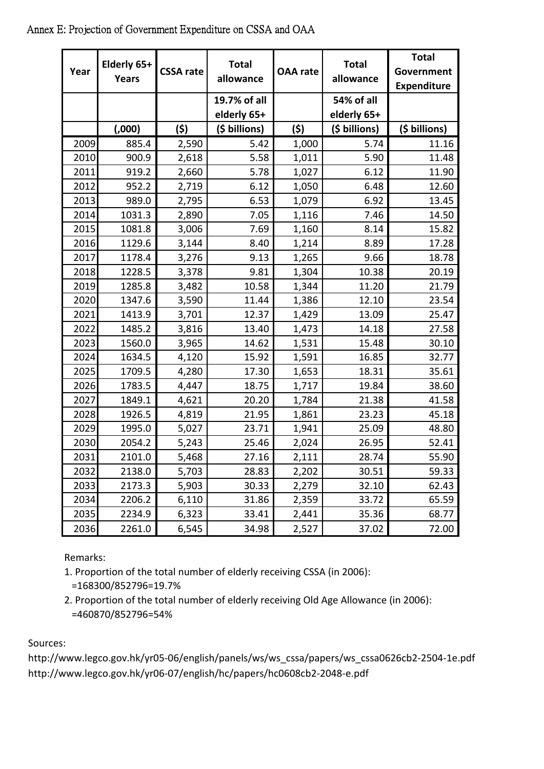Annex E: Projection of Government Expenditure on CSSA and OAA

| Year | Elderly 65+ Years | CSSA rate | Total allowance | OAA rate | Total allowance | Total Government Expenditure |
|---|---|---|---|---|---|---|
| | | | 19.7% of all elderly 65+ | | 54% of all elderly 65+ | |
| | (,000) | ($) | ($ billions) | ($) | ($ billions) | ($ billions) |
| 2009 | 885.4 | 2,590 | 5.42 | 1,000 | 5.74 | 11.16 |
| 2010 | 900.9 | 2,618 | 5.58 | 1,011 | 5.90 | 11.48 |
| 2011 | 919.2 | 2,660 | 5.78 | 1,027 | 6.12 | 11.90 |
| 2012 | 952.2 | 2,719 | 6.12 | 1,050 | 6.48 | 12.60 |
| 2013 | 989.0 | 2,795 | 6.53 | 1,079 | 6.92 | 13.45 |
| 2014 | 1031.3 | 2,890 | 7.05 | 1,116 | 7.46 | 14.50 |
| 2015 | 1081.8 | 3,006 | 7.69 | 1,160 | 8.14 | 15.82 |
| 2016 | 1129.6 | 3,144 | 8.40 | 1,214 | 8.89 | 17.28 |
| 2017 | 1178.4 | 3,276 | 9.13 | 1,265 | 9.66 | 18.78 |
| 2018 | 1228.5 | 3,378 | 9.81 | 1,304 | 10.38 | 20.19 |
| 2019 | 1285.8 | 3,482 | 10.58 | 1,344 | 11.20 | 21.79 |
| 2020 | 1347.6 | 3,590 | 11.44 | 1,386 | 12.10 | 23.54 |
| 2021 | 1413.9 | 3,701 | 12.37 | 1,429 | 13.09 | 25.47 |
| 2022 | 1485.2 | 3,816 | 13.40 | 1,473 | 14.18 | 27.58 |
| 2023 | 1560.0 | 3,965 | 14.62 | 1,531 | 15.48 | 30.10 |
| 2024 | 1634.5 | 4,120 | 15.92 | 1,591 | 16.85 | 32.77 |
| 2025 | 1709.5 | 4,280 | 17.30 | 1,653 | 18.31 | 35.61 |
| 2026 | 1783.5 | 4,447 | 18.75 | 1,717 | 19.84 | 38.60 |
| 2027 | 1849.1 | 4,621 | 20.20 | 1,784 | 21.38 | 41.58 |
| 2028 | 1926.5 | 4,819 | 21.95 | 1,861 | 23.23 | 45.18 |
| 2029 | 1995.0 | 5,027 | 23.71 | 1,941 | 25.09 | 48.80 |
| 2030 | 2054.2 | 5,243 | 25.46 | 2,024 | 26.95 | 52.41 |
| 2031 | 2101.0 | 5,468 | 27.16 | 2,111 | 28.74 | 55.90 |
| 2032 | 2138.0 | 5,703 | 28.83 | 2,202 | 30.51 | 59.33 |
| 2033 | 2173.3 | 5,903 | 30.33 | 2,279 | 32.10 | 62.43 |
| 2034 | 2206.2 | 6,110 | 31.86 | 2,359 | 33.72 | 65.59 |
| 2035 | 2234.9 | 6,323 | 33.41 | 2,441 | 35.36 | 68.77 |
| 2036 | 2261.0 | 6,545 | 34.98 | 2,527 | 37.02 | 72.00 |

Remarks:

1. Proportion of the total number of elderly receiving CSSA (in 2006): =168300/852796=19.7%
2. Proportion of the total number of elderly receiving Old Age Allowance (in 2006): =460870/852796=54%

Sources:

http://www.legco.gov.hk/yr05-06/english/panels/ws/ws_cssa/papers/ws_cssa0626cb2-2504-1e.pdf
http://www.legco.gov.hk/yr06-07/english/hc/papers/hc0608cb2-2048-e.pdf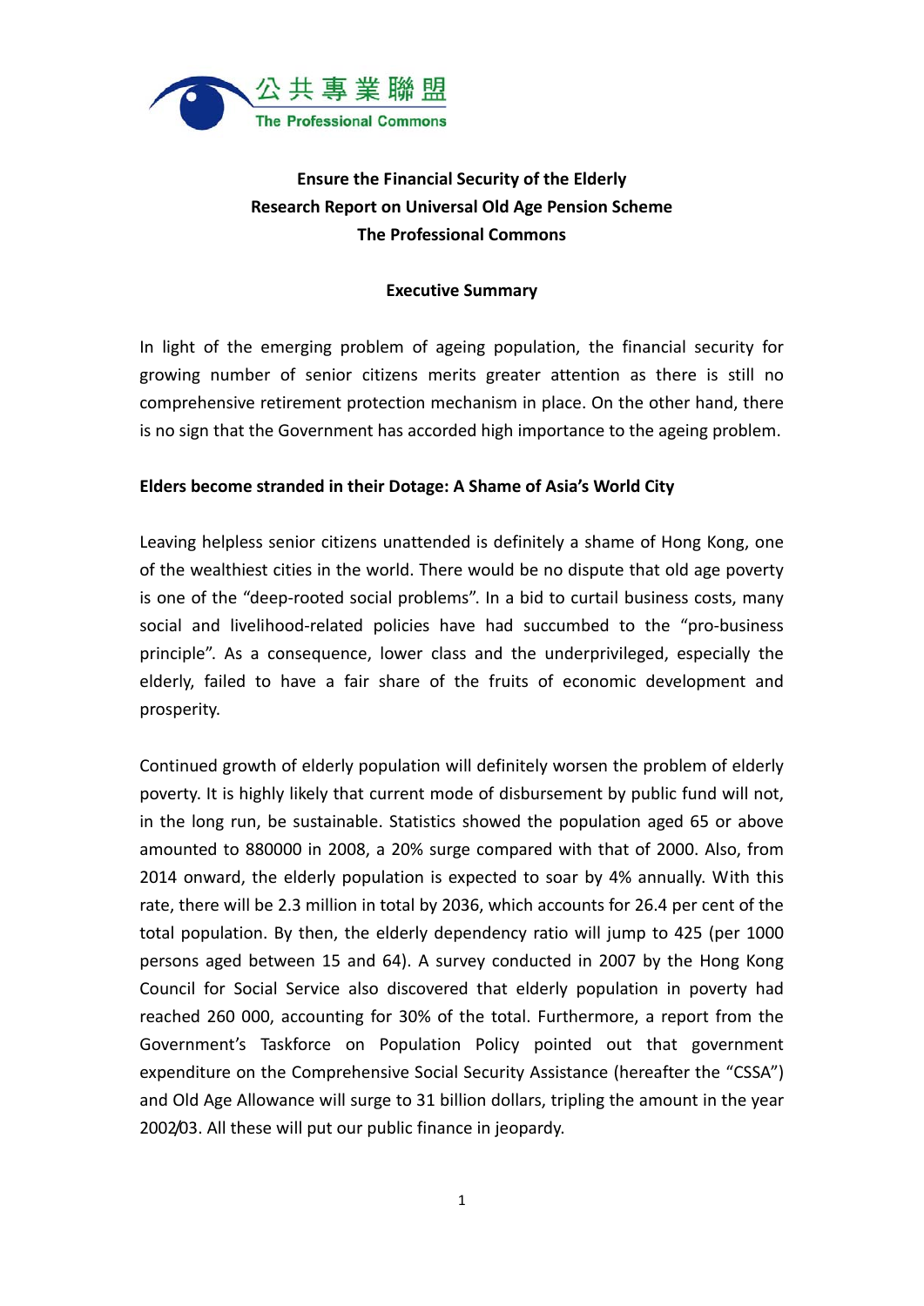公共專業聯盟
The Professional Commons

**Ensure the Financial Security of the Elderly**
**Research Report on Universal Old Age Pension Scheme**
**The Professional Commons**

**Executive Summary**

In light of the emerging problem of ageing population, the financial security for growing number of senior citizens merits greater attention as there is still no comprehensive retirement protection mechanism in place. On the other hand, there is no sign that the Government has accorded high importance to the ageing problem.

**Elders become stranded in their Dotage: A Shame of Asia's World City**

Leaving helpless senior citizens unattended is definitely a shame of Hong Kong, one of the wealthiest cities in the world. There would be no dispute that old age poverty is one of the "deep-rooted social problems". In a bid to curtail business costs, many social and livelihood-related policies have had succumbed to the "pro-business principle". As a consequence, lower class and the underprivileged, especially the elderly, failed to have a fair share of the fruits of economic development and prosperity.

Continued growth of elderly population will definitely worsen the problem of elderly poverty. It is highly likely that current mode of disbursement by public fund will not, in the long run, be sustainable. Statistics showed the population aged 65 or above amounted to 880000 in 2008, a 20% surge compared with that of 2000. Also, from 2014 onward, the elderly population is expected to soar by 4% annually. With this rate, there will be 2.3 million in total by 2036, which accounts for 26.4 per cent of the total population. By then, the elderly dependency ratio will jump to 425 (per 1000 persons aged between 15 and 64). A survey conducted in 2007 by the Hong Kong Council for Social Service also discovered that elderly population in poverty had reached 260 000, accounting for 30% of the total. Furthermore, a report from the Government's Taskforce on Population Policy pointed out that government expenditure on the Comprehensive Social Security Assistance (hereafter the "CSSA") and Old Age Allowance will surge to 31 billion dollars, tripling the amount in the year 2002/03. All these will put our public finance in jeopardy.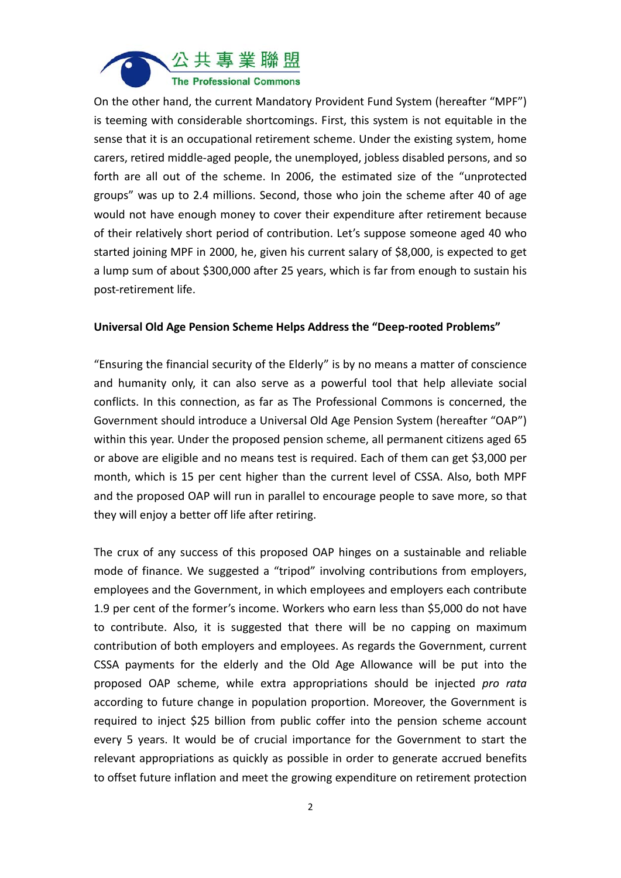On the other hand, the current Mandatory Provident Fund System (hereafter "MPF") is teeming with considerable shortcomings. First, this system is not equitable in the sense that it is an occupational retirement scheme. Under the existing system, home carers, retired middle-aged people, the unemployed, jobless disabled persons, and so forth are all out of the scheme. In 2006, the estimated size of the "unprotected groups" was up to 2.4 millions. Second, those who join the scheme after 40 of age would not have enough money to cover their expenditure after retirement because of their relatively short period of contribution. Let's suppose someone aged 40 who started joining MPF in 2000, he, given his current salary of $8,000, is expected to get a lump sum of about $300,000 after 25 years, which is far from enough to sustain his post-retirement life.

**Universal Old Age Pension Scheme Helps Address the "Deep-rooted Problems"**

"Ensuring the financial security of the Elderly" is by no means a matter of conscience and humanity only, it can also serve as a powerful tool that help alleviate social conflicts. In this connection, as far as The Professional Commons is concerned, the Government should introduce a Universal Old Age Pension System (hereafter "OAP") within this year. Under the proposed pension scheme, all permanent citizens aged 65 or above are eligible and no means test is required. Each of them can get $3,000 per month, which is 15 per cent higher than the current level of CSSA. Also, both MPF and the proposed OAP will run in parallel to encourage people to save more, so that they will enjoy a better off life after retiring.

The crux of any success of this proposed OAP hinges on a sustainable and reliable mode of finance. We suggested a "tripod" involving contributions from employers, employees and the Government, in which employees and employers each contribute 1.9 per cent of the former's income. Workers who earn less than $5,000 do not have to contribute. Also, it is suggested that there will be no capping on maximum contribution of both employers and employees. As regards the Government, current CSSA payments for the elderly and the Old Age Allowance will be put into the proposed OAP scheme, while extra appropriations should be injected *pro rata* according to future change in population proportion. Moreover, the Government is required to inject $25 billion from public coffer into the pension scheme account every 5 years. It would be of crucial importance for the Government to start the relevant appropriations as quickly as possible in order to generate accrued benefits to offset future inflation and meet the growing expenditure on retirement protection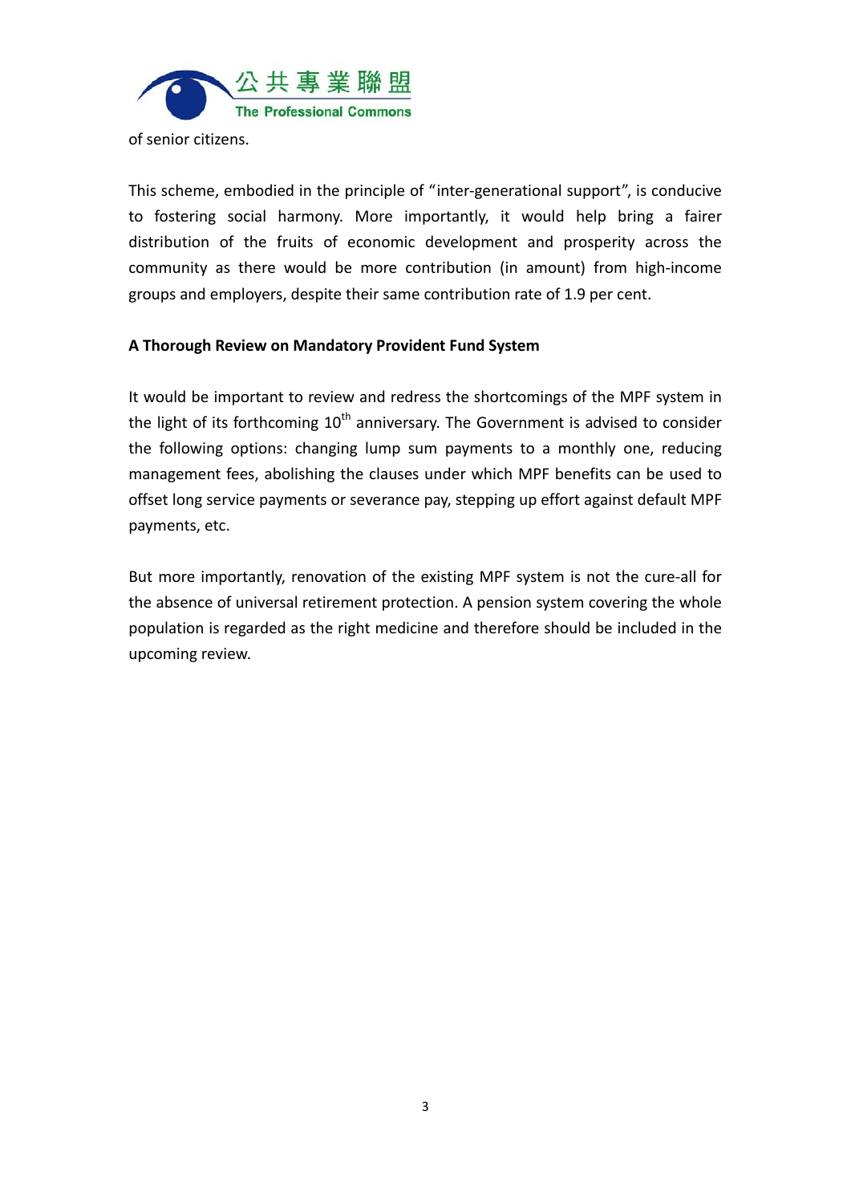of senior citizens.

This scheme, embodied in the principle of "inter-generational support", is conducive to fostering social harmony. More importantly, it would help bring a fairer distribution of the fruits of economic development and prosperity across the community as there would be more contribution (in amount) from high-income groups and employers, despite their same contribution rate of 1.9 per cent.

**A Thorough Review on Mandatory Provident Fund System**

It would be important to review and redress the shortcomings of the MPF system in the light of its forthcoming 10th anniversary. The Government is advised to consider the following options: changing lump sum payments to a monthly one, reducing management fees, abolishing the clauses under which MPF benefits can be used to offset long service payments or severance pay, stepping up effort against default MPF payments, etc.

But more importantly, renovation of the existing MPF system is not the cure-all for the absence of universal retirement protection. A pension system covering the whole population is regarded as the right medicine and therefore should be included in the upcoming review.